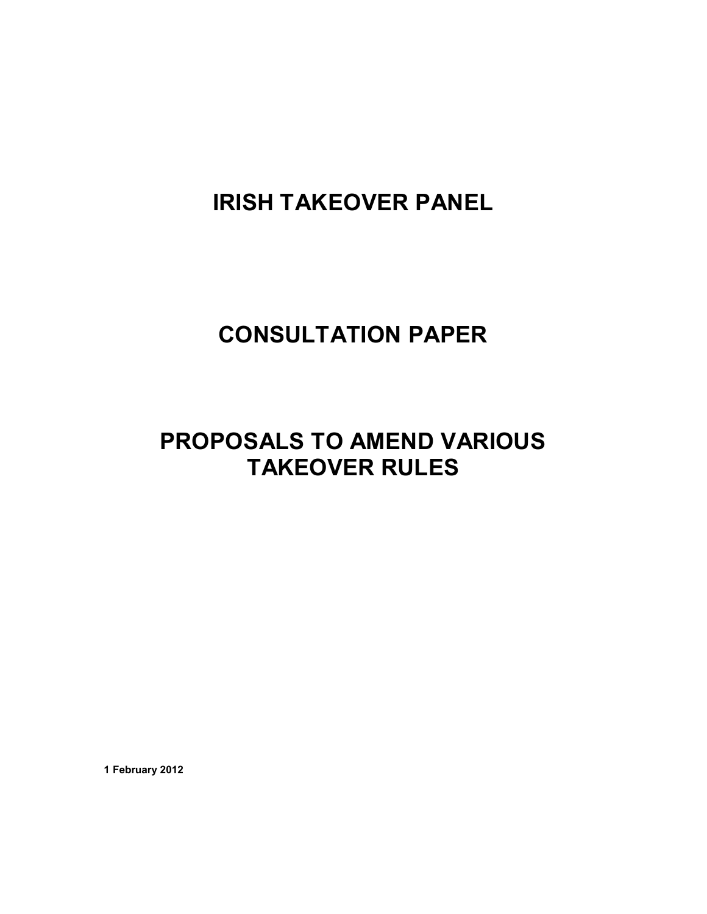# IRISH TAKEOVER PANEL

# CONSULTATION PAPER

# PROPOSALS TO AMEND VARIOUS TAKEOVER RULES

**1 February 2012**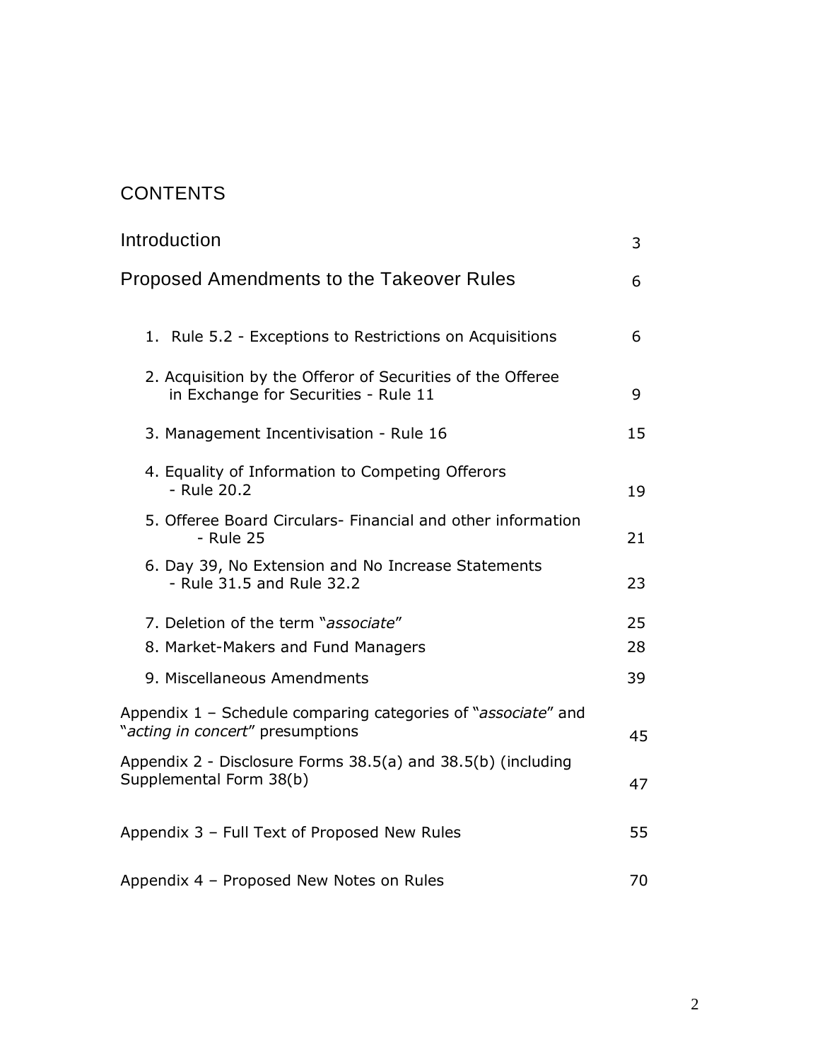# CONTENTS

| | |
|---|---|
| Introduction | 3 |
| Proposed Amendments to the Takeover Rules | 6 |
| 1. Rule 5.2 - Exceptions to Restrictions on Acquisitions | 6 |
| 2. Acquisition by the Offeror of Securities of the Offeree in Exchange for Securities - Rule 11 | 9 |
| 3. Management Incentivisation - Rule 16 | 15 |
| 4. Equality of Information to Competing Offerors - Rule 20.2 | 19 |
| 5. Offeree Board Circulars- Financial and other information - Rule 25 | 21 |
| 6. Day 39, No Extension and No Increase Statements - Rule 31.5 and Rule 32.2 | 23 |
| 7. Deletion of the term "*associate*" | 25 |
| 8. Market-Makers and Fund Managers | 28 |
| 9. Miscellaneous Amendments | 39 |
| Appendix 1 – Schedule comparing categories of "*associate*" and "*acting in concert*" presumptions | 45 |
| Appendix 2 - Disclosure Forms 38.5(a) and 38.5(b) (including Supplemental Form 38(b) | 47 |
| Appendix 3 – Full Text of Proposed New Rules | 55 |
| Appendix 4 – Proposed New Notes on Rules | 70 |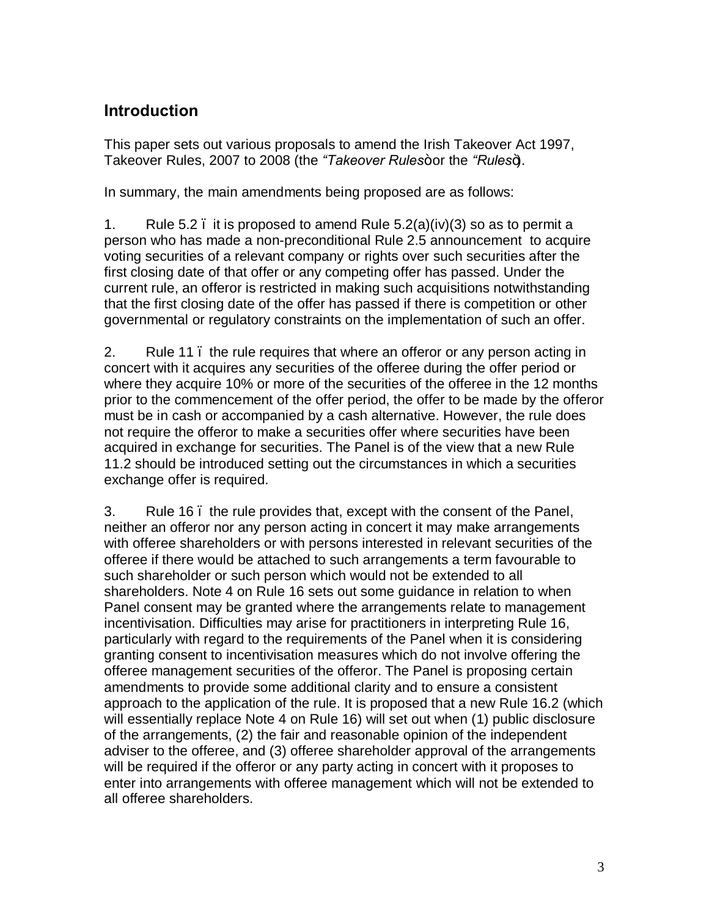## Introduction

This paper sets out various proposals to amend the Irish Takeover Act 1997, Takeover Rules, 2007 to 2008 (the *"Takeover Rules"* or the *"Rules"*).

In summary, the main amendments being proposed are as follows:

1. Rule 5.2 – it is proposed to amend Rule 5.2(a)(iv)(3) so as to permit a person who has made a non-preconditional Rule 2.5 announcement to acquire voting securities of a relevant company or rights over such securities after the first closing date of that offer or any competing offer has passed. Under the current rule, an offeror is restricted in making such acquisitions notwithstanding that the first closing date of the offer has passed if there is competition or other governmental or regulatory constraints on the implementation of such an offer.

2. Rule 11 – the rule requires that where an offeror or any person acting in concert with it acquires any securities of the offeree during the offer period or where they acquire 10% or more of the securities of the offeree in the 12 months prior to the commencement of the offer period, the offer to be made by the offeror must be in cash or accompanied by a cash alternative. However, the rule does not require the offeror to make a securities offer where securities have been acquired in exchange for securities. The Panel is of the view that a new Rule 11.2 should be introduced setting out the circumstances in which a securities exchange offer is required.

3. Rule 16 – the rule provides that, except with the consent of the Panel, neither an offeror nor any person acting in concert it may make arrangements with offeree shareholders or with persons interested in relevant securities of the offeree if there would be attached to such arrangements a term favourable to such shareholder or such person which would not be extended to all shareholders. Note 4 on Rule 16 sets out some guidance in relation to when Panel consent may be granted where the arrangements relate to management incentivisation. Difficulties may arise for practitioners in interpreting Rule 16, particularly with regard to the requirements of the Panel when it is considering granting consent to incentivisation measures which do not involve offering the offeree management securities of the offeror. The Panel is proposing certain amendments to provide some additional clarity and to ensure a consistent approach to the application of the rule. It is proposed that a new Rule 16.2 (which will essentially replace Note 4 on Rule 16) will set out when (1) public disclosure of the arrangements, (2) the fair and reasonable opinion of the independent adviser to the offeree, and (3) offeree shareholder approval of the arrangements will be required if the offeror or any party acting in concert with it proposes to enter into arrangements with offeree management which will not be extended to all offeree shareholders.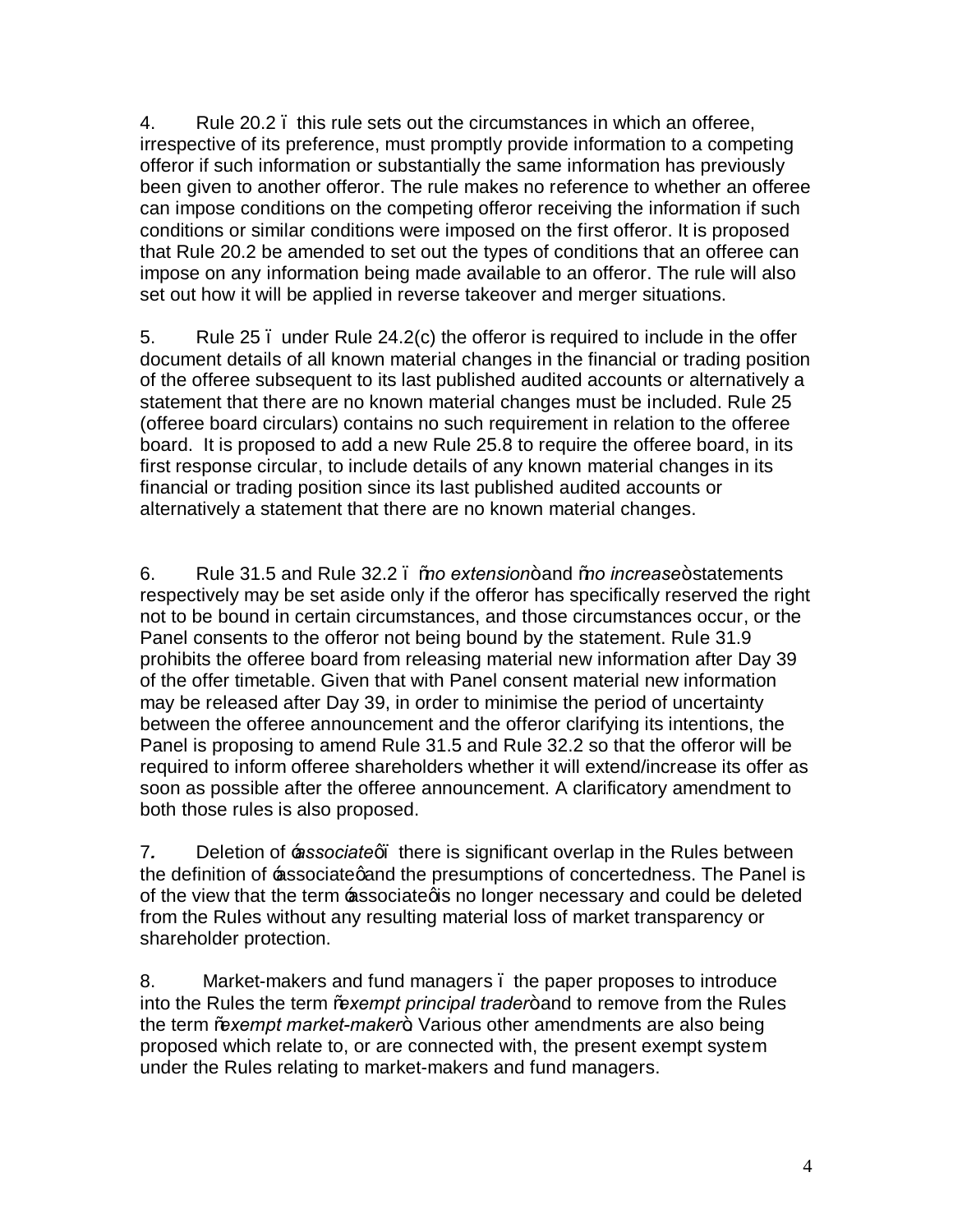4. Rule 20.2 – this rule sets out the circumstances in which an offeree, irrespective of its preference, must promptly provide information to a competing offeror if such information or substantially the same information has previously been given to another offeror. The rule makes no reference to whether an offeree can impose conditions on the competing offeror receiving the information if such conditions or similar conditions were imposed on the first offeror. It is proposed that Rule 20.2 be amended to set out the types of conditions that an offeree can impose on any information being made available to an offeror. The rule will also set out how it will be applied in reverse takeover and merger situations.

5. Rule 25 – under Rule 24.2(c) the offeror is required to include in the offer document details of all known material changes in the financial or trading position of the offeree subsequent to its last published audited accounts or alternatively a statement that there are no known material changes must be included. Rule 25 (offeree board circulars) contains no such requirement in relation to the offeree board. It is proposed to add a new Rule 25.8 to require the offeree board, in its first response circular, to include details of any known material changes in its financial or trading position since its last published audited accounts or alternatively a statement that there are no known material changes.

6. Rule 31.5 and Rule 32.2 – "*no extension*" and "*no increase*" statements respectively may be set aside only if the offeror has specifically reserved the right not to be bound in certain circumstances, and those circumstances occur, or the Panel consents to the offeror not being bound by the statement. Rule 31.9 prohibits the offeree board from releasing material new information after Day 39 of the offer timetable. Given that with Panel consent material new information may be released after Day 39, in order to minimise the period of uncertainty between the offeree announcement and the offeror clarifying its intentions, the Panel is proposing to amend Rule 31.5 and Rule 32.2 so that the offeror will be required to inform offeree shareholders whether it will extend/increase its offer as soon as possible after the offeree announcement. A clarificatory amendment to both those rules is also proposed.

7. Deletion of '*associate*' – there is significant overlap in the Rules between the definition of 'associate' and the presumptions of concertedness. The Panel is of the view that the term 'associate' is no longer necessary and could be deleted from the Rules without any resulting material loss of market transparency or shareholder protection.

8. Market-makers and fund managers – the paper proposes to introduce into the Rules the term "*exempt principal trader*" and to remove from the Rules the term "*exempt market-maker*". Various other amendments are also being proposed which relate to, or are connected with, the present exempt system under the Rules relating to market-makers and fund managers.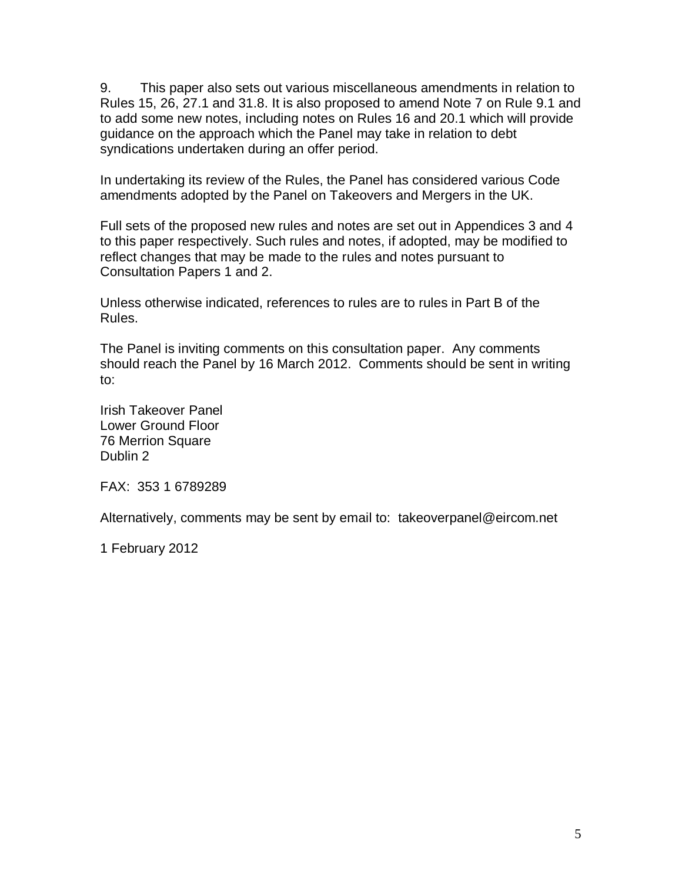9. This paper also sets out various miscellaneous amendments in relation to Rules 15, 26, 27.1 and 31.8. It is also proposed to amend Note 7 on Rule 9.1 and to add some new notes, including notes on Rules 16 and 20.1 which will provide guidance on the approach which the Panel may take in relation to debt syndications undertaken during an offer period.

In undertaking its review of the Rules, the Panel has considered various Code amendments adopted by the Panel on Takeovers and Mergers in the UK.

Full sets of the proposed new rules and notes are set out in Appendices 3 and 4 to this paper respectively. Such rules and notes, if adopted, may be modified to reflect changes that may be made to the rules and notes pursuant to Consultation Papers 1 and 2.

Unless otherwise indicated, references to rules are to rules in Part B of the Rules.

The Panel is inviting comments on this consultation paper. Any comments should reach the Panel by 16 March 2012. Comments should be sent in writing to:

Irish Takeover Panel
Lower Ground Floor
76 Merrion Square
Dublin 2

FAX: 353 1 6789289

Alternatively, comments may be sent by email to: takeoverpanel@eircom.net

1 February 2012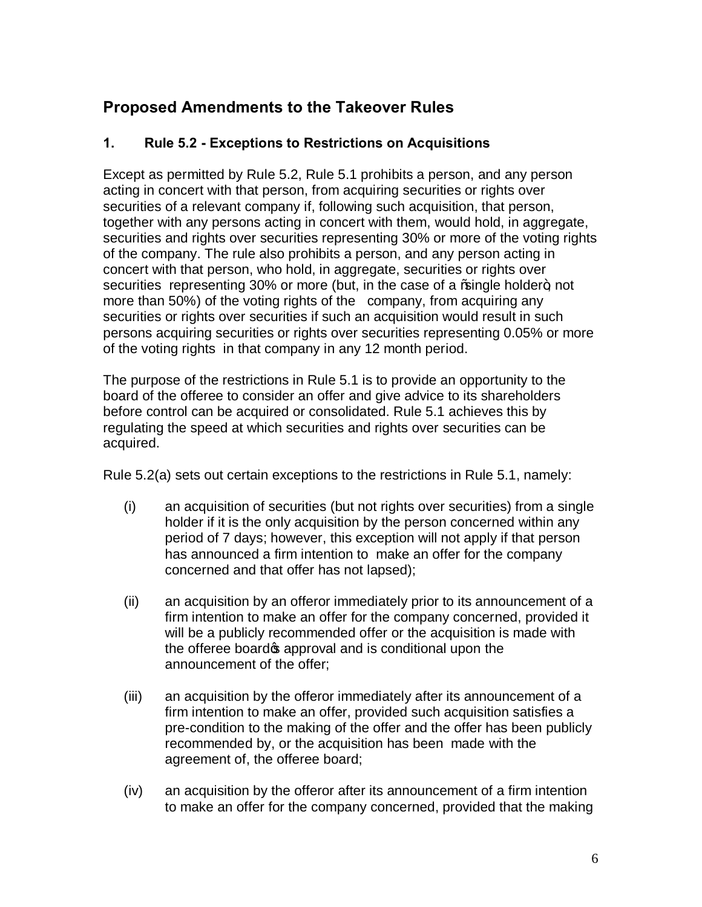## Proposed Amendments to the Takeover Rules

### 1. Rule 5.2 - Exceptions to Restrictions on Acquisitions

Except as permitted by Rule 5.2, Rule 5.1 prohibits a person, and any person acting in concert with that person, from acquiring securities or rights over securities of a relevant company if, following such acquisition, that person, together with any persons acting in concert with them, would hold, in aggregate, securities and rights over securities representing 30% or more of the voting rights of the company. The rule also prohibits a person, and any person acting in concert with that person, who hold, in aggregate, securities or rights over securities representing 30% or more (but, in the case of a "single holder", not more than 50%) of the voting rights of the company, from acquiring any securities or rights over securities if such an acquisition would result in such persons acquiring securities or rights over securities representing 0.05% or more of the voting rights in that company in any 12 month period.

The purpose of the restrictions in Rule 5.1 is to provide an opportunity to the board of the offeree to consider an offer and give advice to its shareholders before control can be acquired or consolidated. Rule 5.1 achieves this by regulating the speed at which securities and rights over securities can be acquired.

Rule 5.2(a) sets out certain exceptions to the restrictions in Rule 5.1, namely:

(i) an acquisition of securities (but not rights over securities) from a single holder if it is the only acquisition by the person concerned within any period of 7 days; however, this exception will not apply if that person has announced a firm intention to make an offer for the company concerned and that offer has not lapsed);

(ii) an acquisition by an offeror immediately prior to its announcement of a firm intention to make an offer for the company concerned, provided it will be a publicly recommended offer or the acquisition is made with the offeree board's approval and is conditional upon the announcement of the offer;

(iii) an acquisition by the offeror immediately after its announcement of a firm intention to make an offer, provided such acquisition satisfies a pre-condition to the making of the offer and the offer has been publicly recommended by, or the acquisition has been made with the agreement of, the offeree board;

(iv) an acquisition by the offeror after its announcement of a firm intention to make an offer for the company concerned, provided that the making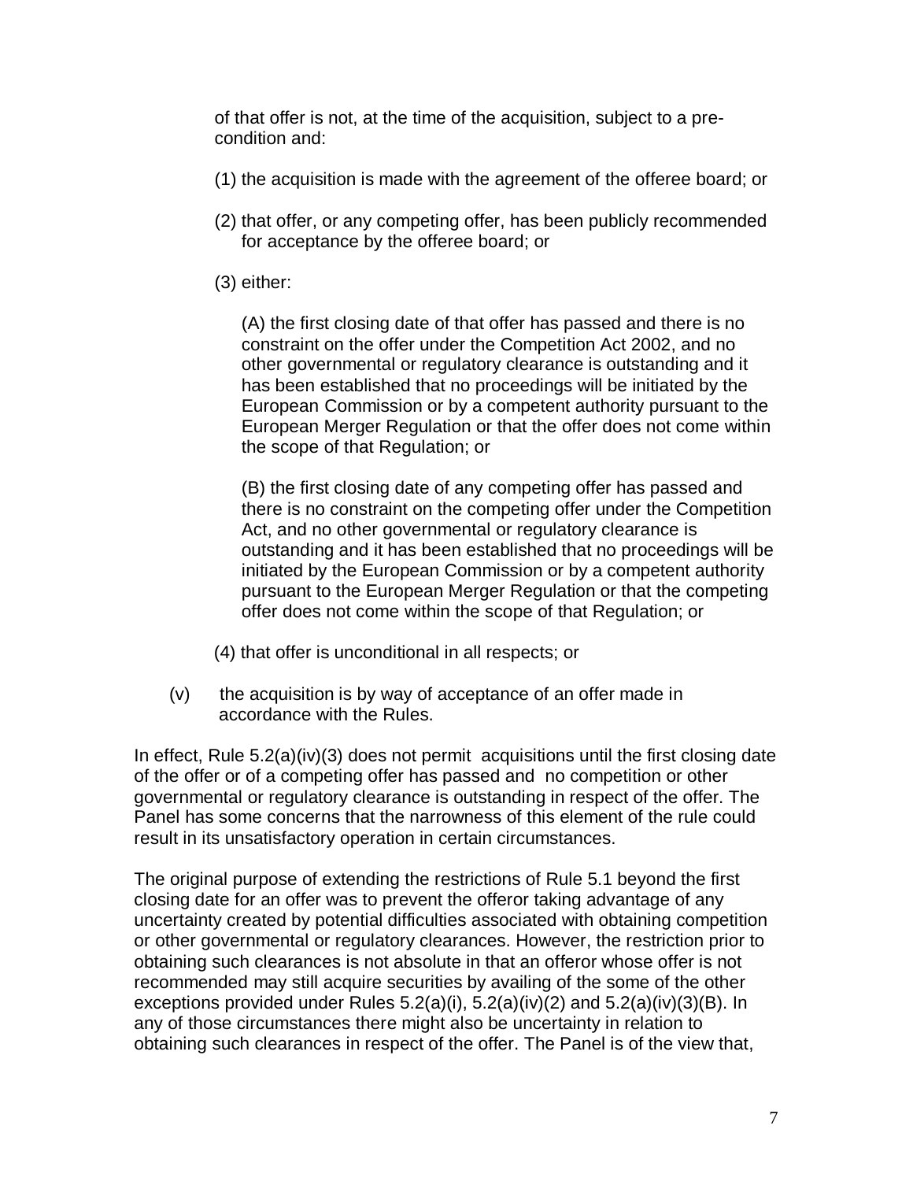of that offer is not, at the time of the acquisition, subject to a pre-condition and:

(1) the acquisition is made with the agreement of the offeree board; or

(2) that offer, or any competing offer, has been publicly recommended for acceptance by the offeree board; or

(3) either:

(A) the first closing date of that offer has passed and there is no constraint on the offer under the Competition Act 2002, and no other governmental or regulatory clearance is outstanding and it has been established that no proceedings will be initiated by the European Commission or by a competent authority pursuant to the European Merger Regulation or that the offer does not come within the scope of that Regulation; or

(B) the first closing date of any competing offer has passed and there is no constraint on the competing offer under the Competition Act, and no other governmental or regulatory clearance is outstanding and it has been established that no proceedings will be initiated by the European Commission or by a competent authority pursuant to the European Merger Regulation or that the competing offer does not come within the scope of that Regulation; or

(4) that offer is unconditional in all respects; or

(v) the acquisition is by way of acceptance of an offer made in accordance with the Rules.

In effect, Rule 5.2(a)(iv)(3) does not permit acquisitions until the first closing date of the offer or of a competing offer has passed and no competition or other governmental or regulatory clearance is outstanding in respect of the offer. The Panel has some concerns that the narrowness of this element of the rule could result in its unsatisfactory operation in certain circumstances.

The original purpose of extending the restrictions of Rule 5.1 beyond the first closing date for an offer was to prevent the offeror taking advantage of any uncertainty created by potential difficulties associated with obtaining competition or other governmental or regulatory clearances. However, the restriction prior to obtaining such clearances is not absolute in that an offeror whose offer is not recommended may still acquire securities by availing of the some of the other exceptions provided under Rules 5.2(a)(i), 5.2(a)(iv)(2) and 5.2(a)(iv)(3)(B). In any of those circumstances there might also be uncertainty in relation to obtaining such clearances in respect of the offer. The Panel is of the view that,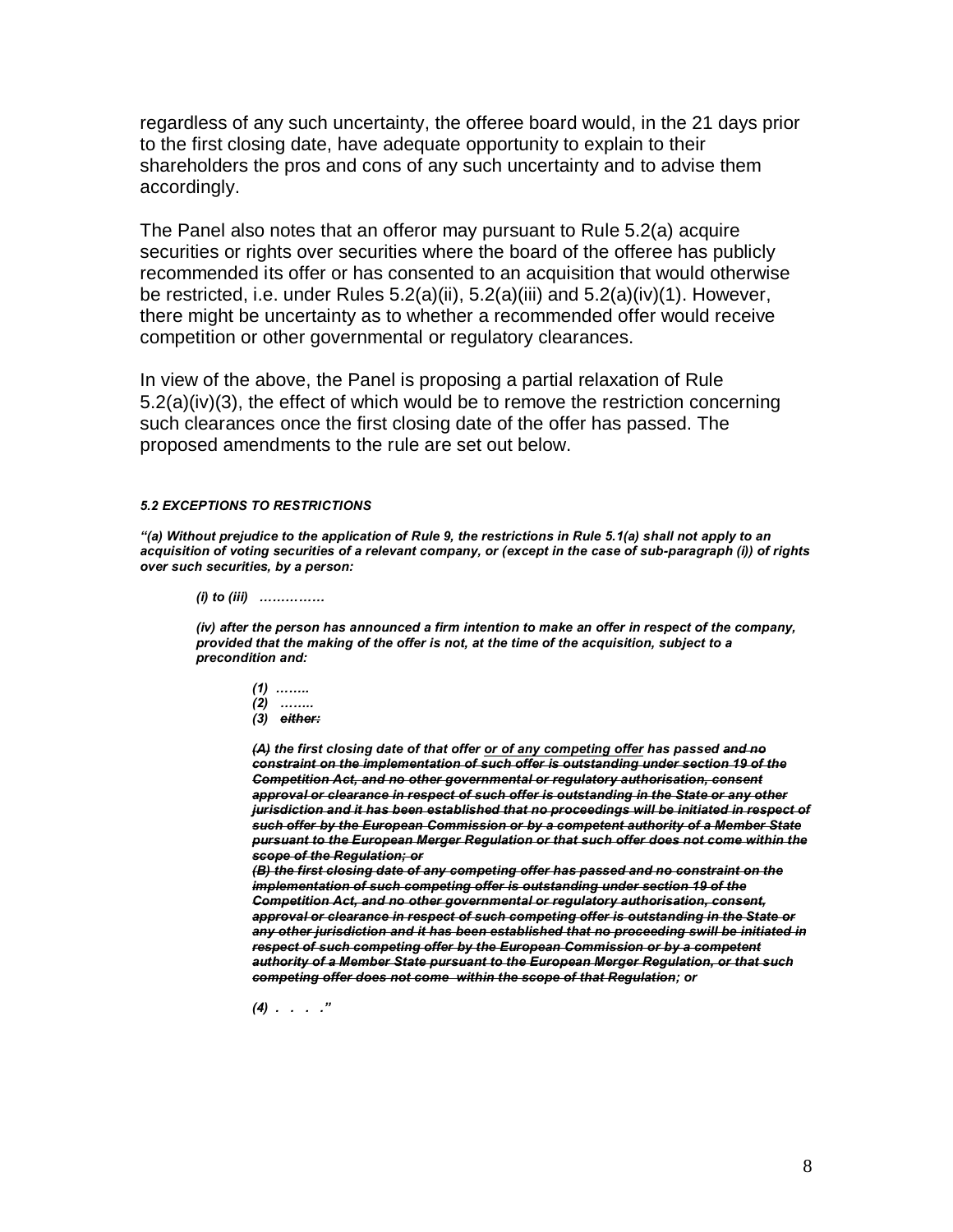regardless of any such uncertainty, the offeree board would, in the 21 days prior to the first closing date, have adequate opportunity to explain to their shareholders the pros and cons of any such uncertainty and to advise them accordingly.

The Panel also notes that an offeror may pursuant to Rule 5.2(a) acquire securities or rights over securities where the board of the offeree has publicly recommended its offer or has consented to an acquisition that would otherwise be restricted, i.e. under Rules 5.2(a)(ii), 5.2(a)(iii) and 5.2(a)(iv)(1). However, there might be uncertainty as to whether a recommended offer would receive competition or other governmental or regulatory clearances.

In view of the above, the Panel is proposing a partial relaxation of Rule 5.2(a)(iv)(3), the effect of which would be to remove the restriction concerning such clearances once the first closing date of the offer has passed. The proposed amendments to the rule are set out below.

***5.2 EXCEPTIONS TO RESTRICTIONS***

***"(a) Without prejudice to the application of Rule 9, the restrictions in Rule 5.1(a) shall not apply to an acquisition of voting securities of a relevant company, or (except in the case of sub-paragraph (i)) of rights over such securities, by a person:***

> ***(i) to (iii) ……………***
>
> ***(iv) after the person has announced a firm intention to make an offer in respect of the company, provided that the making of the offer is not, at the time of the acquisition, subject to a precondition and:***
>
> > ***(1) ……..***
> > ***(2) ……..***
> > ***(3) ~~either:~~***
> >
> > ***~~(A)~~ the first closing date of that offer <u>or of any competing offer</u> has passed ~~and no constraint on the implementation of such offer is outstanding under section 19 of the Competition Act, and no other governmental or regulatory authorisation, consent approval or clearance in respect of such offer is outstanding in the State or any other jurisdiction and it has been established that no proceedings will be initiated in respect of such offer by the European Commission or by a competent authority of a Member State pursuant to the European Merger Regulation or that such offer does not come within the scope of the Regulation; or~~***
> > ***~~(B) the first closing date of any competing offer has passed and no constraint on the implementation of such competing offer is outstanding under section 19 of the Competition Act, and no other governmental or regulatory authorisation, consent, approval or clearance in respect of such competing offer is outstanding in the State or any other jurisdiction and it has been established that no proceeding swill be initiated in respect of such competing offer by the European Commission or by a competent authority of a Member State pursuant to the European Merger Regulation, or that such competing offer does not come within the scope of that Regulation~~; or***
> >
> > ***(4) . . . ."***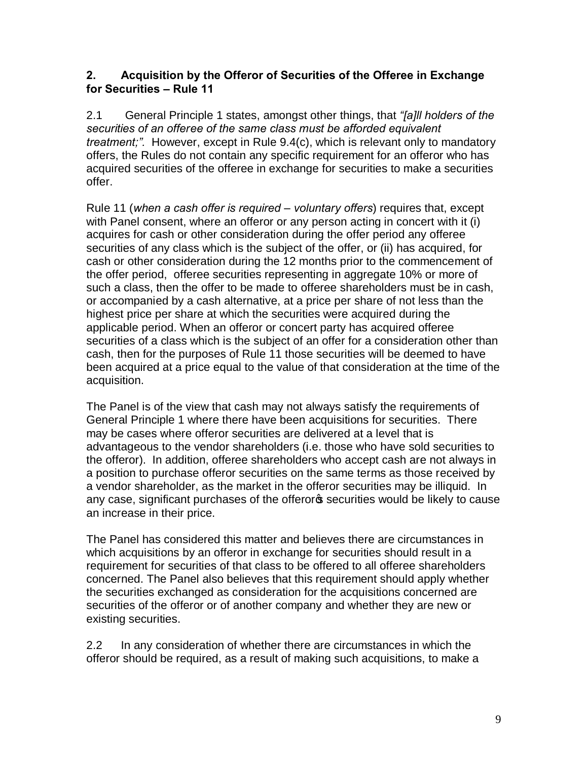## 2. Acquisition by the Offeror of Securities of the Offeree in Exchange for Securities – Rule 11

2.1 General Principle 1 states, amongst other things, that *"[a]ll holders of the securities of an offeree of the same class must be afforded equivalent treatment;".* However, except in Rule 9.4(c), which is relevant only to mandatory offers, the Rules do not contain any specific requirement for an offeror who has acquired securities of the offeree in exchange for securities to make a securities offer.

Rule 11 (*when a cash offer is required – voluntary offers*) requires that, except with Panel consent, where an offeror or any person acting in concert with it (i) acquires for cash or other consideration during the offer period any offeree securities of any class which is the subject of the offer, or (ii) has acquired, for cash or other consideration during the 12 months prior to the commencement of the offer period, offeree securities representing in aggregate 10% or more of such a class, then the offer to be made to offeree shareholders must be in cash, or accompanied by a cash alternative, at a price per share of not less than the highest price per share at which the securities were acquired during the applicable period. When an offeror or concert party has acquired offeree securities of a class which is the subject of an offer for a consideration other than cash, then for the purposes of Rule 11 those securities will be deemed to have been acquired at a price equal to the value of that consideration at the time of the acquisition.

The Panel is of the view that cash may not always satisfy the requirements of General Principle 1 where there have been acquisitions for securities. There may be cases where offeror securities are delivered at a level that is advantageous to the vendor shareholders (i.e. those who have sold securities to the offeror). In addition, offeree shareholders who accept cash are not always in a position to purchase offeror securities on the same terms as those received by a vendor shareholder, as the market in the offeror securities may be illiquid. In any case, significant purchases of the offeror's securities would be likely to cause an increase in their price.

The Panel has considered this matter and believes there are circumstances in which acquisitions by an offeror in exchange for securities should result in a requirement for securities of that class to be offered to all offeree shareholders concerned. The Panel also believes that this requirement should apply whether the securities exchanged as consideration for the acquisitions concerned are securities of the offeror or of another company and whether they are new or existing securities.

2.2 In any consideration of whether there are circumstances in which the offeror should be required, as a result of making such acquisitions, to make a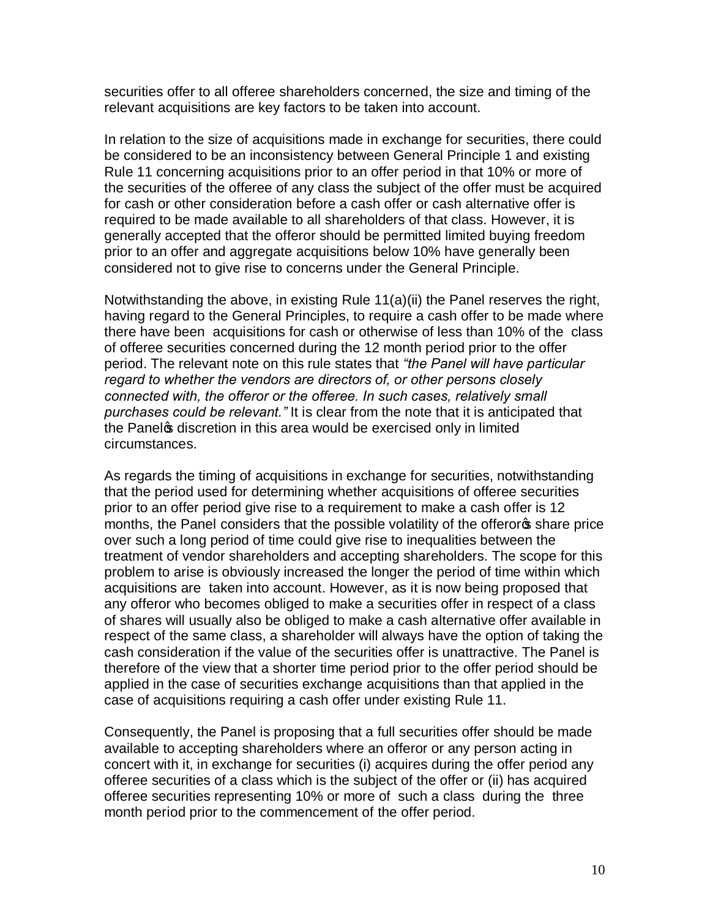securities offer to all offeree shareholders concerned, the size and timing of the relevant acquisitions are key factors to be taken into account.

In relation to the size of acquisitions made in exchange for securities, there could be considered to be an inconsistency between General Principle 1 and existing Rule 11 concerning acquisitions prior to an offer period in that 10% or more of the securities of the offeree of any class the subject of the offer must be acquired for cash or other consideration before a cash offer or cash alternative offer is required to be made available to all shareholders of that class. However, it is generally accepted that the offeror should be permitted limited buying freedom prior to an offer and aggregate acquisitions below 10% have generally been considered not to give rise to concerns under the General Principle.

Notwithstanding the above, in existing Rule 11(a)(ii) the Panel reserves the right, having regard to the General Principles, to require a cash offer to be made where there have been acquisitions for cash or otherwise of less than 10% of the class of offeree securities concerned during the 12 month period prior to the offer period. The relevant note on this rule states that *"the Panel will have particular regard to whether the vendors are directors of, or other persons closely connected with, the offeror or the offeree. In such cases, relatively small purchases could be relevant."* It is clear from the note that it is anticipated that the Panel's discretion in this area would be exercised only in limited circumstances.

As regards the timing of acquisitions in exchange for securities, notwithstanding that the period used for determining whether acquisitions of offeree securities prior to an offer period give rise to a requirement to make a cash offer is 12 months, the Panel considers that the possible volatility of the offeror's share price over such a long period of time could give rise to inequalities between the treatment of vendor shareholders and accepting shareholders. The scope for this problem to arise is obviously increased the longer the period of time within which acquisitions are taken into account. However, as it is now being proposed that any offeror who becomes obliged to make a securities offer in respect of a class of shares will usually also be obliged to make a cash alternative offer available in respect of the same class, a shareholder will always have the option of taking the cash consideration if the value of the securities offer is unattractive. The Panel is therefore of the view that a shorter time period prior to the offer period should be applied in the case of securities exchange acquisitions than that applied in the case of acquisitions requiring a cash offer under existing Rule 11.

Consequently, the Panel is proposing that a full securities offer should be made available to accepting shareholders where an offeror or any person acting in concert with it, in exchange for securities (i) acquires during the offer period any offeree securities of a class which is the subject of the offer or (ii) has acquired offeree securities representing 10% or more of such a class during the three month period prior to the commencement of the offer period.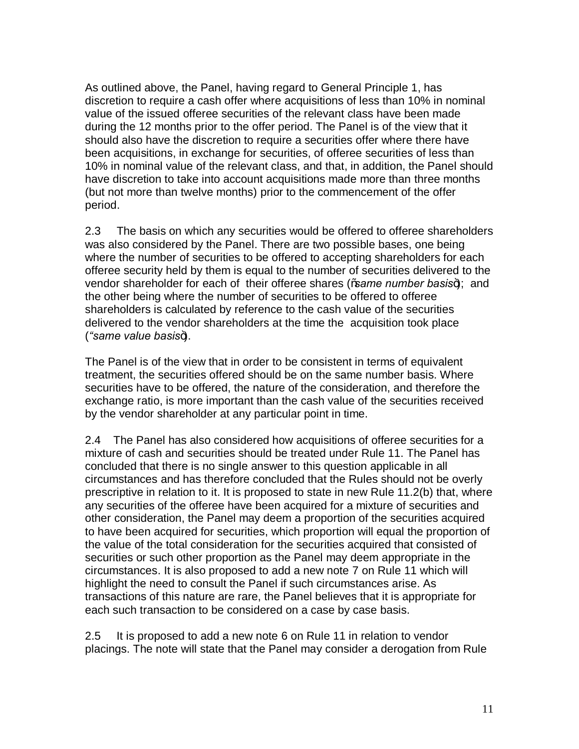As outlined above, the Panel, having regard to General Principle 1, has discretion to require a cash offer where acquisitions of less than 10% in nominal value of the issued offeree securities of the relevant class have been made during the 12 months prior to the offer period. The Panel is of the view that it should also have the discretion to require a securities offer where there have been acquisitions, in exchange for securities, of offeree securities of less than 10% in nominal value of the relevant class, and that, in addition, the Panel should have discretion to take into account acquisitions made more than three months (but not more than twelve months) prior to the commencement of the offer period.

2.3 The basis on which any securities would be offered to offeree shareholders was also considered by the Panel. There are two possible bases, one being where the number of securities to be offered to accepting shareholders for each offeree security held by them is equal to the number of securities delivered to the vendor shareholder for each of their offeree shares ("*same number basis*"); and the other being where the number of securities to be offered to offeree shareholders is calculated by reference to the cash value of the securities delivered to the vendor shareholders at the time the acquisition took place (*"same value basis"*).

The Panel is of the view that in order to be consistent in terms of equivalent treatment, the securities offered should be on the same number basis. Where securities have to be offered, the nature of the consideration, and therefore the exchange ratio, is more important than the cash value of the securities received by the vendor shareholder at any particular point in time.

2.4 The Panel has also considered how acquisitions of offeree securities for a mixture of cash and securities should be treated under Rule 11. The Panel has concluded that there is no single answer to this question applicable in all circumstances and has therefore concluded that the Rules should not be overly prescriptive in relation to it. It is proposed to state in new Rule 11.2(b) that, where any securities of the offeree have been acquired for a mixture of securities and other consideration, the Panel may deem a proportion of the securities acquired to have been acquired for securities, which proportion will equal the proportion of the value of the total consideration for the securities acquired that consisted of securities or such other proportion as the Panel may deem appropriate in the circumstances. It is also proposed to add a new note 7 on Rule 11 which will highlight the need to consult the Panel if such circumstances arise. As transactions of this nature are rare, the Panel believes that it is appropriate for each such transaction to be considered on a case by case basis.

2.5 It is proposed to add a new note 6 on Rule 11 in relation to vendor placings. The note will state that the Panel may consider a derogation from Rule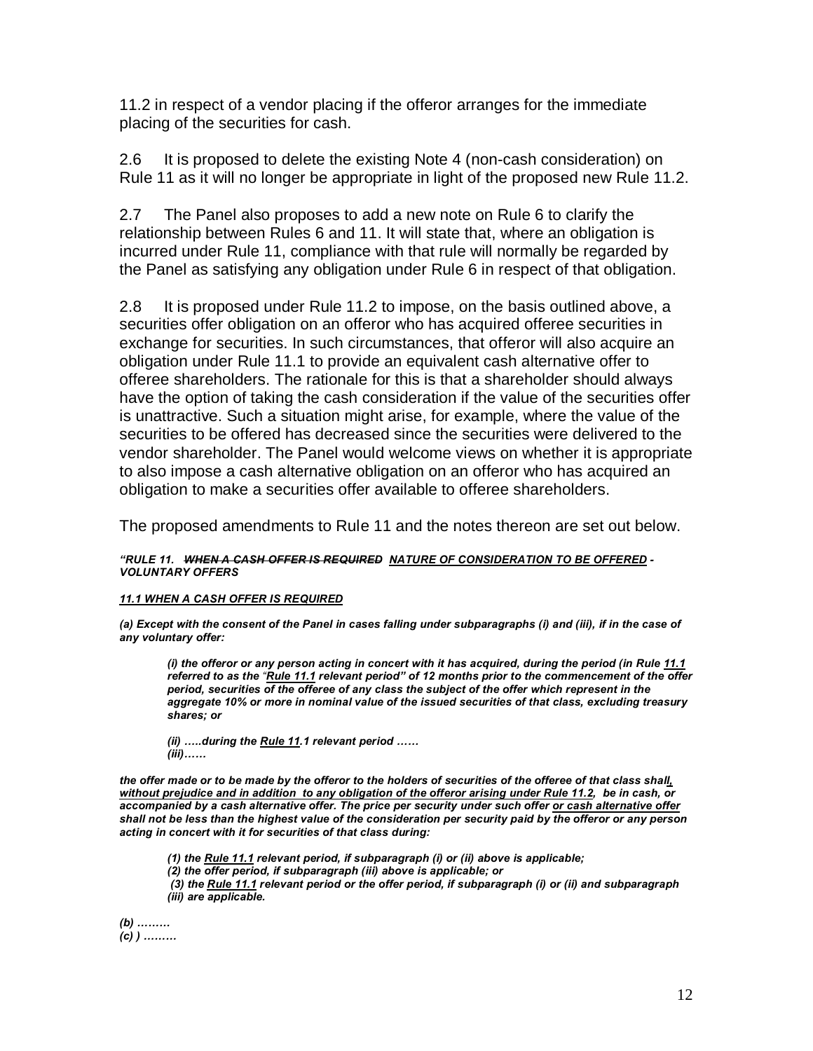11.2 in respect of a vendor placing if the offeror arranges for the immediate placing of the securities for cash.

2.6 It is proposed to delete the existing Note 4 (non-cash consideration) on Rule 11 as it will no longer be appropriate in light of the proposed new Rule 11.2.

2.7 The Panel also proposes to add a new note on Rule 6 to clarify the relationship between Rules 6 and 11. It will state that, where an obligation is incurred under Rule 11, compliance with that rule will normally be regarded by the Panel as satisfying any obligation under Rule 6 in respect of that obligation.

2.8 It is proposed under Rule 11.2 to impose, on the basis outlined above, a securities offer obligation on an offeror who has acquired offeree securities in exchange for securities. In such circumstances, that offeror will also acquire an obligation under Rule 11.1 to provide an equivalent cash alternative offer to offeree shareholders. The rationale for this is that a shareholder should always have the option of taking the cash consideration if the value of the securities offer is unattractive. Such a situation might arise, for example, where the value of the securities to be offered has decreased since the securities were delivered to the vendor shareholder. The Panel would welcome views on whether it is appropriate to also impose a cash alternative obligation on an offeror who has acquired an obligation to make a securities offer available to offeree shareholders.

The proposed amendments to Rule 11 and the notes thereon are set out below.

***"RULE 11. ~~WHEN A CASH OFFER IS REQUIRED~~ <u>NATURE OF CONSIDERATION TO BE OFFERED</u> - VOLUNTARY OFFERS***

***<u>11.1 WHEN A CASH OFFER IS REQUIRED</u>***

***(a) Except with the consent of the Panel in cases falling under subparagraphs (i) and (iii), if in the case of any voluntary offer:***

> ***(i) the offeror or any person acting in concert with it has acquired, during the period (in Rule <u>11.1</u> referred to as the "<u>Rule 11.1</u> relevant period" of 12 months prior to the commencement of the offer period, securities of the offeree of any class the subject of the offer which represent in the aggregate 10% or more in nominal value of the issued securities of that class, excluding treasury shares; or***
>
> ***(ii) …..during the <u>Rule 11</u>.1 relevant period ……***
> ***(iii)……***

***the offer made or to be made by the offeror to the holders of securities of the offeree of that class shall<u>, without prejudice and in addition to any obligation of the offeror arising under Rule 11.2</u>, be in cash, or accompanied by a cash alternative offer. The price per security under such offer <u>or cash alternative offer</u> shall not be less than the highest value of the consideration per security paid by the offeror or any person acting in concert with it for securities of that class during:***

> ***(1) the <u>Rule 11.1</u> relevant period, if subparagraph (i) or (ii) above is applicable;***
> ***(2) the offer period, if subparagraph (iii) above is applicable; or***
> ***(3) the <u>Rule 11.1</u> relevant period or the offer period, if subparagraph (i) or (ii) and subparagraph (iii) are applicable.***

***(b) ………***
***(c) ) ………***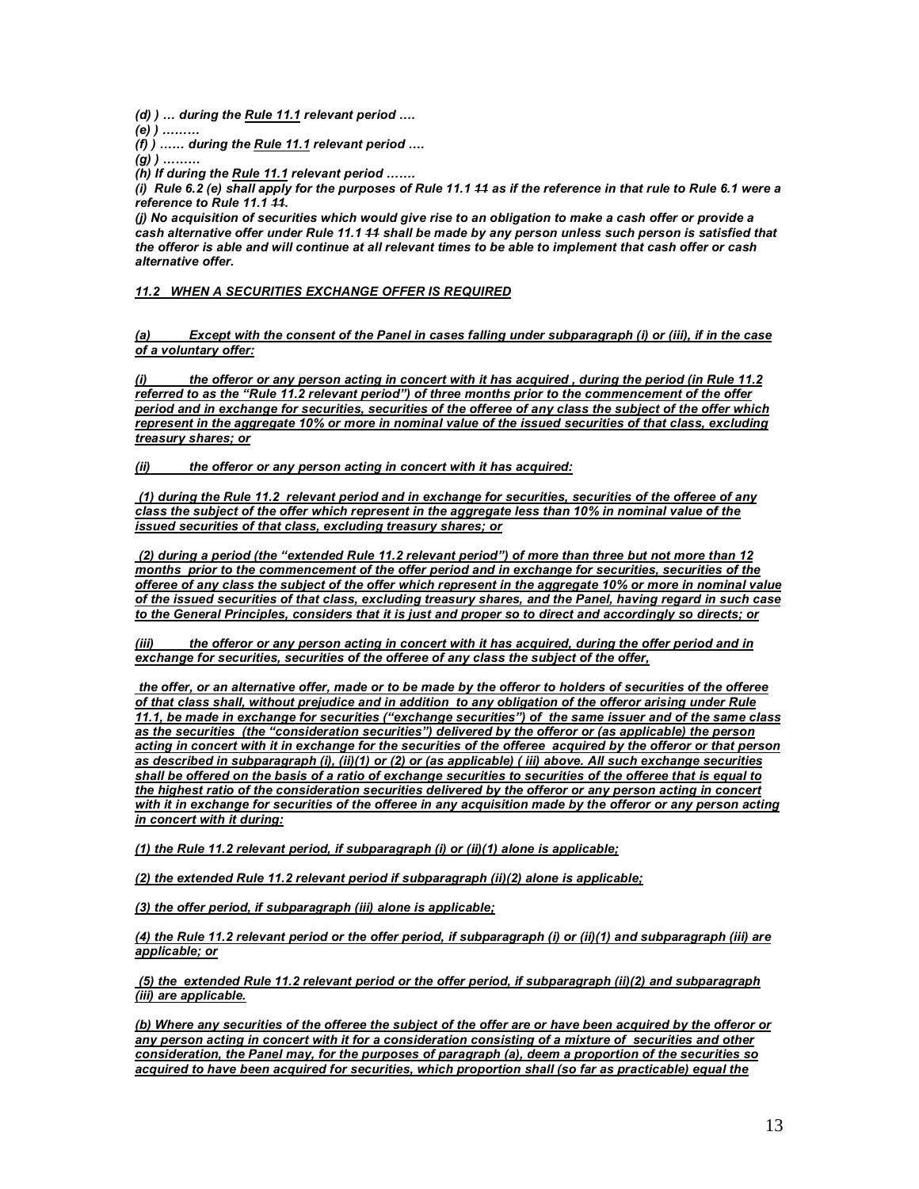*(d) ) … during the Rule 11.1 relevant period ….*

*(e) ) ………*

*(f) ) …… during the Rule 11.1 relevant period ….*

*(g) ) ………*

*(h) If during the Rule 11.1 relevant period …….*

*(i) Rule 6.2 (e) shall apply for the purposes of Rule 11.1 ~~11~~ as if the reference in that rule to Rule 6.1 were a reference to Rule 11.1 ~~11~~.*

*(j) No acquisition of securities which would give rise to an obligation to make a cash offer or provide a cash alternative offer under Rule 11.1 ~~11~~ shall be made by any person unless such person is satisfied that the offeror is able and will continue at all relevant times to be able to implement that cash offer or cash alternative offer.*

***11.2 WHEN A SECURITIES EXCHANGE OFFER IS REQUIRED***

***(a) Except with the consent of the Panel in cases falling under subparagraph (i) or (iii), if in the case of a voluntary offer:***

***(i) the offeror or any person acting in concert with it has acquired , during the period (in Rule 11.2 referred to as the "Rule 11.2 relevant period") of three months prior to the commencement of the offer period and in exchange for securities, securities of the offeree of any class the subject of the offer which represent in the aggregate 10% or more in nominal value of the issued securities of that class, excluding treasury shares; or***

***(ii) the offeror or any person acting in concert with it has acquired:***

***(1) during the Rule 11.2 relevant period and in exchange for securities, securities of the offeree of any class the subject of the offer which represent in the aggregate less than 10% in nominal value of the issued securities of that class, excluding treasury shares; or***

***(2) during a period (the "extended Rule 11.2 relevant period") of more than three but not more than 12 months prior to the commencement of the offer period and in exchange for securities, securities of the offeree of any class the subject of the offer which represent in the aggregate 10% or more in nominal value of the issued securities of that class, excluding treasury shares, and the Panel, having regard in such case to the General Principles, considers that it is just and proper so to direct and accordingly so directs; or***

***(iii) the offeror or any person acting in concert with it has acquired, during the offer period and in exchange for securities, securities of the offeree of any class the subject of the offer,***

***the offer, or an alternative offer, made or to be made by the offeror to holders of securities of the offeree of that class shall, without prejudice and in addition to any obligation of the offeror arising under Rule 11.1, be made in exchange for securities ("exchange securities") of the same issuer and of the same class as the securities (the "consideration securities") delivered by the offeror or (as applicable) the person acting in concert with it in exchange for the securities of the offeree acquired by the offeror or that person as described in subparagraph (i), (ii)(1) or (2) or (as applicable) ( iii) above. All such exchange securities shall be offered on the basis of a ratio of exchange securities to securities of the offeree that is equal to the highest ratio of the consideration securities delivered by the offeror or any person acting in concert with it in exchange for securities of the offeree in any acquisition made by the offeror or any person acting in concert with it during:***

***(1) the Rule 11.2 relevant period, if subparagraph (i) or (ii)(1) alone is applicable;***

***(2) the extended Rule 11.2 relevant period if subparagraph (ii)(2) alone is applicable;***

***(3) the offer period, if subparagraph (iii) alone is applicable;***

***(4) the Rule 11.2 relevant period or the offer period, if subparagraph (i) or (ii)(1) and subparagraph (iii) are applicable; or***

***(5) the extended Rule 11.2 relevant period or the offer period, if subparagraph (ii)(2) and subparagraph (iii) are applicable.***

***(b) Where any securities of the offeree the subject of the offer are or have been acquired by the offeror or any person acting in concert with it for a consideration consisting of a mixture of securities and other consideration, the Panel may, for the purposes of paragraph (a), deem a proportion of the securities so acquired to have been acquired for securities, which proportion shall (so far as practicable) equal the***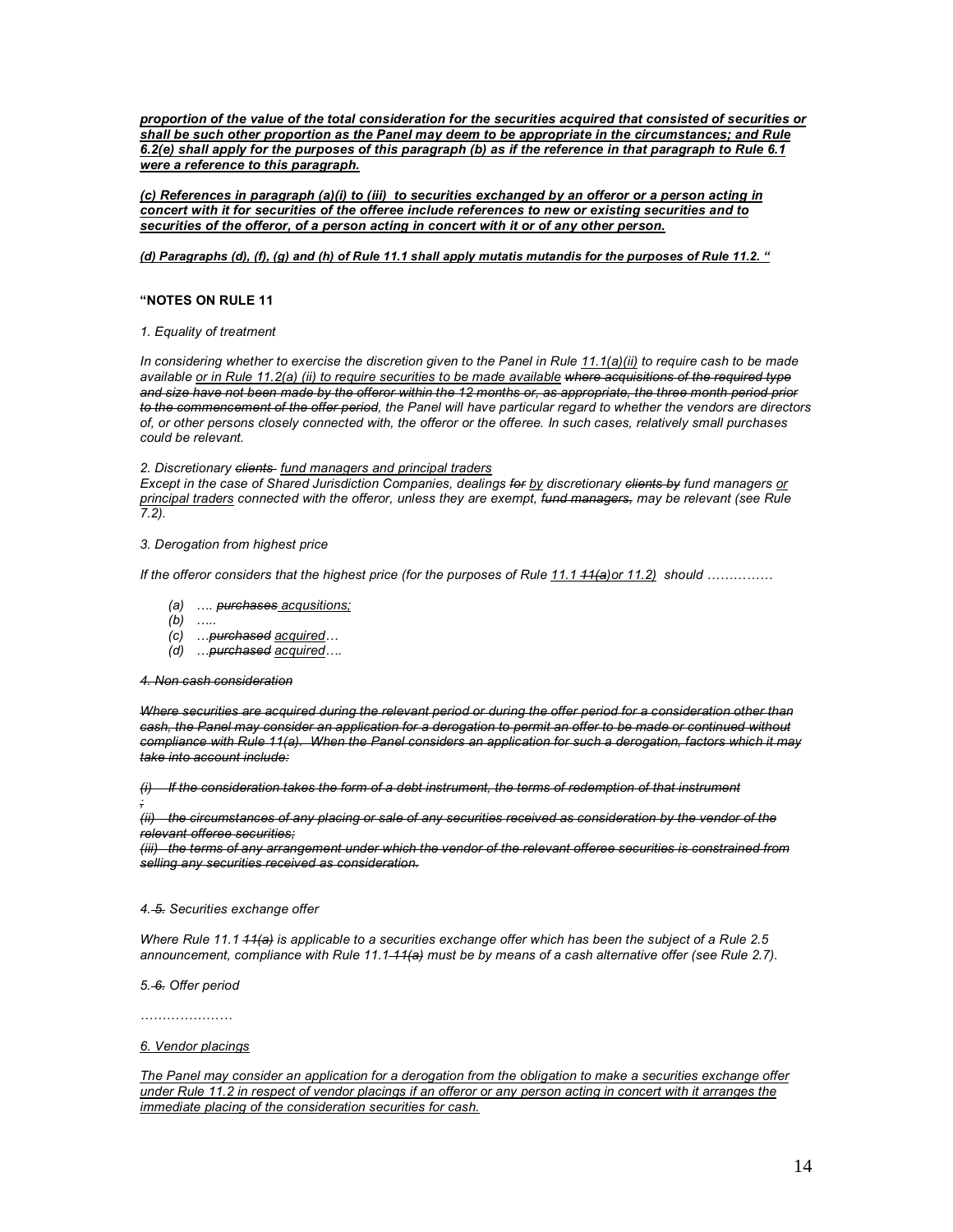***proportion of the value of the total consideration for the securities acquired that consisted of securities or shall be such other proportion as the Panel may deem to be appropriate in the circumstances; and Rule 6.2(e) shall apply for the purposes of this paragraph (b) as if the reference in that paragraph to Rule 6.1 were a reference to this paragraph.***

***(c) References in paragraph (a)(i) to (iii) to securities exchanged by an offeror or a person acting in concert with it for securities of the offeree include references to new or existing securities and to securities of the offeror, of a person acting in concert with it or of any other person.***

***(d) Paragraphs (d), (f), (g) and (h) of Rule 11.1 shall apply mutatis mutandis for the purposes of Rule 11.2. "***

**"NOTES ON RULE 11**

*1. Equality of treatment*

*In considering whether to exercise the discretion given to the Panel in Rule 11.1(a)(ii) to require cash to be made available or in Rule 11.2(a) (ii) to require securities to be made available ~~where acquisitions of the required type and size have not been made by the offeror within the 12 months or, as appropriate, the three month period prior to the commencement of the offer period~~, the Panel will have particular regard to whether the vendors are directors of, or other persons closely connected with, the offeror or the offeree. In such cases, relatively small purchases could be relevant.*

*2. Discretionary ~~clients~~ fund managers and principal traders*

*Except in the case of Shared Jurisdiction Companies, dealings ~~for~~ by discretionary ~~clients by~~ fund managers or principal traders connected with the offeror, unless they are exempt, ~~fund managers,~~ may be relevant (see Rule 7.2).*

*3. Derogation from highest price*

*If the offeror considers that the highest price (for the purposes of Rule 11.1 ~~11(a)~~or 11.2) should ……………*

- *(a) …. ~~purchases~~ acqusitions;*
- *(b) …..*
- *(c) …~~purchased~~ acquired…*
- *(d) …~~purchased~~ acquired….*

*~~4. Non cash consideration~~*

*~~Where securities are acquired during the relevant period or during the offer period for a consideration other than cash, the Panel may consider an application for a derogation to permit an offer to be made or continued without compliance with Rule 11(a). When the Panel considers an application for such a derogation, factors which it may take into account include:~~*

*~~(i) If the consideration takes the form of a debt instrument, the terms of redemption of that instrument;~~*

*~~(ii) the circumstances of any placing or sale of any securities received as consideration by the vendor of the relevant offeree securities;~~*

*~~(iii) the terms of any arrangement under which the vendor of the relevant offeree securities is constrained from selling any securities received as consideration.~~*

*4. ~~5.~~ Securities exchange offer*

*Where Rule 11.1 ~~11(a)~~ is applicable to a securities exchange offer which has been the subject of a Rule 2.5 announcement, compliance with Rule 11.1 ~~11(a)~~ must be by means of a cash alternative offer (see Rule 2.7).*

*5. ~~6.~~ Offer period*

*…………………*

*6. Vendor placings*

*The Panel may consider an application for a derogation from the obligation to make a securities exchange offer under Rule 11.2 in respect of vendor placings if an offeror or any person acting in concert with it arranges the immediate placing of the consideration securities for cash.*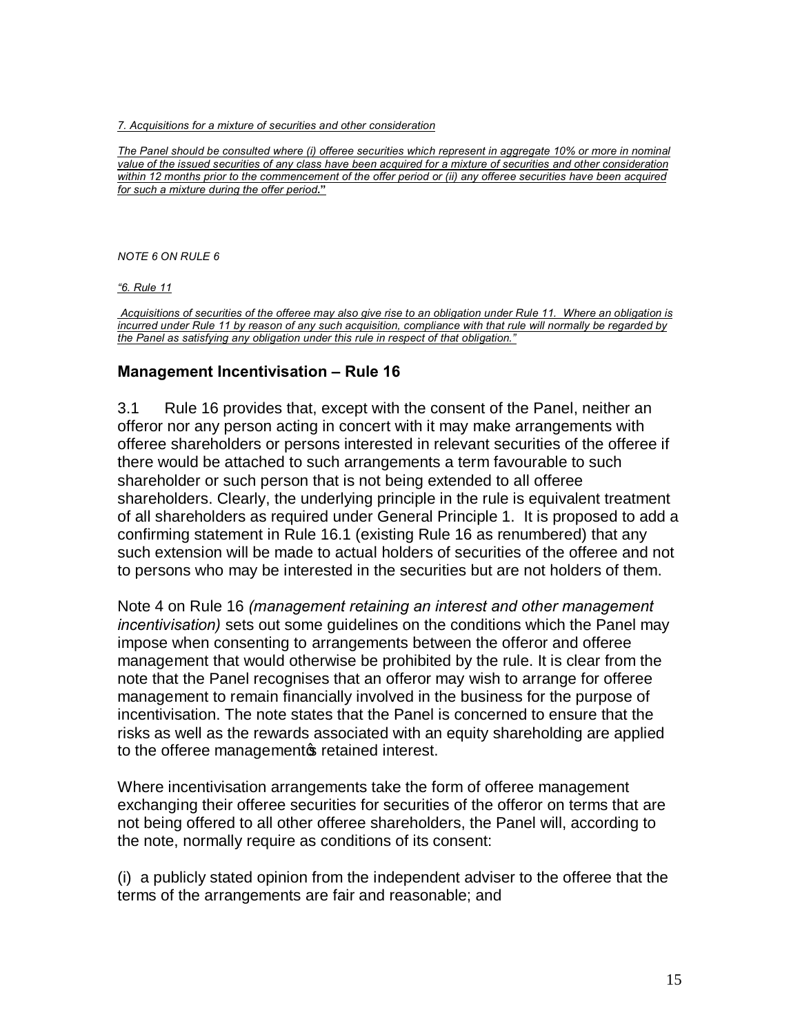*7. Acquisitions for a mixture of securities and other consideration*

*The Panel should be consulted where (i) offeree securities which represent in aggregate 10% or more in nominal value of the issued securities of any class have been acquired for a mixture of securities and other consideration within 12 months prior to the commencement of the offer period or (ii) any offeree securities have been acquired for such a mixture during the offer period.*"

*NOTE 6 ON RULE 6*

*"6. Rule 11*

*Acquisitions of securities of the offeree may also give rise to an obligation under Rule 11. Where an obligation is incurred under Rule 11 by reason of any such acquisition, compliance with that rule will normally be regarded by the Panel as satisfying any obligation under this rule in respect of that obligation."*

## Management Incentivisation – Rule 16

3.1 Rule 16 provides that, except with the consent of the Panel, neither an offeror nor any person acting in concert with it may make arrangements with offeree shareholders or persons interested in relevant securities of the offeree if there would be attached to such arrangements a term favourable to such shareholder or such person that is not being extended to all offeree shareholders. Clearly, the underlying principle in the rule is equivalent treatment of all shareholders as required under General Principle 1. It is proposed to add a confirming statement in Rule 16.1 (existing Rule 16 as renumbered) that any such extension will be made to actual holders of securities of the offeree and not to persons who may be interested in the securities but are not holders of them.

Note 4 on Rule 16 *(management retaining an interest and other management incentivisation)* sets out some guidelines on the conditions which the Panel may impose when consenting to arrangements between the offeror and offeree management that would otherwise be prohibited by the rule. It is clear from the note that the Panel recognises that an offeror may wish to arrange for offeree management to remain financially involved in the business for the purpose of incentivisation. The note states that the Panel is concerned to ensure that the risks as well as the rewards associated with an equity shareholding are applied to the offeree management's retained interest.

Where incentivisation arrangements take the form of offeree management exchanging their offeree securities for securities of the offeror on terms that are not being offered to all other offeree shareholders, the Panel will, according to the note, normally require as conditions of its consent:

(i) a publicly stated opinion from the independent adviser to the offeree that the terms of the arrangements are fair and reasonable; and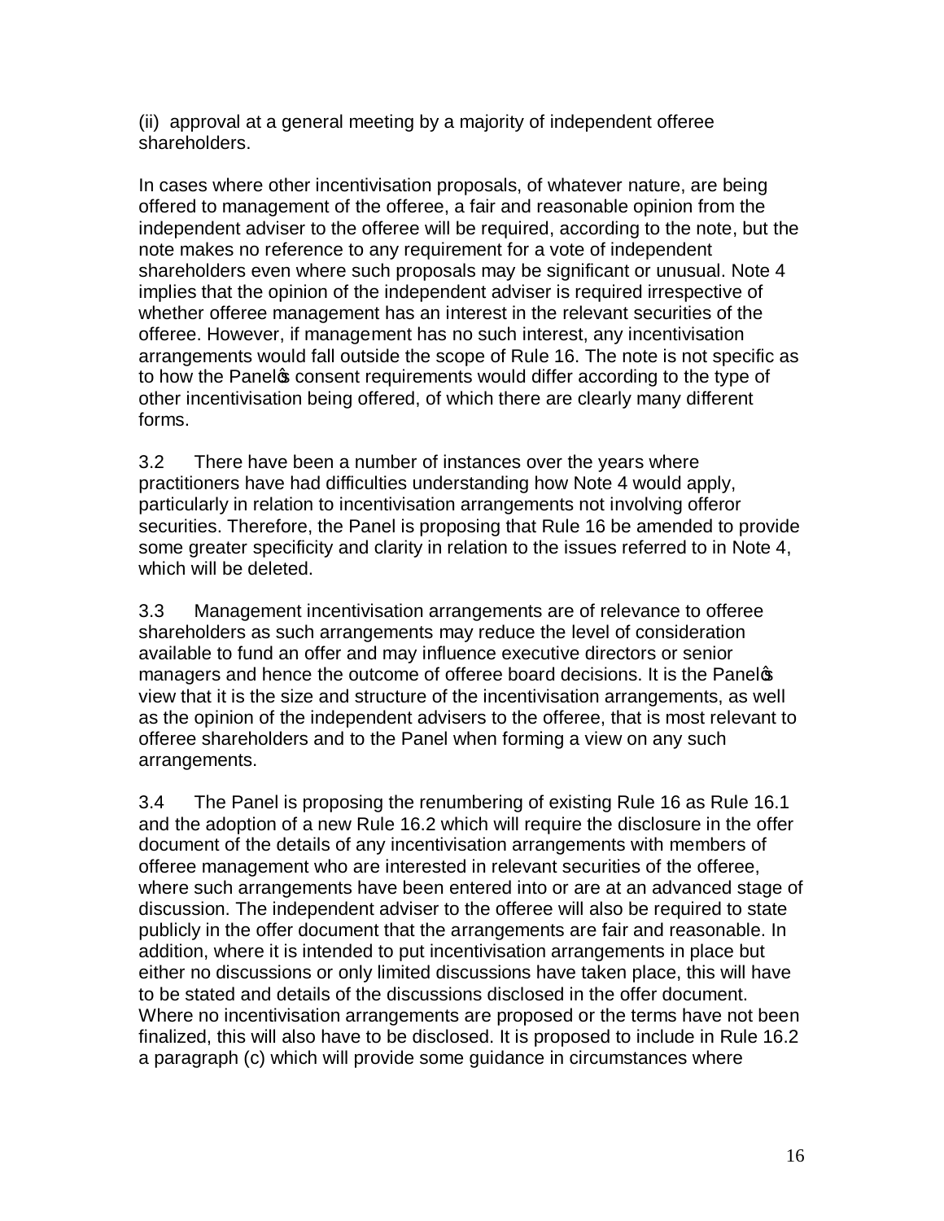(ii) approval at a general meeting by a majority of independent offeree shareholders.

In cases where other incentivisation proposals, of whatever nature, are being offered to management of the offeree, a fair and reasonable opinion from the independent adviser to the offeree will be required, according to the note, but the note makes no reference to any requirement for a vote of independent shareholders even where such proposals may be significant or unusual. Note 4 implies that the opinion of the independent adviser is required irrespective of whether offeree management has an interest in the relevant securities of the offeree. However, if management has no such interest, any incentivisation arrangements would fall outside the scope of Rule 16. The note is not specific as to how the Panel's consent requirements would differ according to the type of other incentivisation being offered, of which there are clearly many different forms.

3.2 There have been a number of instances over the years where practitioners have had difficulties understanding how Note 4 would apply, particularly in relation to incentivisation arrangements not involving offeror securities. Therefore, the Panel is proposing that Rule 16 be amended to provide some greater specificity and clarity in relation to the issues referred to in Note 4, which will be deleted.

3.3 Management incentivisation arrangements are of relevance to offeree shareholders as such arrangements may reduce the level of consideration available to fund an offer and may influence executive directors or senior managers and hence the outcome of offeree board decisions. It is the Panel's view that it is the size and structure of the incentivisation arrangements, as well as the opinion of the independent advisers to the offeree, that is most relevant to offeree shareholders and to the Panel when forming a view on any such arrangements.

3.4 The Panel is proposing the renumbering of existing Rule 16 as Rule 16.1 and the adoption of a new Rule 16.2 which will require the disclosure in the offer document of the details of any incentivisation arrangements with members of offeree management who are interested in relevant securities of the offeree, where such arrangements have been entered into or are at an advanced stage of discussion. The independent adviser to the offeree will also be required to state publicly in the offer document that the arrangements are fair and reasonable. In addition, where it is intended to put incentivisation arrangements in place but either no discussions or only limited discussions have taken place, this will have to be stated and details of the discussions disclosed in the offer document. Where no incentivisation arrangements are proposed or the terms have not been finalized, this will also have to be disclosed. It is proposed to include in Rule 16.2 a paragraph (c) which will provide some guidance in circumstances where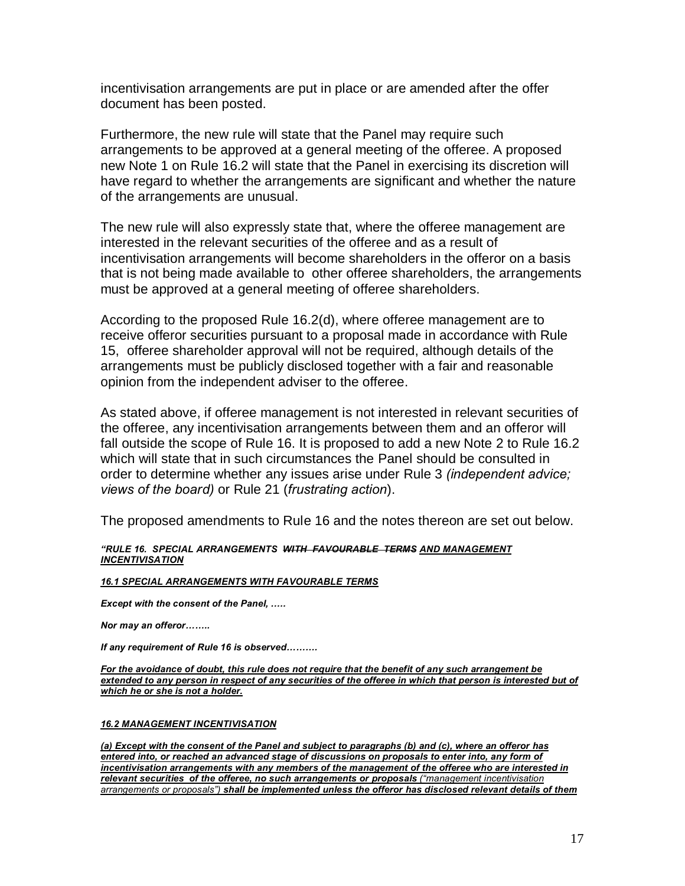incentivisation arrangements are put in place or are amended after the offer document has been posted.

Furthermore, the new rule will state that the Panel may require such arrangements to be approved at a general meeting of the offeree. A proposed new Note 1 on Rule 16.2 will state that the Panel in exercising its discretion will have regard to whether the arrangements are significant and whether the nature of the arrangements are unusual.

The new rule will also expressly state that, where the offeree management are interested in the relevant securities of the offeree and as a result of incentivisation arrangements will become shareholders in the offeror on a basis that is not being made available to other offeree shareholders, the arrangements must be approved at a general meeting of offeree shareholders.

According to the proposed Rule 16.2(d), where offeree management are to receive offeror securities pursuant to a proposal made in accordance with Rule 15, offeree shareholder approval will not be required, although details of the arrangements must be publicly disclosed together with a fair and reasonable opinion from the independent adviser to the offeree.

As stated above, if offeree management is not interested in relevant securities of the offeree, any incentivisation arrangements between them and an offeror will fall outside the scope of Rule 16. It is proposed to add a new Note 2 to Rule 16.2 which will state that in such circumstances the Panel should be consulted in order to determine whether any issues arise under Rule 3 *(independent advice; views of the board)* or Rule 21 (*frustrating action*).

The proposed amendments to Rule 16 and the notes thereon are set out below.

***"RULE 16. SPECIAL ARRANGEMENTS ~~WITH FAVOURABLE TERMS~~ <u>AND MANAGEMENT INCENTIVISATION</u>***

***<u>16.1 SPECIAL ARRANGEMENTS WITH FAVOURABLE TERMS</u>***

***Except with the consent of the Panel, …..***

***Nor may an offeror……..***

***If any requirement of Rule 16 is observed………***

***<u>For the avoidance of doubt, this rule does not require that the benefit of any such arrangement be extended to any person in respect of any securities of the offeree in which that person is interested but of which he or she is not a holder.</u>***

***<u>16.2 MANAGEMENT INCENTIVISATION</u>***

***<u>(a) Except with the consent of the Panel and subject to paragraphs (b) and (c), where an offeror has entered into, or reached an advanced stage of discussions on proposals to enter into, any form of incentivisation arrangements with any members of the management of the offeree who are interested in relevant securities of the offeree, no such arrangements or proposals</u>*** *<u>("management incentivisation arrangements or proposals")</u>* ***<u>shall be implemented unless the offeror has disclosed relevant details of them</u>***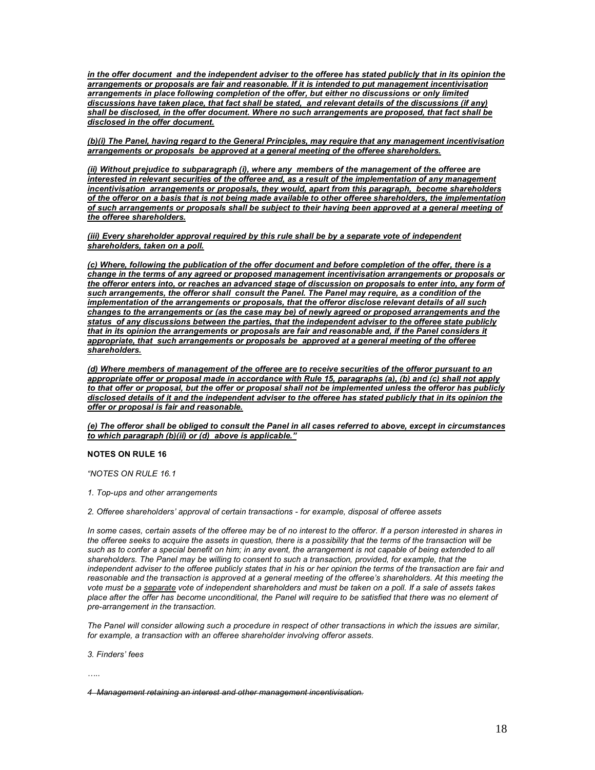***<u>in the offer document and the independent adviser to the offeree has stated publicly that in its opinion the arrangements or proposals are fair and reasonable. If it is intended to put management incentivisation arrangements in place following completion of the offer, but either no discussions or only limited discussions have taken place, that fact shall be stated, and relevant details of the discussions (if any) shall be disclosed, in the offer document. Where no such arrangements are proposed, that fact shall be disclosed in the offer document.</u>***

***<u>(b)(i) The Panel, having regard to the General Principles, may require that any management incentivisation arrangements or proposals be approved at a general meeting of the offeree shareholders.</u>***

***<u>(ii) Without prejudice to subparagraph (i), where any members of the management of the offeree are interested in relevant securities of the offeree and, as a result of the implementation of any management incentivisation arrangements or proposals, they would, apart from this paragraph, become shareholders of the offeror on a basis that is not being made available to other offeree shareholders, the implementation of such arrangements or proposals shall be subject to their having been approved at a general meeting of the offeree shareholders.</u>***

***<u>(iii) Every shareholder approval required by this rule shall be by a separate vote of independent shareholders, taken on a poll.</u>***

***<u>(c) Where, following the publication of the offer document and before completion of the offer, there is a change in the terms of any agreed or proposed management incentivisation arrangements or proposals or the offeror enters into, or reaches an advanced stage of discussion on proposals to enter into, any form of such arrangements, the offeror shall consult the Panel. The Panel may require, as a condition of the implementation of the arrangements or proposals, that the offeror disclose relevant details of all such changes to the arrangements or (as the case may be) of newly agreed or proposed arrangements and the status of any discussions between the parties, that the independent adviser to the offeree state publicly that in its opinion the arrangements or proposals are fair and reasonable and, if the Panel considers it appropriate, that such arrangements or proposals be approved at a general meeting of the offeree shareholders.</u>***

***<u>(d) Where members of management of the offeree are to receive securities of the offeror pursuant to an appropriate offer or proposal made in accordance with Rule 15, paragraphs (a), (b) and (c) shall not apply to that offer or proposal, but the offer or proposal shall not be implemented unless the offeror has publicly disclosed details of it and the independent adviser to the offeree has stated publicly that in its opinion the offer or proposal is fair and reasonable.</u>***

***<u>(e) The offeror shall be obliged to consult the Panel in all cases referred to above, except in circumstances to which paragraph (b)(ii) or (d) above is applicable."</u>***

**NOTES ON RULE 16**

*"NOTES ON RULE 16.1*

*1. Top-ups and other arrangements*

*2. Offeree shareholders' approval of certain transactions - for example, disposal of offeree assets*

*In some cases, certain assets of the offeree may be of no interest to the offeror. If a person interested in shares in the offeree seeks to acquire the assets in question, there is a possibility that the terms of the transaction will be such as to confer a special benefit on him; in any event, the arrangement is not capable of being extended to all shareholders. The Panel may be willing to consent to such a transaction, provided, for example, that the independent adviser to the offeree publicly states that in his or her opinion the terms of the transaction are fair and reasonable and the transaction is approved at a general meeting of the offeree's shareholders. At this meeting the vote must be a <u>separate</u> vote of independent shareholders and must be taken on a poll. If a sale of assets takes place after the offer has become unconditional, the Panel will require to be satisfied that there was no element of pre-arrangement in the transaction.*

*The Panel will consider allowing such a procedure in respect of other transactions in which the issues are similar, for example, a transaction with an offeree shareholder involving offeror assets.*

*3. Finders' fees*

*…..*

*~~4 Management retaining an interest and other management incentivisation.~~*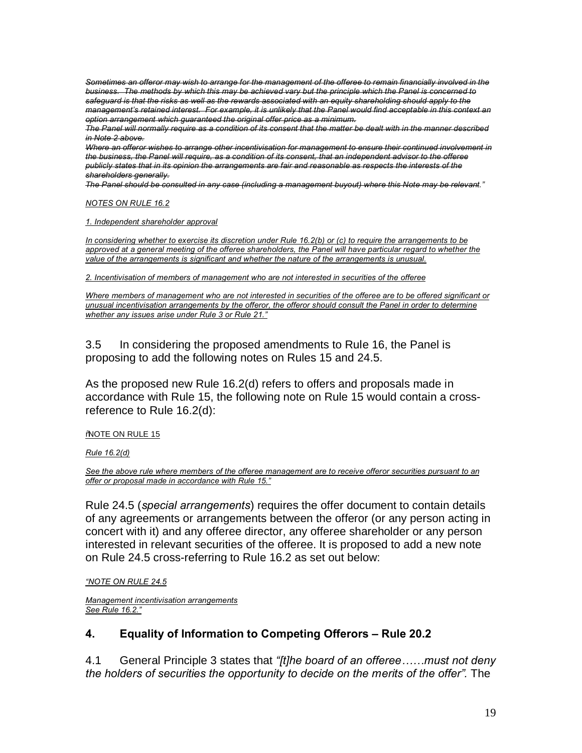~~*Sometimes an offeror may wish to arrange for the management of the offeree to remain financially involved in the business. The methods by which this may be achieved vary but the principle which the Panel is concerned to safeguard is that the risks as well as the rewards associated with an equity shareholding should apply to the management's retained interest. For example, it is unlikely that the Panel would find acceptable in this context an option arrangement which guaranteed the original offer price as a minimum.*~~

~~*The Panel will normally require as a condition of its consent that the matter be dealt with in the manner described in Note 2 above.*~~

~~*Where an offeror wishes to arrange other incentivisation for management to ensure their continued involvement in the business, the Panel will require, as a condition of its consent, that an independent advisor to the offeree publicly states that in its opinion the arrangements are fair and reasonable as respects the interests of the shareholders generally.*~~

~~*The Panel should be consulted in any case (including a management buyout) where this Note may be relevant.*~~*"*

*NOTES ON RULE 16.2*

*1. Independent shareholder approval*

*In considering whether to exercise its discretion under Rule 16.2(b) or (c) to require the arrangements to be approved at a general meeting of the offeree shareholders, the Panel will have particular regard to whether the value of the arrangements is significant and whether the nature of the arrangements is unusual.*

*2. Incentivisation of members of management who are not interested in securities of the offeree*

*Where members of management who are not interested in securities of the offeree are to be offered significant or unusual incentivisation arrangements by the offeror, the offeror should consult the Panel in order to determine whether any issues arise under Rule 3 or Rule 21."*

3.5 In considering the proposed amendments to Rule 16, the Panel is proposing to add the following notes on Rules 15 and 24.5.

As the proposed new Rule 16.2(d) refers to offers and proposals made in accordance with Rule 15, the following note on Rule 15 would contain a cross-reference to Rule 16.2(d):

"NOTE ON RULE 15

*Rule 16.2(d)*

*See the above rule where members of the offeree management are to receive offeror securities pursuant to an offer or proposal made in accordance with Rule 15."*

Rule 24.5 (*special arrangements*) requires the offer document to contain details of any agreements or arrangements between the offeror (or any person acting in concert with it) and any offeree director, any offeree shareholder or any person interested in relevant securities of the offeree. It is proposed to add a new note on Rule 24.5 cross-referring to Rule 16.2 as set out below:

*"NOTE ON RULE 24.5*

*Management incentivisation arrangements*
*See Rule 16.2."*

## 4. Equality of Information to Competing Offerors – Rule 20.2

4.1 General Principle 3 states that *"[t]he board of an offeree……must not deny the holders of securities the opportunity to decide on the merits of the offer".* The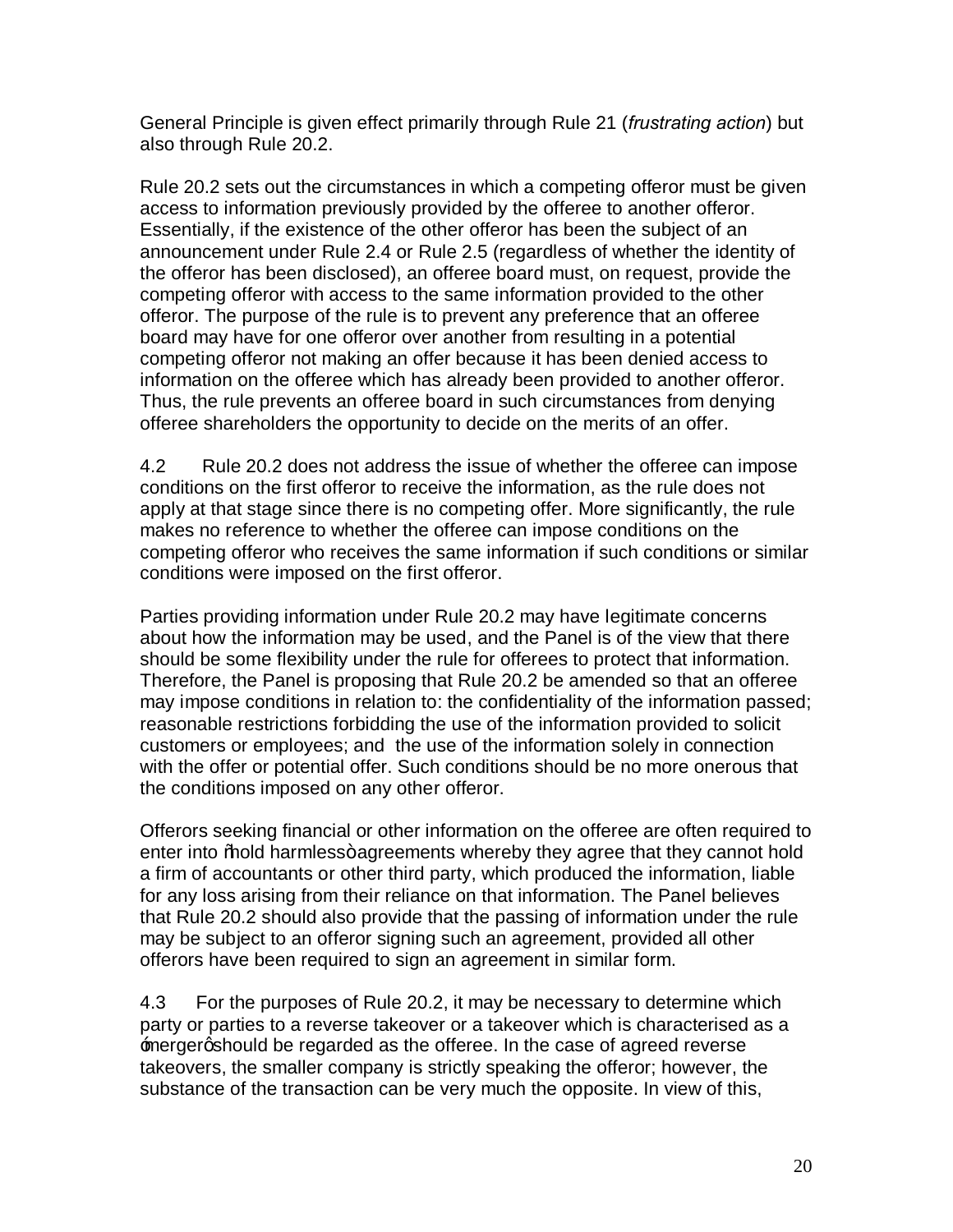General Principle is given effect primarily through Rule 21 (*frustrating action*) but also through Rule 20.2.

Rule 20.2 sets out the circumstances in which a competing offeror must be given access to information previously provided by the offeree to another offeror. Essentially, if the existence of the other offeror has been the subject of an announcement under Rule 2.4 or Rule 2.5 (regardless of whether the identity of the offeror has been disclosed), an offeree board must, on request, provide the competing offeror with access to the same information provided to the other offeror. The purpose of the rule is to prevent any preference that an offeree board may have for one offeror over another from resulting in a potential competing offeror not making an offer because it has been denied access to information on the offeree which has already been provided to another offeror. Thus, the rule prevents an offeree board in such circumstances from denying offeree shareholders the opportunity to decide on the merits of an offer.

4.2 Rule 20.2 does not address the issue of whether the offeree can impose conditions on the first offeror to receive the information, as the rule does not apply at that stage since there is no competing offer. More significantly, the rule makes no reference to whether the offeree can impose conditions on the competing offeror who receives the same information if such conditions or similar conditions were imposed on the first offeror.

Parties providing information under Rule 20.2 may have legitimate concerns about how the information may be used, and the Panel is of the view that there should be some flexibility under the rule for offerees to protect that information. Therefore, the Panel is proposing that Rule 20.2 be amended so that an offeree may impose conditions in relation to: the confidentiality of the information passed; reasonable restrictions forbidding the use of the information provided to solicit customers or employees; and the use of the information solely in connection with the offer or potential offer. Such conditions should be no more onerous that the conditions imposed on any other offeror.

Offerors seeking financial or other information on the offeree are often required to enter into "hold harmless" agreements whereby they agree that they cannot hold a firm of accountants or other third party, which produced the information, liable for any loss arising from their reliance on that information. The Panel believes that Rule 20.2 should also provide that the passing of information under the rule may be subject to an offeror signing such an agreement, provided all other offerors have been required to sign an agreement in similar form.

4.3 For the purposes of Rule 20.2, it may be necessary to determine which party or parties to a reverse takeover or a takeover which is characterised as a 'merger' should be regarded as the offeree. In the case of agreed reverse takeovers, the smaller company is strictly speaking the offeror; however, the substance of the transaction can be very much the opposite. In view of this,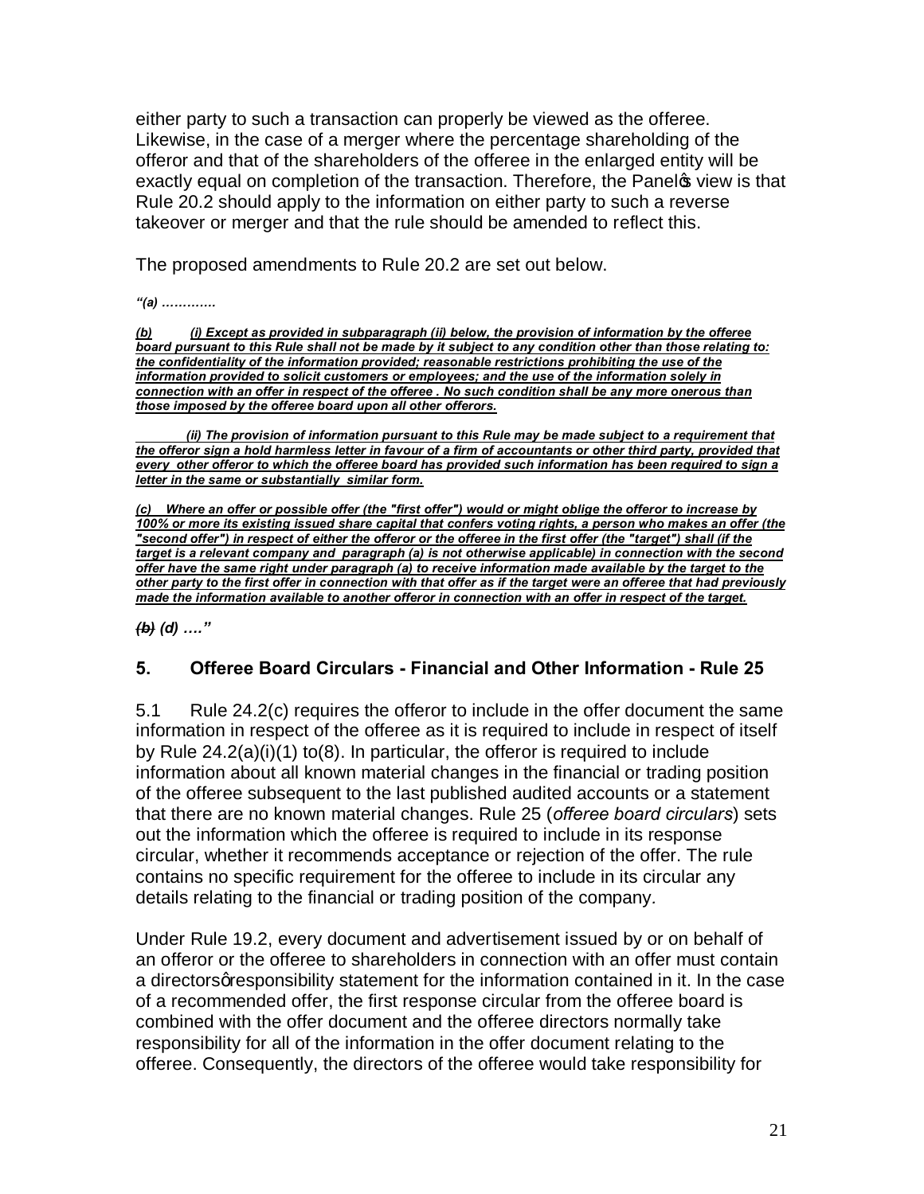either party to such a transaction can properly be viewed as the offeree. Likewise, in the case of a merger where the percentage shareholding of the offeror and that of the shareholders of the offeree in the enlarged entity will be exactly equal on completion of the transaction. Therefore, the Panel's view is that Rule 20.2 should apply to the information on either party to such a reverse takeover or merger and that the rule should be amended to reflect this.

The proposed amendments to Rule 20.2 are set out below.

*"(a) …………*

***<u>(b) (i) Except as provided in subparagraph (ii) below, the provision of information by the offeree board pursuant to this Rule shall not be made by it subject to any condition other than those relating to: the confidentiality of the information provided; reasonable restrictions prohibiting the use of the information provided to solicit customers or employees; and the use of the information solely in connection with an offer in respect of the offeree . No such condition shall be any more onerous than those imposed by the offeree board upon all other offerors.</u>***

***<u>(ii) The provision of information pursuant to this Rule may be made subject to a requirement that the offeror sign a hold harmless letter in favour of a firm of accountants or other third party, provided that every other offeror to which the offeree board has provided such information has been required to sign a letter in the same or substantially similar form.</u>***

***<u>(c) Where an offer or possible offer (the "first offer") would or might oblige the offeror to increase by 100% or more its existing issued share capital that confers voting rights, a person who makes an offer (the "second offer") in respect of either the offeror or the offeree in the first offer (the "target") shall (if the target is a relevant company and paragraph (a) is not otherwise applicable) in connection with the second offer have the same right under paragraph (a) to receive information made available by the target to the other party to the first offer in connection with that offer as if the target were an offeree that had previously made the information available to another offeror in connection with an offer in respect of the target.</u>***

***~~(b)~~ (d) …."***

## 5. Offeree Board Circulars - Financial and Other Information - Rule 25

5.1 Rule 24.2(c) requires the offeror to include in the offer document the same information in respect of the offeree as it is required to include in respect of itself by Rule 24.2(a)(i)(1) to(8). In particular, the offeror is required to include information about all known material changes in the financial or trading position of the offeree subsequent to the last published audited accounts or a statement that there are no known material changes. Rule 25 (*offeree board circulars*) sets out the information which the offeree is required to include in its response circular, whether it recommends acceptance or rejection of the offer. The rule contains no specific requirement for the offeree to include in its circular any details relating to the financial or trading position of the company.

Under Rule 19.2, every document and advertisement issued by or on behalf of an offeror or the offeree to shareholders in connection with an offer must contain a directors' responsibility statement for the information contained in it. In the case of a recommended offer, the first response circular from the offeree board is combined with the offer document and the offeree directors normally take responsibility for all of the information in the offer document relating to the offeree. Consequently, the directors of the offeree would take responsibility for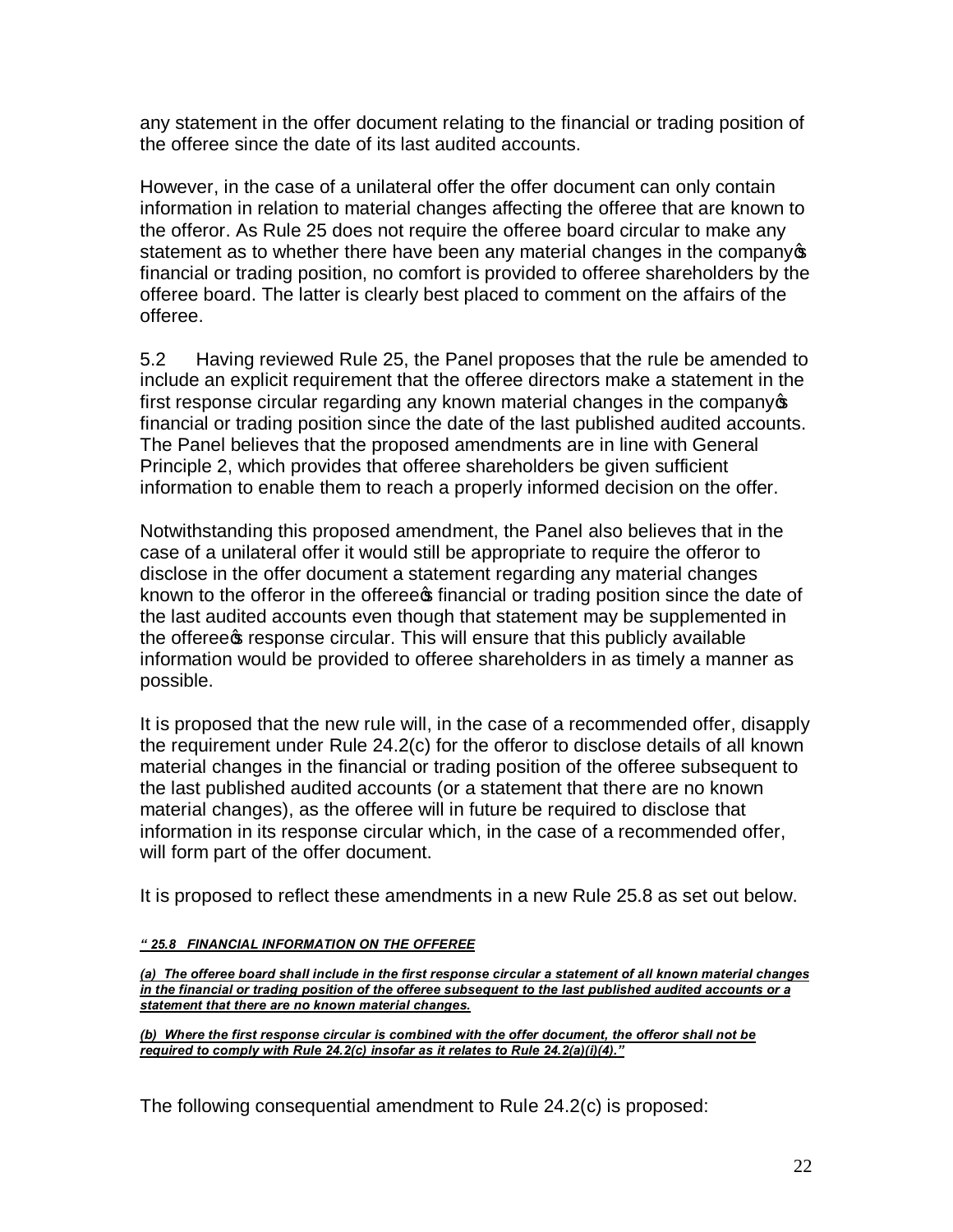any statement in the offer document relating to the financial or trading position of the offeree since the date of its last audited accounts.

However, in the case of a unilateral offer the offer document can only contain information in relation to material changes affecting the offeree that are known to the offeror. As Rule 25 does not require the offeree board circular to make any statement as to whether there have been any material changes in the company's financial or trading position, no comfort is provided to offeree shareholders by the offeree board. The latter is clearly best placed to comment on the affairs of the offeree.

5.2 Having reviewed Rule 25, the Panel proposes that the rule be amended to include an explicit requirement that the offeree directors make a statement in the first response circular regarding any known material changes in the company's financial or trading position since the date of the last published audited accounts. The Panel believes that the proposed amendments are in line with General Principle 2, which provides that offeree shareholders be given sufficient information to enable them to reach a properly informed decision on the offer.

Notwithstanding this proposed amendment, the Panel also believes that in the case of a unilateral offer it would still be appropriate to require the offeror to disclose in the offer document a statement regarding any material changes known to the offeror in the offeree's financial or trading position since the date of the last audited accounts even though that statement may be supplemented in the offeree's response circular. This will ensure that this publicly available information would be provided to offeree shareholders in as timely a manner as possible.

It is proposed that the new rule will, in the case of a recommended offer, disapply the requirement under Rule 24.2(c) for the offeror to disclose details of all known material changes in the financial or trading position of the offeree subsequent to the last published audited accounts (or a statement that there are no known material changes), as the offeree will in future be required to disclose that information in its response circular which, in the case of a recommended offer, will form part of the offer document.

It is proposed to reflect these amendments in a new Rule 25.8 as set out below.

***" 25.8 FINANCIAL INFORMATION ON THE OFFEREE***

***(a) The offeree board shall include in the first response circular a statement of all known material changes in the financial or trading position of the offeree subsequent to the last published audited accounts or a statement that there are no known material changes.***

***(b) Where the first response circular is combined with the offer document, the offeror shall not be required to comply with Rule 24.2(c) insofar as it relates to Rule 24.2(a)(i)(4)."***

The following consequential amendment to Rule 24.2(c) is proposed: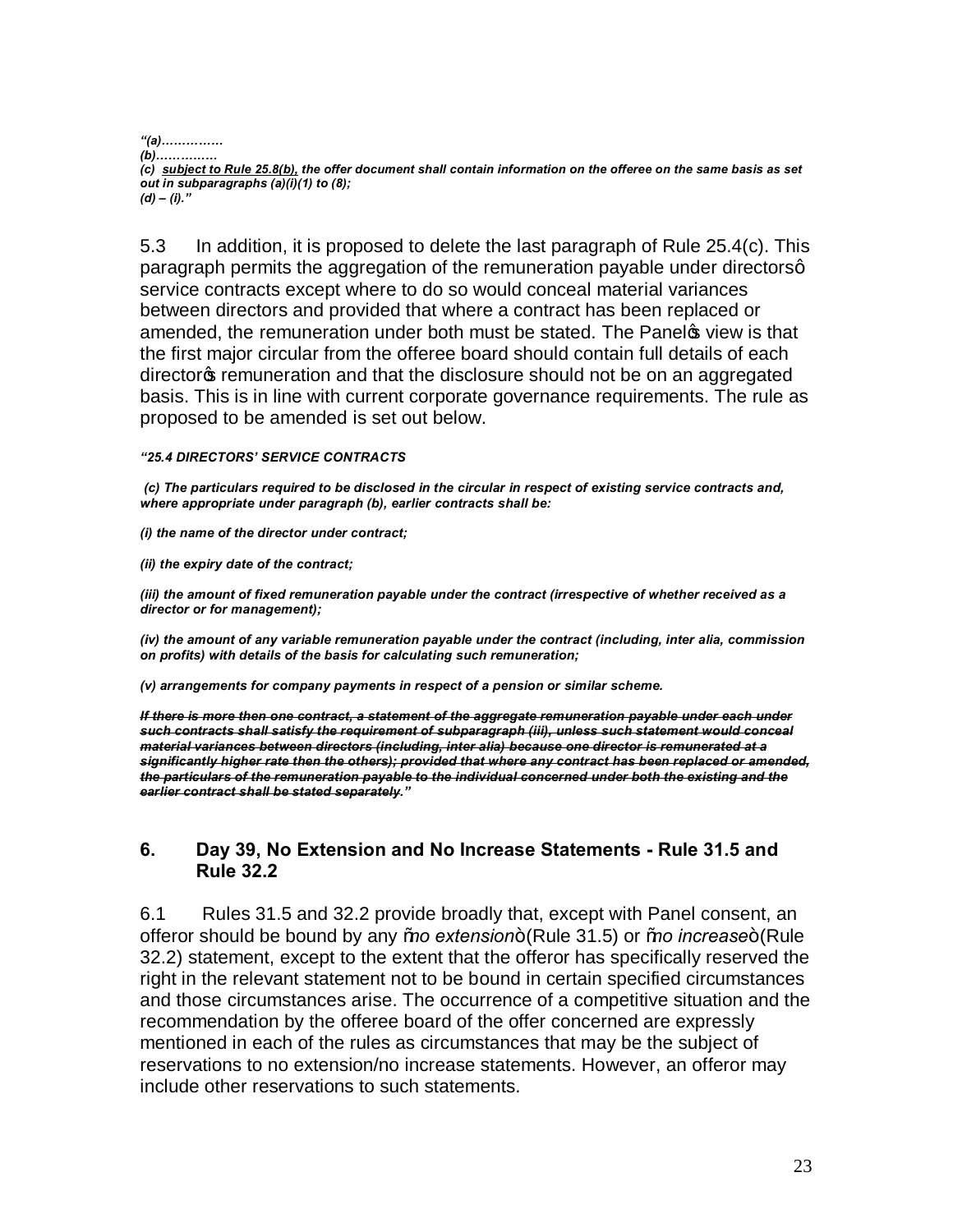*"(a)…………….*
*(b)…………….*
*(c) <u>subject to Rule 25.8(b),</u> the offer document shall contain information on the offeree on the same basis as set out in subparagraphs (a)(i)(1) to (8);*
*(d) – (i)."*

5.3 In addition, it is proposed to delete the last paragraph of Rule 25.4(c). This paragraph permits the aggregation of the remuneration payable under directors' service contracts except where to do so would conceal material variances between directors and provided that where a contract has been replaced or amended, the remuneration under both must be stated. The Panel's view is that the first major circular from the offeree board should contain full details of each director's remuneration and that the disclosure should not be on an aggregated basis. This is in line with current corporate governance requirements. The rule as proposed to be amended is set out below.

***"25.4 DIRECTORS' SERVICE CONTRACTS***

***(c) The particulars required to be disclosed in the circular in respect of existing service contracts and, where appropriate under paragraph (b), earlier contracts shall be:***

***(i) the name of the director under contract;***

***(ii) the expiry date of the contract;***

***(iii) the amount of fixed remuneration payable under the contract (irrespective of whether received as a director or for management);***

***(iv) the amount of any variable remuneration payable under the contract (including, inter alia, commission on profits) with details of the basis for calculating such remuneration;***

***(v) arrangements for company payments in respect of a pension or similar scheme.***

***~~If there is more then one contract, a statement of the aggregate remuneration payable under each under such contracts shall satisfy the requirement of subparagraph (iii), unless such statement would conceal material variances between directors (including, inter alia) because one director is remunerated at a significantly higher rate then the others); provided that where any contract has been replaced or amended, the particulars of the remuneration payable to the individual concerned under both the existing and the earlier contract shall be stated separately~~."***

## 6. Day 39, No Extension and No Increase Statements - Rule 31.5 and Rule 32.2

6.1 Rules 31.5 and 32.2 provide broadly that, except with Panel consent, an offeror should be bound by any "*no extension*" (Rule 31.5) or "*no increase*" (Rule 32.2) statement, except to the extent that the offeror has specifically reserved the right in the relevant statement not to be bound in certain specified circumstances and those circumstances arise. The occurrence of a competitive situation and the recommendation by the offeree board of the offer concerned are expressly mentioned in each of the rules as circumstances that may be the subject of reservations to no extension/no increase statements. However, an offeror may include other reservations to such statements.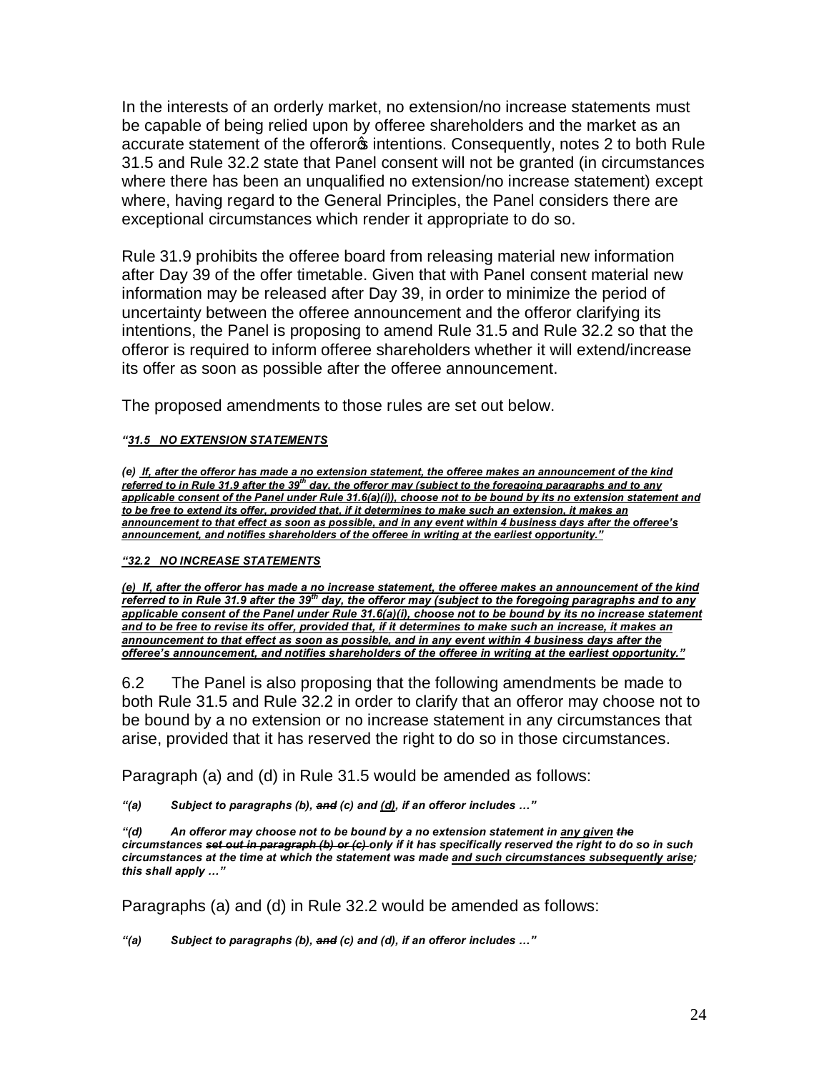In the interests of an orderly market, no extension/no increase statements must be capable of being relied upon by offeree shareholders and the market as an accurate statement of the offeror's intentions. Consequently, notes 2 to both Rule 31.5 and Rule 32.2 state that Panel consent will not be granted (in circumstances where there has been an unqualified no extension/no increase statement) except where, having regard to the General Principles, the Panel considers there are exceptional circumstances which render it appropriate to do so.

Rule 31.9 prohibits the offeree board from releasing material new information after Day 39 of the offer timetable. Given that with Panel consent material new information may be released after Day 39, in order to minimize the period of uncertainty between the offeree announcement and the offeror clarifying its intentions, the Panel is proposing to amend Rule 31.5 and Rule 32.2 so that the offeror is required to inform offeree shareholders whether it will extend/increase its offer as soon as possible after the offeree announcement.

The proposed amendments to those rules are set out below.

***"<u>31.5 NO EXTENSION STATEMENTS</u>***

***(e) <u>If, after the offeror has made a no extension statement, the offeree makes an announcement of the kind referred to in Rule 31.9 after the 39th day, the offeror may (subject to the foregoing paragraphs and to any applicable consent of the Panel under Rule 31.6(a)(i)), choose not to be bound by its no extension statement and to be free to extend its offer, provided that, if it determines to make such an extension, it makes an announcement to that effect as soon as possible, and in any event within 4 business days after the offeree's announcement, and notifies shareholders of the offeree in writing at the earliest opportunity."</u>***

***"<u>32.2 NO INCREASE STATEMENTS</u>***

***<u>(e) If, after the offeror has made a no increase statement, the offeree makes an announcement of the kind referred to in Rule 31.9 after the 39th day, the offeror may (subject to the foregoing paragraphs and to any applicable consent of the Panel under Rule 31.6(a)(i), choose not to be bound by its no increase statement and to be free to revise its offer, provided that, if it determines to make such an increase, it makes an announcement to that effect as soon as possible, and in any event within 4 business days after the offeree's announcement, and notifies shareholders of the offeree in writing at the earliest opportunity."</u>***

6.2 The Panel is also proposing that the following amendments be made to both Rule 31.5 and Rule 32.2 in order to clarify that an offeror may choose not to be bound by a no extension or no increase statement in any circumstances that arise, provided that it has reserved the right to do so in those circumstances.

Paragraph (a) and (d) in Rule 31.5 would be amended as follows:

***"(a) Subject to paragraphs (b), ~~and~~ (c) and <u>(d)</u>, if an offeror includes …"***

***"(d) An offeror may choose not to be bound by a no extension statement in <u>any given</u> ~~the~~ circumstances ~~set out in paragraph (b) or (c)~~ only if it has specifically reserved the right to do so in such circumstances at the time at which the statement was made <u>and such circumstances subsequently arise</u>; this shall apply …"***

Paragraphs (a) and (d) in Rule 32.2 would be amended as follows:

***"(a) Subject to paragraphs (b), ~~and~~ (c) and (d), if an offeror includes …"***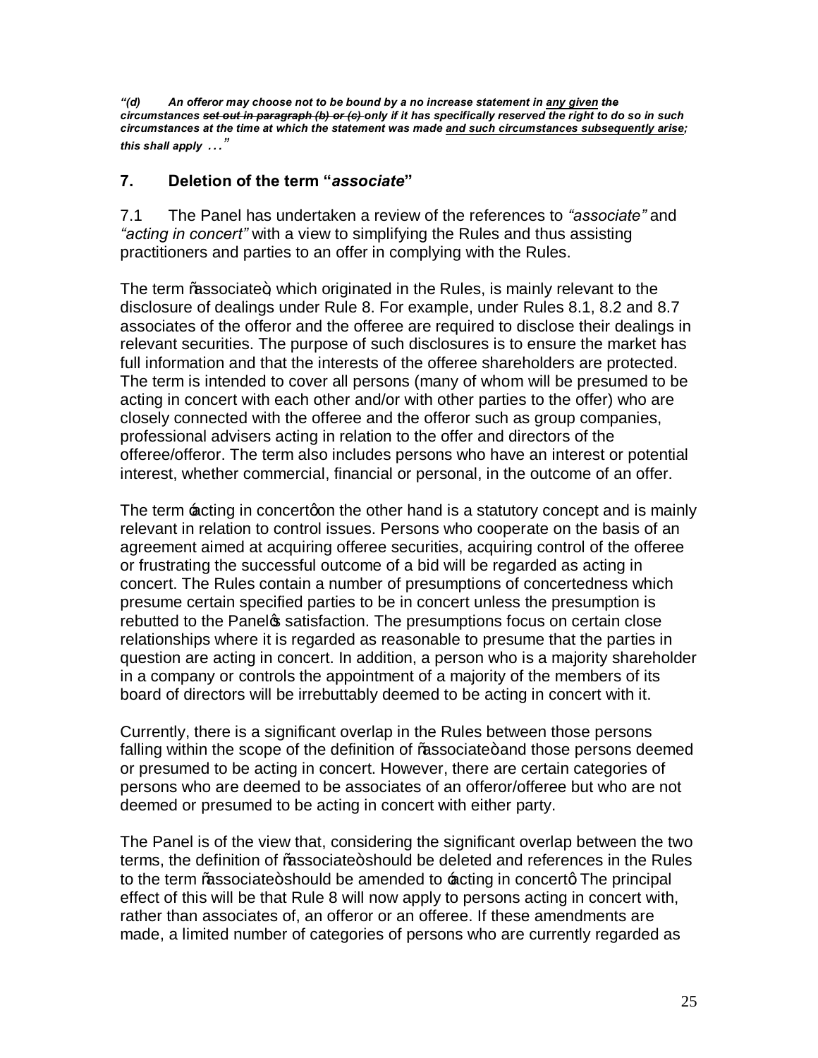*"(d) An offeror may choose not to be bound by a no increase statement in <u>any given</u> ~~the~~ circumstances ~~set out in paragraph (b) or (c)~~ only if it has specifically reserved the right to do so in such circumstances at the time at which the statement was made <u>and such circumstances subsequently arise</u>; this shall apply . . ."*

## 7. Deletion of the term "*associate*"

7.1 The Panel has undertaken a review of the references to *"associate"* and *"acting in concert"* with a view to simplifying the Rules and thus assisting practitioners and parties to an offer in complying with the Rules.

The term "associate", which originated in the Rules, is mainly relevant to the disclosure of dealings under Rule 8. For example, under Rules 8.1, 8.2 and 8.7 associates of the offeror and the offeree are required to disclose their dealings in relevant securities. The purpose of such disclosures is to ensure the market has full information and that the interests of the offeree shareholders are protected. The term is intended to cover all persons (many of whom will be presumed to be acting in concert with each other and/or with other parties to the offer) who are closely connected with the offeree and the offeror such as group companies, professional advisers acting in relation to the offer and directors of the offeree/offeror. The term also includes persons who have an interest or potential interest, whether commercial, financial or personal, in the outcome of an offer.

The term 'acting in concert' on the other hand is a statutory concept and is mainly relevant in relation to control issues. Persons who cooperate on the basis of an agreement aimed at acquiring offeree securities, acquiring control of the offeree or frustrating the successful outcome of a bid will be regarded as acting in concert. The Rules contain a number of presumptions of concertedness which presume certain specified parties to be in concert unless the presumption is rebutted to the Panel's satisfaction. The presumptions focus on certain close relationships where it is regarded as reasonable to presume that the parties in question are acting in concert. In addition, a person who is a majority shareholder in a company or controls the appointment of a majority of the members of its board of directors will be irrebuttably deemed to be acting in concert with it.

Currently, there is a significant overlap in the Rules between those persons falling within the scope of the definition of "associate" and those persons deemed or presumed to be acting in concert. However, there are certain categories of persons who are deemed to be associates of an offeror/offeree but who are not deemed or presumed to be acting in concert with either party.

The Panel is of the view that, considering the significant overlap between the two terms, the definition of "associate" should be deleted and references in the Rules to the term "associate" should be amended to 'acting in concert'. The principal effect of this will be that Rule 8 will now apply to persons acting in concert with, rather than associates of, an offeror or an offeree. If these amendments are made, a limited number of categories of persons who are currently regarded as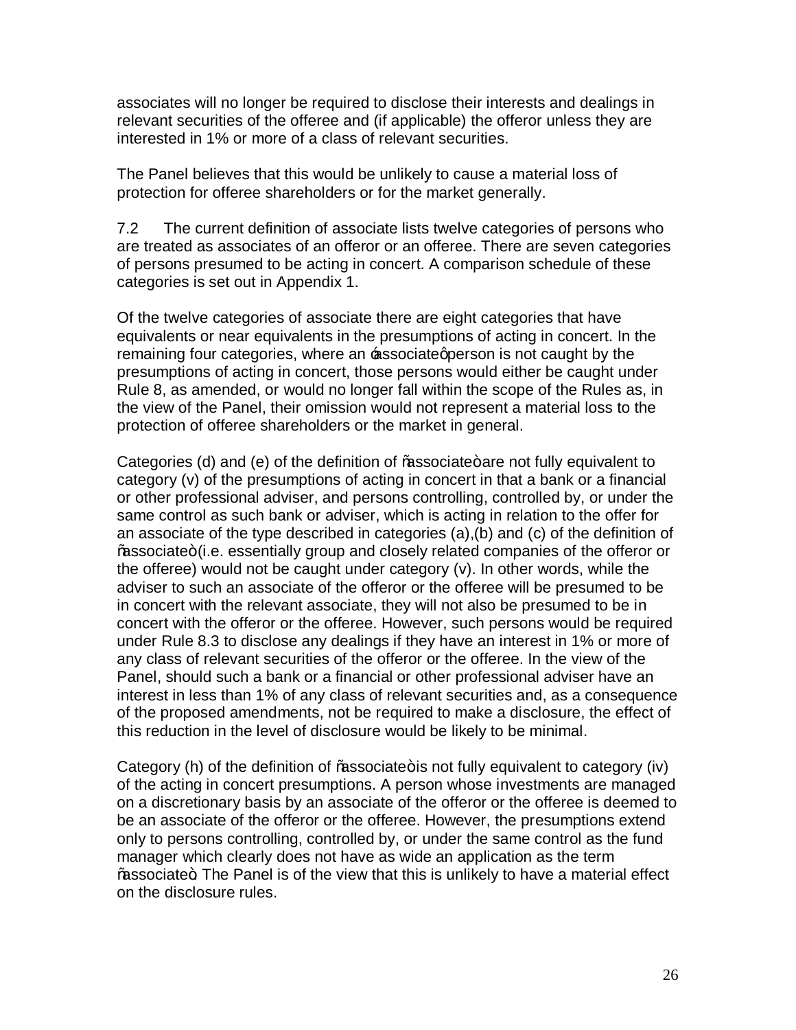associates will no longer be required to disclose their interests and dealings in relevant securities of the offeree and (if applicable) the offeror unless they are interested in 1% or more of a class of relevant securities.

The Panel believes that this would be unlikely to cause a material loss of protection for offeree shareholders or for the market generally.

7.2 The current definition of associate lists twelve categories of persons who are treated as associates of an offeror or an offeree. There are seven categories of persons presumed to be acting in concert. A comparison schedule of these categories is set out in Appendix 1.

Of the twelve categories of associate there are eight categories that have equivalents or near equivalents in the presumptions of acting in concert. In the remaining four categories, where an 'associate' person is not caught by the presumptions of acting in concert, those persons would either be caught under Rule 8, as amended, or would no longer fall within the scope of the Rules as, in the view of the Panel, their omission would not represent a material loss to the protection of offeree shareholders or the market in general.

Categories (d) and (e) of the definition of "associate" are not fully equivalent to category (v) of the presumptions of acting in concert in that a bank or a financial or other professional adviser, and persons controlling, controlled by, or under the same control as such bank or adviser, which is acting in relation to the offer for an associate of the type described in categories (a),(b) and (c) of the definition of "associate" (i.e. essentially group and closely related companies of the offeror or the offeree) would not be caught under category (v). In other words, while the adviser to such an associate of the offeror or the offeree will be presumed to be in concert with the relevant associate, they will not also be presumed to be in concert with the offeror or the offeree. However, such persons would be required under Rule 8.3 to disclose any dealings if they have an interest in 1% or more of any class of relevant securities of the offeror or the offeree. In the view of the Panel, should such a bank or a financial or other professional adviser have an interest in less than 1% of any class of relevant securities and, as a consequence of the proposed amendments, not be required to make a disclosure, the effect of this reduction in the level of disclosure would be likely to be minimal.

Category (h) of the definition of "associate" is not fully equivalent to category (iv) of the acting in concert presumptions. A person whose investments are managed on a discretionary basis by an associate of the offeror or the offeree is deemed to be an associate of the offeror or the offeree. However, the presumptions extend only to persons controlling, controlled by, or under the same control as the fund manager which clearly does not have as wide an application as the term "associate". The Panel is of the view that this is unlikely to have a material effect on the disclosure rules.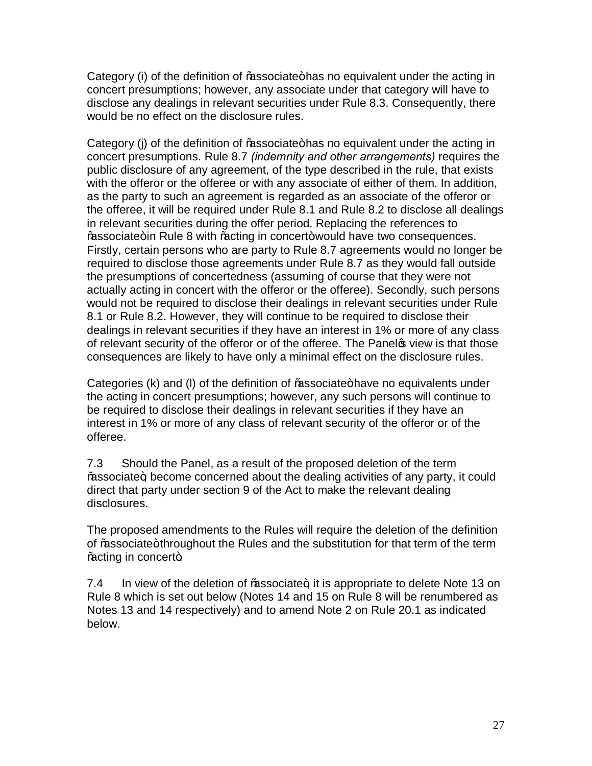Category (i) of the definition of "associate" has no equivalent under the acting in concert presumptions; however, any associate under that category will have to disclose any dealings in relevant securities under Rule 8.3. Consequently, there would be no effect on the disclosure rules.

Category (j) of the definition of "associate" has no equivalent under the acting in concert presumptions. Rule 8.7 *(indemnity and other arrangements)* requires the public disclosure of any agreement, of the type described in the rule, that exists with the offeror or the offeree or with any associate of either of them. In addition, as the party to such an agreement is regarded as an associate of the offeror or the offeree, it will be required under Rule 8.1 and Rule 8.2 to disclose all dealings in relevant securities during the offer period. Replacing the references to "associate" in Rule 8 with "acting in concert" would have two consequences. Firstly, certain persons who are party to Rule 8.7 agreements would no longer be required to disclose those agreements under Rule 8.7 as they would fall outside the presumptions of concertedness (assuming of course that they were not actually acting in concert with the offeror or the offeree). Secondly, such persons would not be required to disclose their dealings in relevant securities under Rule 8.1 or Rule 8.2. However, they will continue to be required to disclose their dealings in relevant securities if they have an interest in 1% or more of any class of relevant security of the offeror or of the offeree. The Panel's view is that those consequences are likely to have only a minimal effect on the disclosure rules.

Categories (k) and (l) of the definition of "associate" have no equivalents under the acting in concert presumptions; however, any such persons will continue to be required to disclose their dealings in relevant securities if they have an interest in 1% or more of any class of relevant security of the offeror or of the offeree.

7.3 Should the Panel, as a result of the proposed deletion of the term "associate", become concerned about the dealing activities of any party, it could direct that party under section 9 of the Act to make the relevant dealing disclosures.

The proposed amendments to the Rules will require the deletion of the definition of "associate" throughout the Rules and the substitution for that term of the term "acting in concert".

7.4 In view of the deletion of "associate", it is appropriate to delete Note 13 on Rule 8 which is set out below (Notes 14 and 15 on Rule 8 will be renumbered as Notes 13 and 14 respectively) and to amend Note 2 on Rule 20.1 as indicated below.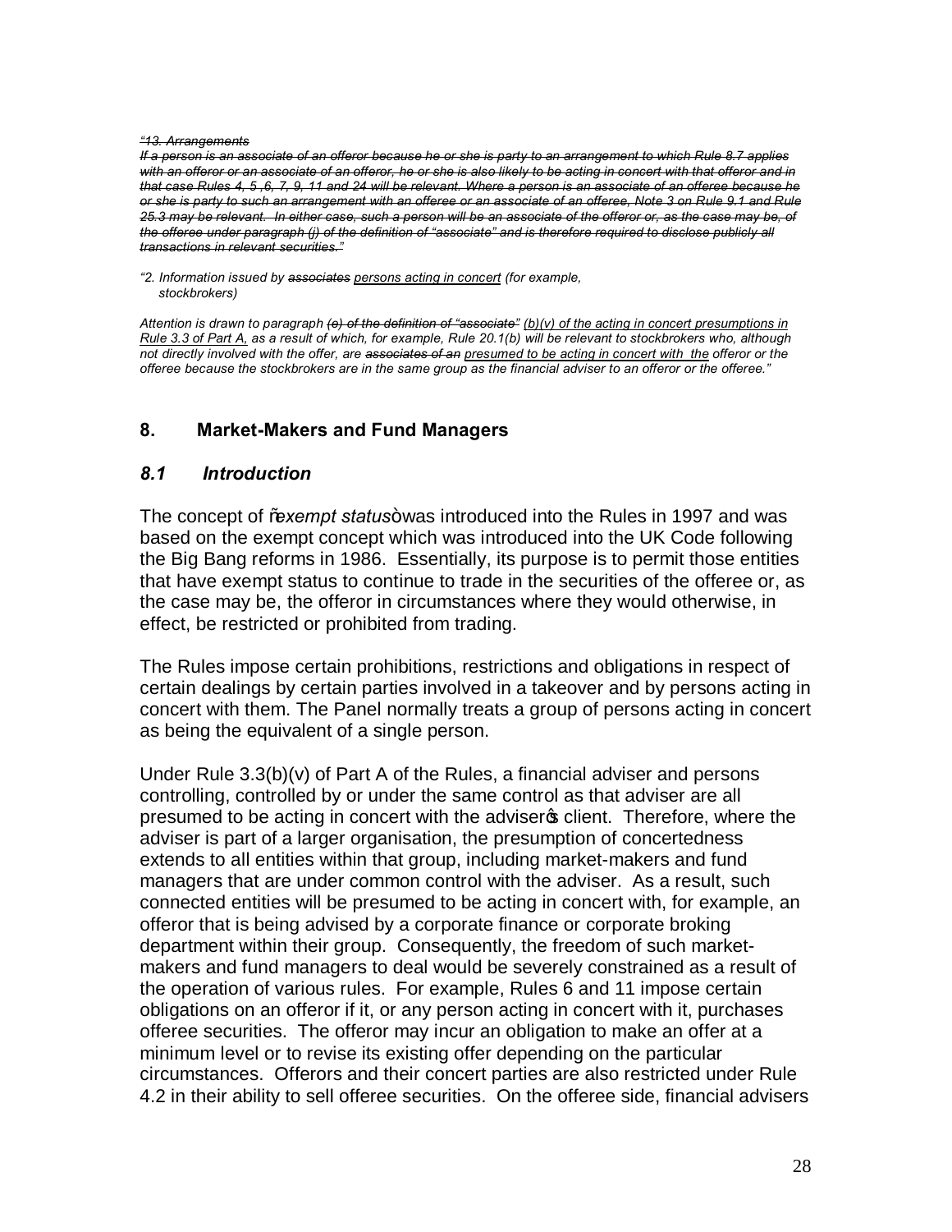~~*"13. Arrangements*~~

~~*If a person is an associate of an offeror because he or she is party to an arrangement to which Rule 8.7 applies with an offeror or an associate of an offeror, he or she is also likely to be acting in concert with that offeror and in that case Rules 4, 5 ,6, 7, 9, 11 and 24 will be relevant. Where a person is an associate of an offeree because he or she is party to such an arrangement with an offeree or an associate of an offeree, Note 3 on Rule 9.1 and Rule 25.3 may be relevant. In either case, such a person will be an associate of the offeror or, as the case may be, of the offeree under paragraph (j) of the definition of "associate" and is therefore required to disclose publicly all transactions in relevant securities."*~~

*"2. Information issued by ~~associates~~ <u>persons acting in concert</u> (for example, stockbrokers)*

*Attention is drawn to paragraph ~~(e) of the definition of "associate"~~ <u>(b)(v) of the acting in concert presumptions in Rule 3.3 of Part A,</u> as a result of which, for example, Rule 20.1(b) will be relevant to stockbrokers who, although not directly involved with the offer, are ~~associates of an~~ <u>presumed to be acting in concert with the</u> offeror or the offeree because the stockbrokers are in the same group as the financial adviser to an offeror or the offeree."*

## 8. Market-Makers and Fund Managers

### *8.1 Introduction*

The concept of "*exempt status*" was introduced into the Rules in 1997 and was based on the exempt concept which was introduced into the UK Code following the Big Bang reforms in 1986. Essentially, its purpose is to permit those entities that have exempt status to continue to trade in the securities of the offeree or, as the case may be, the offeror in circumstances where they would otherwise, in effect, be restricted or prohibited from trading.

The Rules impose certain prohibitions, restrictions and obligations in respect of certain dealings by certain parties involved in a takeover and by persons acting in concert with them. The Panel normally treats a group of persons acting in concert as being the equivalent of a single person.

Under Rule 3.3(b)(v) of Part A of the Rules, a financial adviser and persons controlling, controlled by or under the same control as that adviser are all presumed to be acting in concert with the adviser's client. Therefore, where the adviser is part of a larger organisation, the presumption of concertedness extends to all entities within that group, including market-makers and fund managers that are under common control with the adviser. As a result, such connected entities will be presumed to be acting in concert with, for example, an offeror that is being advised by a corporate finance or corporate broking department within their group. Consequently, the freedom of such market-makers and fund managers to deal would be severely constrained as a result of the operation of various rules. For example, Rules 6 and 11 impose certain obligations on an offeror if it, or any person acting in concert with it, purchases offeree securities. The offeror may incur an obligation to make an offer at a minimum level or to revise its existing offer depending on the particular circumstances. Offerors and their concert parties are also restricted under Rule 4.2 in their ability to sell offeree securities. On the offeree side, financial advisers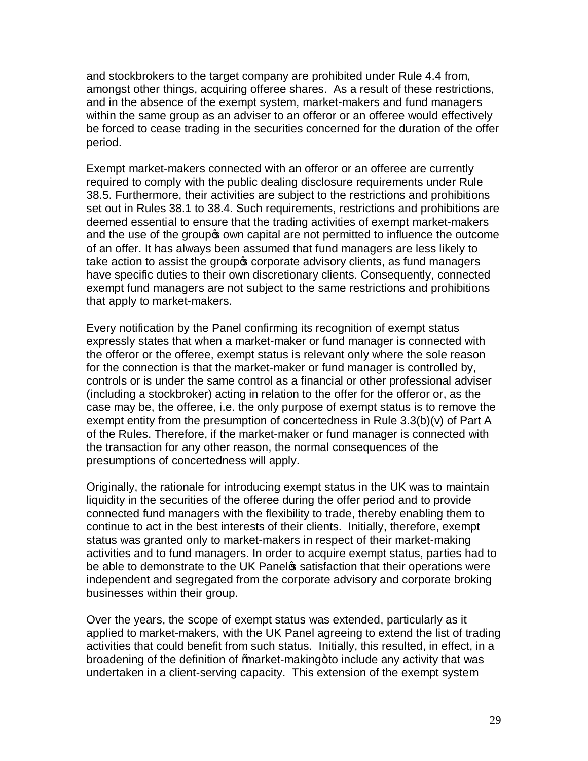and stockbrokers to the target company are prohibited under Rule 4.4 from, amongst other things, acquiring offeree shares. As a result of these restrictions, and in the absence of the exempt system, market-makers and fund managers within the same group as an adviser to an offeror or an offeree would effectively be forced to cease trading in the securities concerned for the duration of the offer period.

Exempt market-makers connected with an offeror or an offeree are currently required to comply with the public dealing disclosure requirements under Rule 38.5. Furthermore, their activities are subject to the restrictions and prohibitions set out in Rules 38.1 to 38.4. Such requirements, restrictions and prohibitions are deemed essential to ensure that the trading activities of exempt market-makers and the use of the group's own capital are not permitted to influence the outcome of an offer. It has always been assumed that fund managers are less likely to take action to assist the group's corporate advisory clients, as fund managers have specific duties to their own discretionary clients. Consequently, connected exempt fund managers are not subject to the same restrictions and prohibitions that apply to market-makers.

Every notification by the Panel confirming its recognition of exempt status expressly states that when a market-maker or fund manager is connected with the offeror or the offeree, exempt status is relevant only where the sole reason for the connection is that the market-maker or fund manager is controlled by, controls or is under the same control as a financial or other professional adviser (including a stockbroker) acting in relation to the offer for the offeror or, as the case may be, the offeree, i.e. the only purpose of exempt status is to remove the exempt entity from the presumption of concertedness in Rule 3.3(b)(v) of Part A of the Rules. Therefore, if the market-maker or fund manager is connected with the transaction for any other reason, the normal consequences of the presumptions of concertedness will apply.

Originally, the rationale for introducing exempt status in the UK was to maintain liquidity in the securities of the offeree during the offer period and to provide connected fund managers with the flexibility to trade, thereby enabling them to continue to act in the best interests of their clients. Initially, therefore, exempt status was granted only to market-makers in respect of their market-making activities and to fund managers. In order to acquire exempt status, parties had to be able to demonstrate to the UK Panel's satisfaction that their operations were independent and segregated from the corporate advisory and corporate broking businesses within their group.

Over the years, the scope of exempt status was extended, particularly as it applied to market-makers, with the UK Panel agreeing to extend the list of trading activities that could benefit from such status. Initially, this resulted, in effect, in a broadening of the definition of "market-making" to include any activity that was undertaken in a client-serving capacity. This extension of the exempt system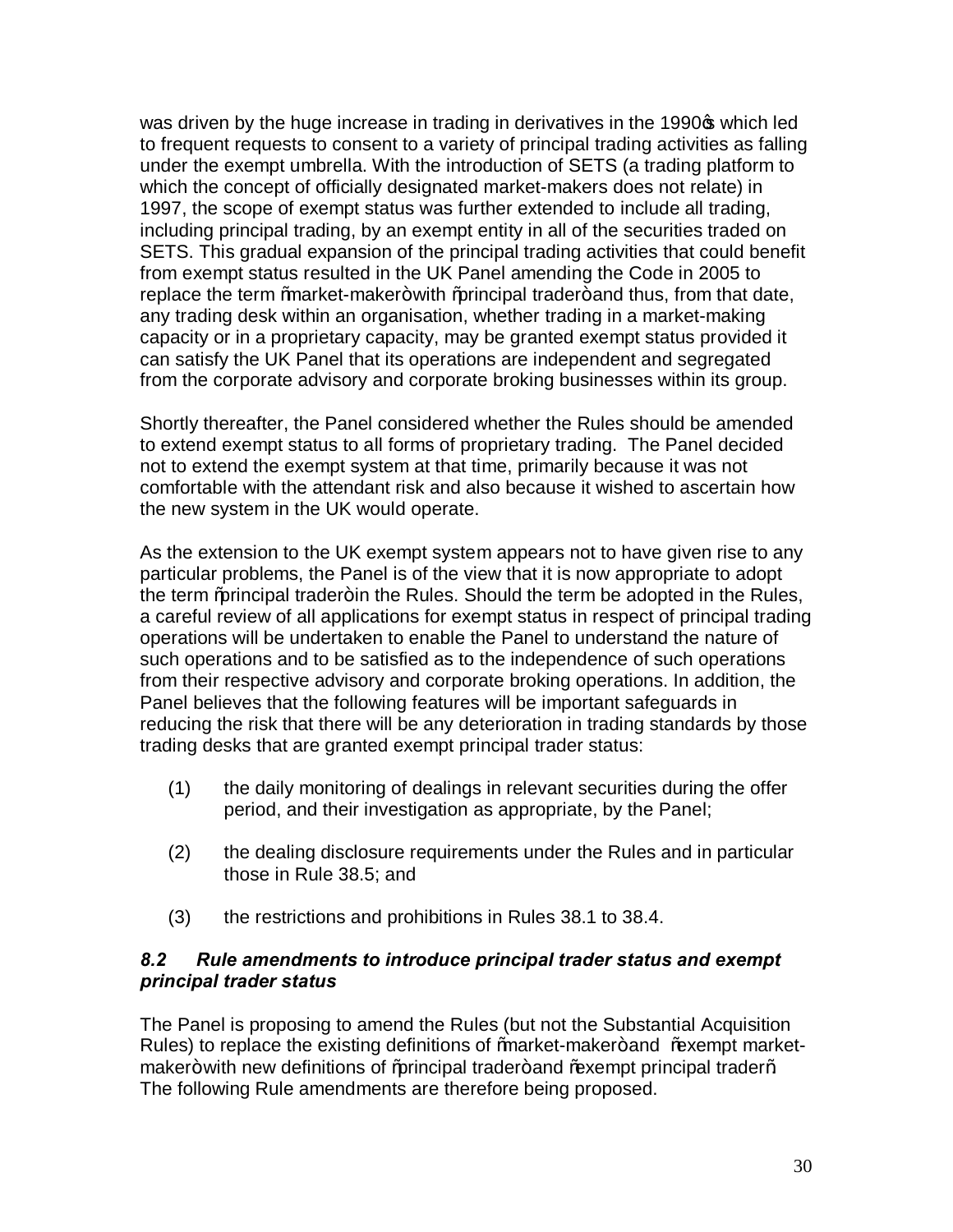was driven by the huge increase in trading in derivatives in the 1990's which led to frequent requests to consent to a variety of principal trading activities as falling under the exempt umbrella. With the introduction of SETS (a trading platform to which the concept of officially designated market-makers does not relate) in 1997, the scope of exempt status was further extended to include all trading, including principal trading, by an exempt entity in all of the securities traded on SETS. This gradual expansion of the principal trading activities that could benefit from exempt status resulted in the UK Panel amending the Code in 2005 to replace the term "market-maker" with "principal trader" and thus, from that date, any trading desk within an organisation, whether trading in a market-making capacity or in a proprietary capacity, may be granted exempt status provided it can satisfy the UK Panel that its operations are independent and segregated from the corporate advisory and corporate broking businesses within its group.

Shortly thereafter, the Panel considered whether the Rules should be amended to extend exempt status to all forms of proprietary trading. The Panel decided not to extend the exempt system at that time, primarily because it was not comfortable with the attendant risk and also because it wished to ascertain how the new system in the UK would operate.

As the extension to the UK exempt system appears not to have given rise to any particular problems, the Panel is of the view that it is now appropriate to adopt the term "principal trader" in the Rules. Should the term be adopted in the Rules, a careful review of all applications for exempt status in respect of principal trading operations will be undertaken to enable the Panel to understand the nature of such operations and to be satisfied as to the independence of such operations from their respective advisory and corporate broking operations. In addition, the Panel believes that the following features will be important safeguards in reducing the risk that there will be any deterioration in trading standards by those trading desks that are granted exempt principal trader status:

(1) the daily monitoring of dealings in relevant securities during the offer period, and their investigation as appropriate, by the Panel;

(2) the dealing disclosure requirements under the Rules and in particular those in Rule 38.5; and

(3) the restrictions and prohibitions in Rules 38.1 to 38.4.

### *8.2 Rule amendments to introduce principal trader status and exempt principal trader status*

The Panel is proposing to amend the Rules (but not the Substantial Acquisition Rules) to replace the existing definitions of "market-maker" and "exempt market-maker" with new definitions of "principal trader" and "exempt principal trader". The following Rule amendments are therefore being proposed.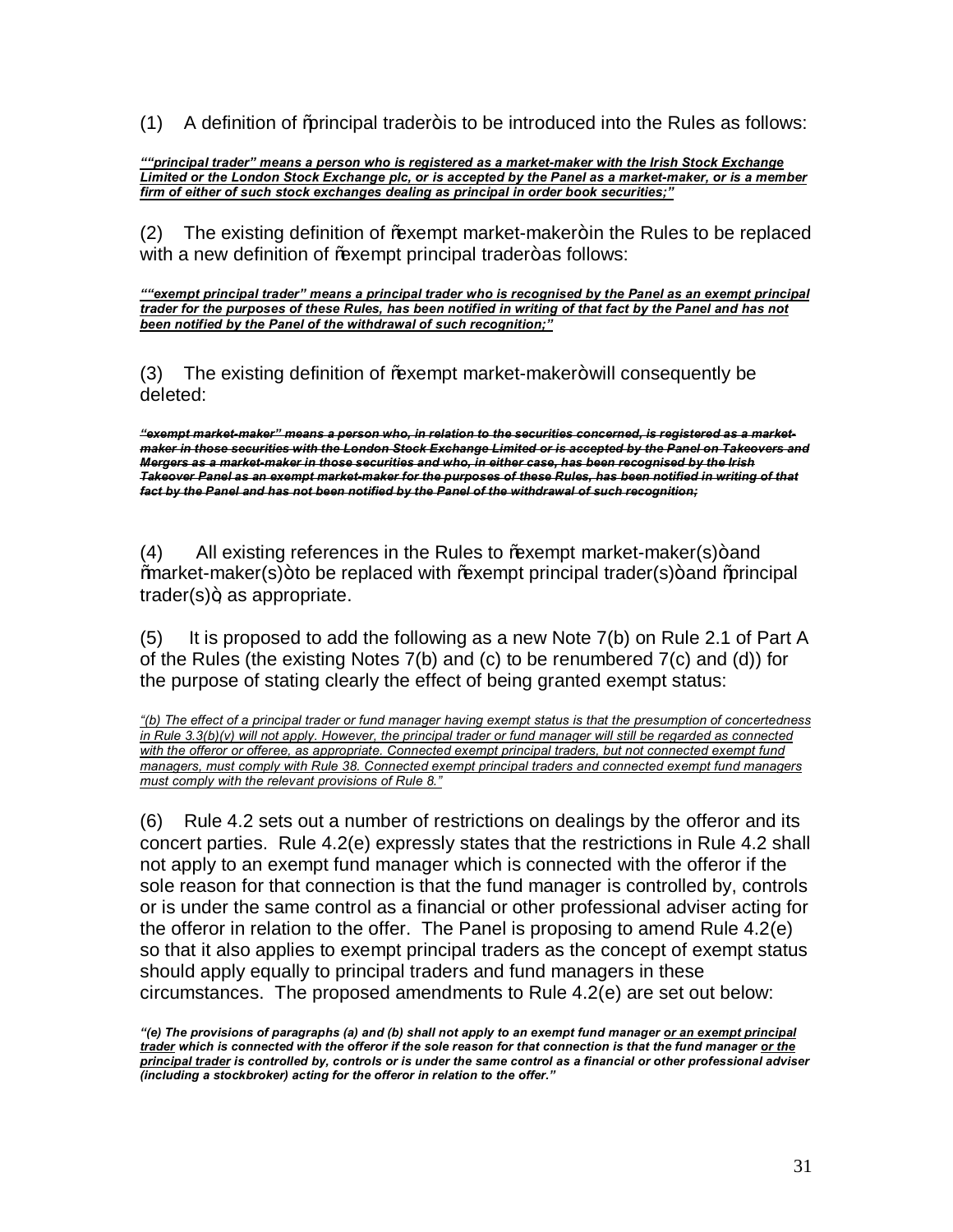(1) A definition of "principal trader" is to be introduced into the Rules as follows:

***<u>""principal trader" means a person who is registered as a market-maker with the Irish Stock Exchange Limited or the London Stock Exchange plc, or is accepted by the Panel as a market-maker, or is a member firm of either of such stock exchanges dealing as principal in order book securities;"</u>***

(2) The existing definition of "exempt market-maker" in the Rules to be replaced with a new definition of "exempt principal trader" as follows:

***<u>""exempt principal trader" means a principal trader who is recognised by the Panel as an exempt principal trader for the purposes of these Rules, has been notified in writing of that fact by the Panel and has not been notified by the Panel of the withdrawal of such recognition;"</u>***

(3) The existing definition of "exempt market-maker" will consequently be deleted:

***~~"exempt market-maker" means a person who, in relation to the securities concerned, is registered as a market-maker in those securities with the London Stock Exchange Limited or is accepted by the Panel on Takeovers and Mergers as a market-maker in those securities and who, in either case, has been recognised by the Irish Takeover Panel as an exempt market-maker for the purposes of these Rules, has been notified in writing of that fact by the Panel and has not been notified by the Panel of the withdrawal of such recognition;~~***

(4) All existing references in the Rules to "exempt market-maker(s)" and "market-maker(s)" to be replaced with "exempt principal trader(s)" and "principal trader(s)", as appropriate.

(5) It is proposed to add the following as a new Note 7(b) on Rule 2.1 of Part A of the Rules (the existing Notes 7(b) and (c) to be renumbered 7(c) and (d)) for the purpose of stating clearly the effect of being granted exempt status:

*<u>"(b) The effect of a principal trader or fund manager having exempt status is that the presumption of concertedness in Rule 3.3(b)(v) will not apply. However, the principal trader or fund manager will still be regarded as connected with the offeror or offeree, as appropriate. Connected exempt principal traders, but not connected exempt fund managers, must comply with Rule 38. Connected exempt principal traders and connected exempt fund managers must comply with the relevant provisions of Rule 8."</u>*

(6) Rule 4.2 sets out a number of restrictions on dealings by the offeror and its concert parties. Rule 4.2(e) expressly states that the restrictions in Rule 4.2 shall not apply to an exempt fund manager which is connected with the offeror if the sole reason for that connection is that the fund manager is controlled by, controls or is under the same control as a financial or other professional adviser acting for the offeror in relation to the offer. The Panel is proposing to amend Rule 4.2(e) so that it also applies to exempt principal traders as the concept of exempt status should apply equally to principal traders and fund managers in these circumstances. The proposed amendments to Rule 4.2(e) are set out below:

***"(e) The provisions of paragraphs (a) and (b) shall not apply to an exempt fund manager <u>or an exempt principal trader</u> which is connected with the offeror if the sole reason for that connection is that the fund manager <u>or the principal trader</u> is controlled by, controls or is under the same control as a financial or other professional adviser (including a stockbroker) acting for the offeror in relation to the offer."***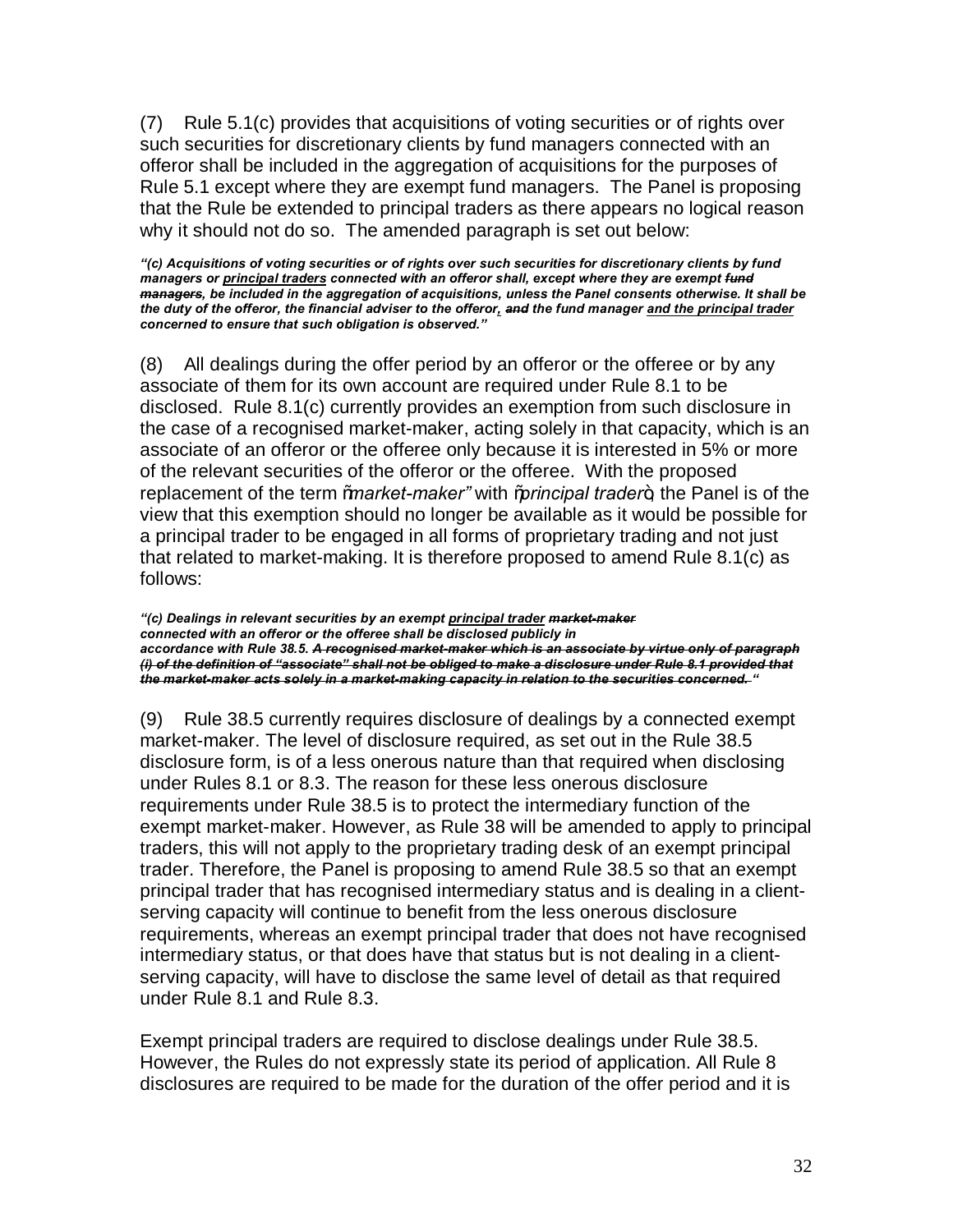(7) Rule 5.1(c) provides that acquisitions of voting securities or of rights over such securities for discretionary clients by fund managers connected with an offeror shall be included in the aggregation of acquisitions for the purposes of Rule 5.1 except where they are exempt fund managers. The Panel is proposing that the Rule be extended to principal traders as there appears no logical reason why it should not do so. The amended paragraph is set out below:

***"(c) Acquisitions of voting securities or of rights over such securities for discretionary clients by fund managers or <u>principal traders</u> connected with an offeror shall, except where they are exempt ~~fund managers~~, be included in the aggregation of acquisitions, unless the Panel consents otherwise. It shall be the duty of the offeror, the financial adviser to the offeror<u>,</u> ~~and~~ the fund manager <u>and the principal trader</u> concerned to ensure that such obligation is observed."***

(8) All dealings during the offer period by an offeror or the offeree or by any associate of them for its own account are required under Rule 8.1 to be disclosed. Rule 8.1(c) currently provides an exemption from such disclosure in the case of a recognised market-maker, acting solely in that capacity, which is an associate of an offeror or the offeree only because it is interested in 5% or more of the relevant securities of the offeror or the offeree. With the proposed replacement of the term "*market-maker*" with "*principal trader*", the Panel is of the view that this exemption should no longer be available as it would be possible for a principal trader to be engaged in all forms of proprietary trading and not just that related to market-making. It is therefore proposed to amend Rule 8.1(c) as follows:

***"(c) Dealings in relevant securities by an exempt <u>principal trader</u> ~~market-maker~~ connected with an offeror or the offeree shall be disclosed publicly in accordance with Rule 38.5. ~~A recognised market-maker which is an associate by virtue only of paragraph (i) of the definition of "associate" shall not be obliged to make a disclosure under Rule 8.1 provided that the market-maker acts solely in a market-making capacity in relation to the securities concerned.~~ "***

(9) Rule 38.5 currently requires disclosure of dealings by a connected exempt market-maker. The level of disclosure required, as set out in the Rule 38.5 disclosure form, is of a less onerous nature than that required when disclosing under Rules 8.1 or 8.3. The reason for these less onerous disclosure requirements under Rule 38.5 is to protect the intermediary function of the exempt market-maker. However, as Rule 38 will be amended to apply to principal traders, this will not apply to the proprietary trading desk of an exempt principal trader. Therefore, the Panel is proposing to amend Rule 38.5 so that an exempt principal trader that has recognised intermediary status and is dealing in a client-serving capacity will continue to benefit from the less onerous disclosure requirements, whereas an exempt principal trader that does not have recognised intermediary status, or that does have that status but is not dealing in a client-serving capacity, will have to disclose the same level of detail as that required under Rule 8.1 and Rule 8.3.

Exempt principal traders are required to disclose dealings under Rule 38.5. However, the Rules do not expressly state its period of application. All Rule 8 disclosures are required to be made for the duration of the offer period and it is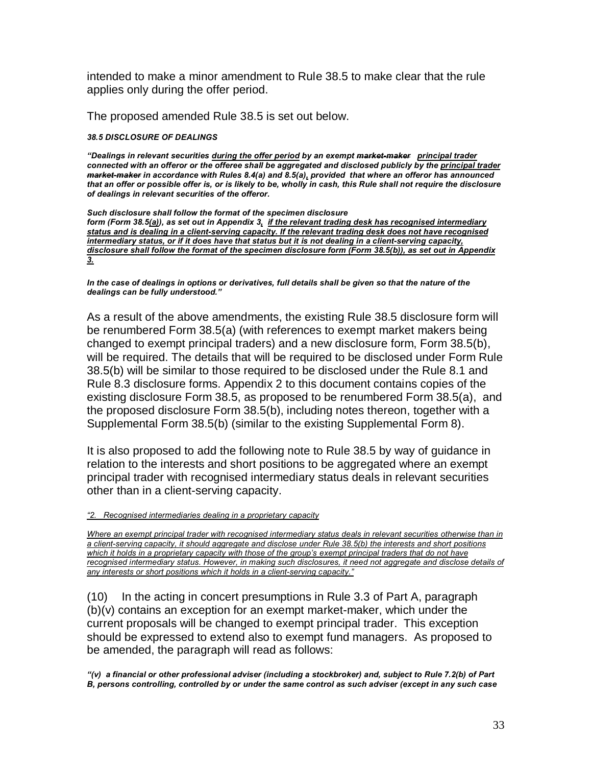intended to make a minor amendment to Rule 38.5 to make clear that the rule applies only during the offer period.

The proposed amended Rule 38.5 is set out below.

***38.5 DISCLOSURE OF DEALINGS***

***"Dealings in relevant securities <u>during the offer period</u> by an exempt ~~market-maker~~ <u>principal trader</u> connected with an offeror or the offeree shall be aggregated and disclosed publicly by the <u>principal trader</u> ~~market-maker~~ in accordance with Rules 8.4(a) and 8.5(a)<u>,</u> provided that where an offeror has announced that an offer or possible offer is, or is likely to be, wholly in cash, this Rule shall not require the disclosure of dealings in relevant securities of the offeror.***

***Such disclosure shall follow the format of the specimen disclosure form (Form 38.5<u>(a)</u>), as set out in Appendix 3<u>, if the relevant trading desk has recognised intermediary status and is dealing in a client-serving capacity. If the relevant trading desk does not have recognised intermediary status, or if it does have that status but it is not dealing in a client-serving capacity, disclosure shall follow the format of the specimen disclosure form (Form 38.5(b)), as set out in Appendix 3.</u>***

***In the case of dealings in options or derivatives, full details shall be given so that the nature of the dealings can be fully understood."***

As a result of the above amendments, the existing Rule 38.5 disclosure form will be renumbered Form 38.5(a) (with references to exempt market makers being changed to exempt principal traders) and a new disclosure form, Form 38.5(b), will be required. The details that will be required to be disclosed under Form Rule 38.5(b) will be similar to those required to be disclosed under the Rule 8.1 and Rule 8.3 disclosure forms. Appendix 2 to this document contains copies of the existing disclosure Form 38.5, as proposed to be renumbered Form 38.5(a), and the proposed disclosure Form 38.5(b), including notes thereon, together with a Supplemental Form 38.5(b) (similar to the existing Supplemental Form 8).

It is also proposed to add the following note to Rule 38.5 by way of guidance in relation to the interests and short positions to be aggregated where an exempt principal trader with recognised intermediary status deals in relevant securities other than in a client-serving capacity.

*<u>"2. Recognised intermediaries dealing in a proprietary capacity</u>*

*<u>Where an exempt principal trader with recognised intermediary status deals in relevant securities otherwise than in a client-serving capacity, it should aggregate and disclose under Rule 38.5(b) the interests and short positions which it holds in a proprietary capacity with those of the group's exempt principal traders that do not have recognised intermediary status. However, in making such disclosures, it need not aggregate and disclose details of any interests or short positions which it holds in a client-serving capacity."</u>*

(10) In the acting in concert presumptions in Rule 3.3 of Part A, paragraph (b)(v) contains an exception for an exempt market-maker, which under the current proposals will be changed to exempt principal trader. This exception should be expressed to extend also to exempt fund managers. As proposed to be amended, the paragraph will read as follows:

***"(v) a financial or other professional adviser (including a stockbroker) and, subject to Rule 7.2(b) of Part B, persons controlling, controlled by or under the same control as such adviser (except in any such case***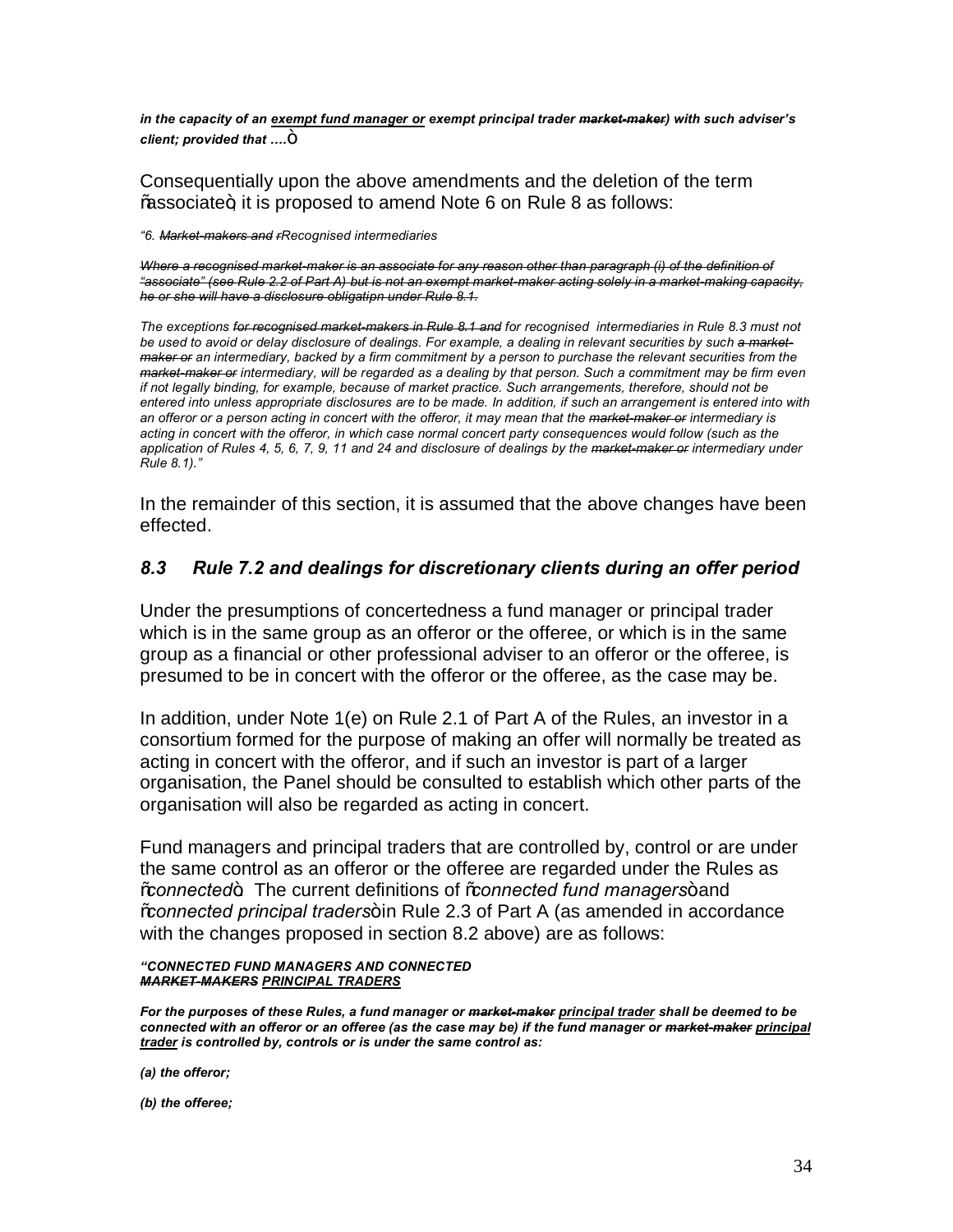***in the capacity of an exempt fund manager or exempt principal trader ~~market-maker~~) with such adviser's client; provided that ….*"**

Consequentially upon the above amendments and the deletion of the term "associate", it is proposed to amend Note 6 on Rule 8 as follows:

*"6. ~~Market-makers and r~~Recognised intermediaries*

*~~Where a recognised market-maker is an associate for any reason other than paragraph (i) of the definition of "associate" (see Rule 2.2 of Part A) but is not an exempt market-maker acting solely in a market-making capacity, he or she will have a disclosure obligation under Rule 8.1.~~*

*The exceptions ~~for recognised market-makers in Rule 8.1 and~~ for recognised intermediaries in Rule 8.3 must not be used to avoid or delay disclosure of dealings. For example, a dealing in relevant securities by such ~~a market-maker or~~ an intermediary, backed by a firm commitment by a person to purchase the relevant securities from the ~~market-maker or~~ intermediary, will be regarded as a dealing by that person. Such a commitment may be firm even if not legally binding, for example, because of market practice. Such arrangements, therefore, should not be entered into unless appropriate disclosures are to be made. In addition, if such an arrangement is entered into with an offeror or a person acting in concert with the offeror, it may mean that the ~~market-maker or~~ intermediary is acting in concert with the offeror, in which case normal concert party consequences would follow (such as the application of Rules 4, 5, 6, 7, 9, 11 and 24 and disclosure of dealings by the ~~market-maker or~~ intermediary under Rule 8.1)."*

In the remainder of this section, it is assumed that the above changes have been effected.

### *8.3 Rule 7.2 and dealings for discretionary clients during an offer period*

Under the presumptions of concertedness a fund manager or principal trader which is in the same group as an offeror or the offeree, or which is in the same group as a financial or other professional adviser to an offeror or the offeree, is presumed to be in concert with the offeror or the offeree, as the case may be.

In addition, under Note 1(e) on Rule 2.1 of Part A of the Rules, an investor in a consortium formed for the purpose of making an offer will normally be treated as acting in concert with the offeror, and if such an investor is part of a larger organisation, the Panel should be consulted to establish which other parts of the organisation will also be regarded as acting in concert.

Fund managers and principal traders that are controlled by, control or are under the same control as an offeror or the offeree are regarded under the Rules as "*connected*". The current definitions of "*connected fund managers*" and "*connected principal traders*" in Rule 2.3 of Part A (as amended in accordance with the changes proposed in section 8.2 above) are as follows:

***"CONNECTED FUND MANAGERS AND CONNECTED ~~MARKET-MAKERS~~ PRINCIPAL TRADERS***

***For the purposes of these Rules, a fund manager or ~~market-maker~~ principal trader shall be deemed to be connected with an offeror or an offeree (as the case may be) if the fund manager or ~~market-maker~~ principal trader is controlled by, controls or is under the same control as:***

***(a) the offeror;***

***(b) the offeree;***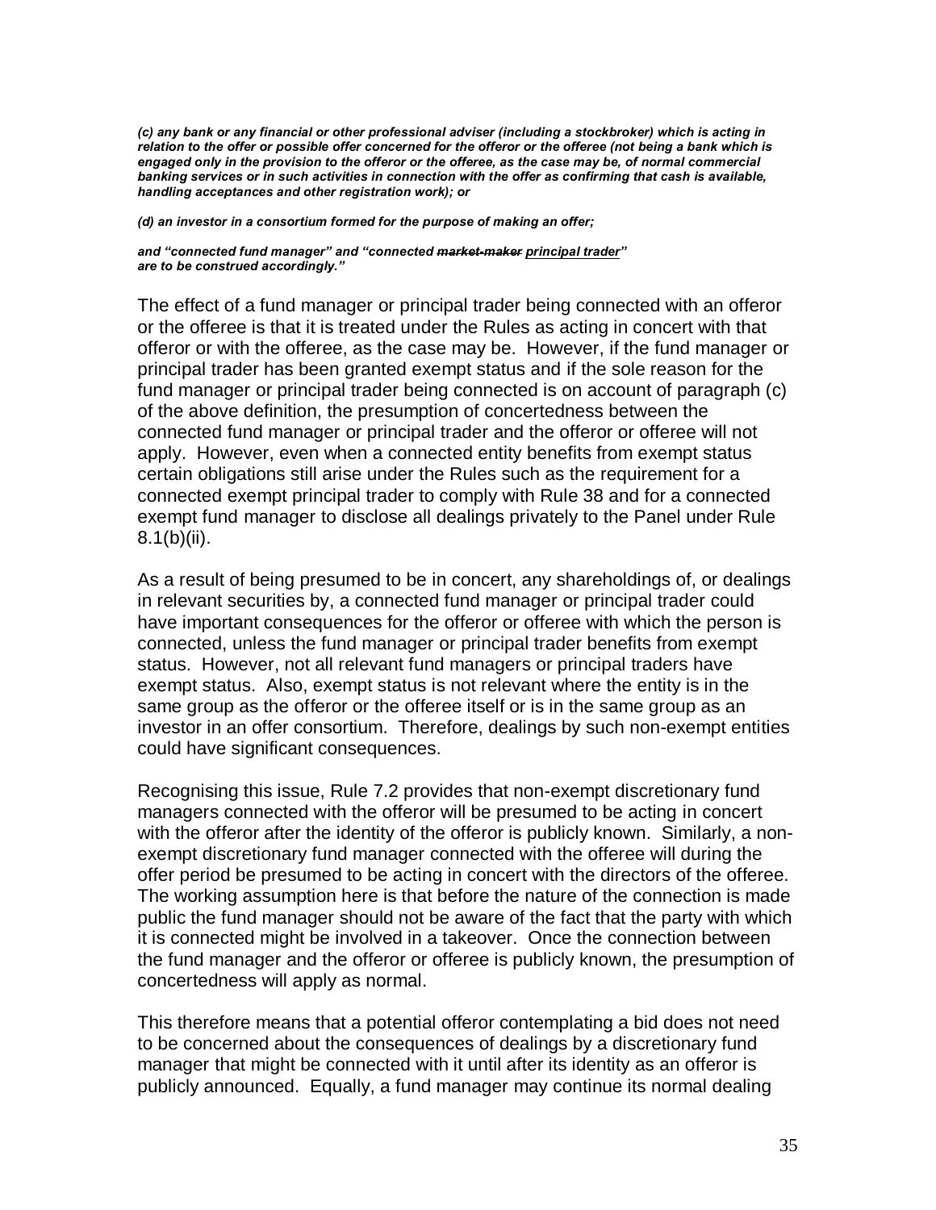*(c) any bank or any financial or other professional adviser (including a stockbroker) which is acting in relation to the offer or possible offer concerned for the offeror or the offeree (not being a bank which is engaged only in the provision to the offeror or the offeree, as the case may be, of normal commercial banking services or in such activities in connection with the offer as confirming that cash is available, handling acceptances and other registration work); or*

*(d) an investor in a consortium formed for the purpose of making an offer;*

*and "connected fund manager" and "connected ~~market-maker~~ principal trader" are to be construed accordingly."*

The effect of a fund manager or principal trader being connected with an offeror or the offeree is that it is treated under the Rules as acting in concert with that offeror or with the offeree, as the case may be. However, if the fund manager or principal trader has been granted exempt status and if the sole reason for the fund manager or principal trader being connected is on account of paragraph (c) of the above definition, the presumption of concertedness between the connected fund manager or principal trader and the offeror or offeree will not apply. However, even when a connected entity benefits from exempt status certain obligations still arise under the Rules such as the requirement for a connected exempt principal trader to comply with Rule 38 and for a connected exempt fund manager to disclose all dealings privately to the Panel under Rule 8.1(b)(ii).

As a result of being presumed to be in concert, any shareholdings of, or dealings in relevant securities by, a connected fund manager or principal trader could have important consequences for the offeror or offeree with which the person is connected, unless the fund manager or principal trader benefits from exempt status. However, not all relevant fund managers or principal traders have exempt status. Also, exempt status is not relevant where the entity is in the same group as the offeror or the offeree itself or is in the same group as an investor in an offer consortium. Therefore, dealings by such non-exempt entities could have significant consequences.

Recognising this issue, Rule 7.2 provides that non-exempt discretionary fund managers connected with the offeror will be presumed to be acting in concert with the offeror after the identity of the offeror is publicly known. Similarly, a non-exempt discretionary fund manager connected with the offeree will during the offer period be presumed to be acting in concert with the directors of the offeree. The working assumption here is that before the nature of the connection is made public the fund manager should not be aware of the fact that the party with which it is connected might be involved in a takeover. Once the connection between the fund manager and the offeror or offeree is publicly known, the presumption of concertedness will apply as normal.

This therefore means that a potential offeror contemplating a bid does not need to be concerned about the consequences of dealings by a discretionary fund manager that might be connected with it until after its identity as an offeror is publicly announced. Equally, a fund manager may continue its normal dealing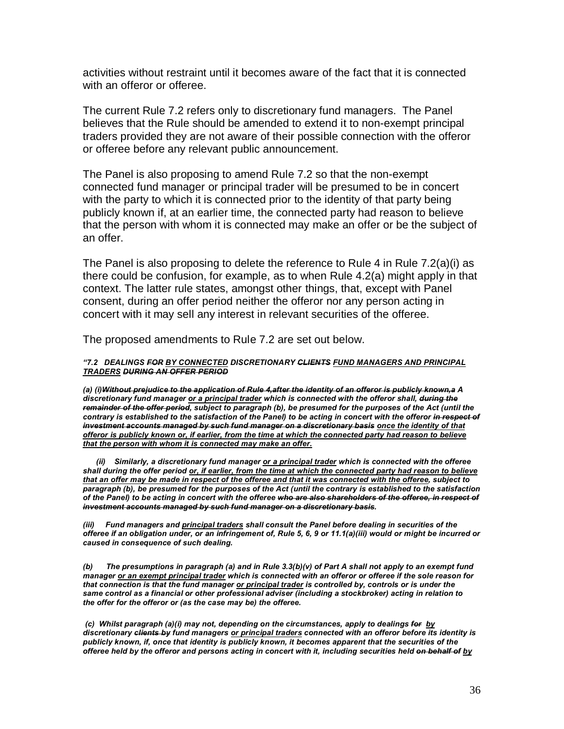activities without restraint until it becomes aware of the fact that it is connected with an offeror or offeree.

The current Rule 7.2 refers only to discretionary fund managers. The Panel believes that the Rule should be amended to extend it to non-exempt principal traders provided they are not aware of their possible connection with the offeror or offeree before any relevant public announcement.

The Panel is also proposing to amend Rule 7.2 so that the non-exempt connected fund manager or principal trader will be presumed to be in concert with the party to which it is connected prior to the identity of that party being publicly known if, at an earlier time, the connected party had reason to believe that the person with whom it is connected may make an offer or be the subject of an offer.

The Panel is also proposing to delete the reference to Rule 4 in Rule 7.2(a)(i) as there could be confusion, for example, as to when Rule 4.2(a) might apply in that context. The latter rule states, amongst other things, that, except with Panel consent, during an offer period neither the offeror nor any person acting in concert with it may sell any interest in relevant securities of the offeree.

The proposed amendments to Rule 7.2 are set out below.

***"7.2 DEALINGS ~~FOR~~ <u>BY CONNECTED</u> DISCRETIONARY ~~CLIENTS~~ <u>FUND MANAGERS AND PRINCIPAL TRADERS</u> ~~DURING AN OFFER PERIOD~~***

***(a) (i)~~Without prejudice to the application of Rule 4,after the identity of an offeror is publicly known,a~~ A discretionary fund manager <u>or a principal trader</u> which is connected with the offeror shall, ~~during the remainder of the offer period~~, subject to paragraph (b), be presumed for the purposes of the Act (until the contrary is established to the satisfaction of the Panel) to be acting in concert with the offeror ~~in respect of investment accounts managed by such fund manager on a discretionary basis~~ <u>once the identity of that offeror is publicly known or, if earlier, from the time at which the connected party had reason to believe that the person with whom it is connected may make an offer.</u>***

***(ii) Similarly, a discretionary fund manager <u>or a principal trader</u> which is connected with the offeree shall during the offer period <u>or, if earlier, from the time at which the connected party had reason to believe that an offer may be made in respect of the offeree and that it was connected with the offeree</u>, subject to paragraph (b), be presumed for the purposes of the Act (until the contrary is established to the satisfaction of the Panel) to be acting in concert with the offeree ~~who are also shareholders of the offeree, in respect of investment accounts managed by such fund manager on a discretionary basis~~.***

***(iii) Fund managers and <u>principal traders</u> shall consult the Panel before dealing in securities of the offeree if an obligation under, or an infringement of, Rule 5, 6, 9 or 11.1(a)(iii) would or might be incurred or caused in consequence of such dealing.***

***(b) The presumptions in paragraph (a) and in Rule 3.3(b)(v) of Part A shall not apply to an exempt fund manager <u>or an exempt principal trader</u> which is connected with an offeror or offeree if the sole reason for that connection is that the fund manager <u>or principal trader</u> is controlled by, controls or is under the same control as a financial or other professional adviser (including a stockbroker) acting in relation to the offer for the offeror or (as the case may be) the offeree.***

***(c) Whilst paragraph (a)(i) may not, depending on the circumstances, apply to dealings ~~for~~ <u>by</u> discretionary ~~clients by~~ fund managers <u>or principal traders</u> connected with an offeror before its identity is publicly known, if, once that identity is publicly known, it becomes apparent that the securities of the offeree held by the offeror and persons acting in concert with it, including securities held ~~on behalf of~~ <u>by</u>***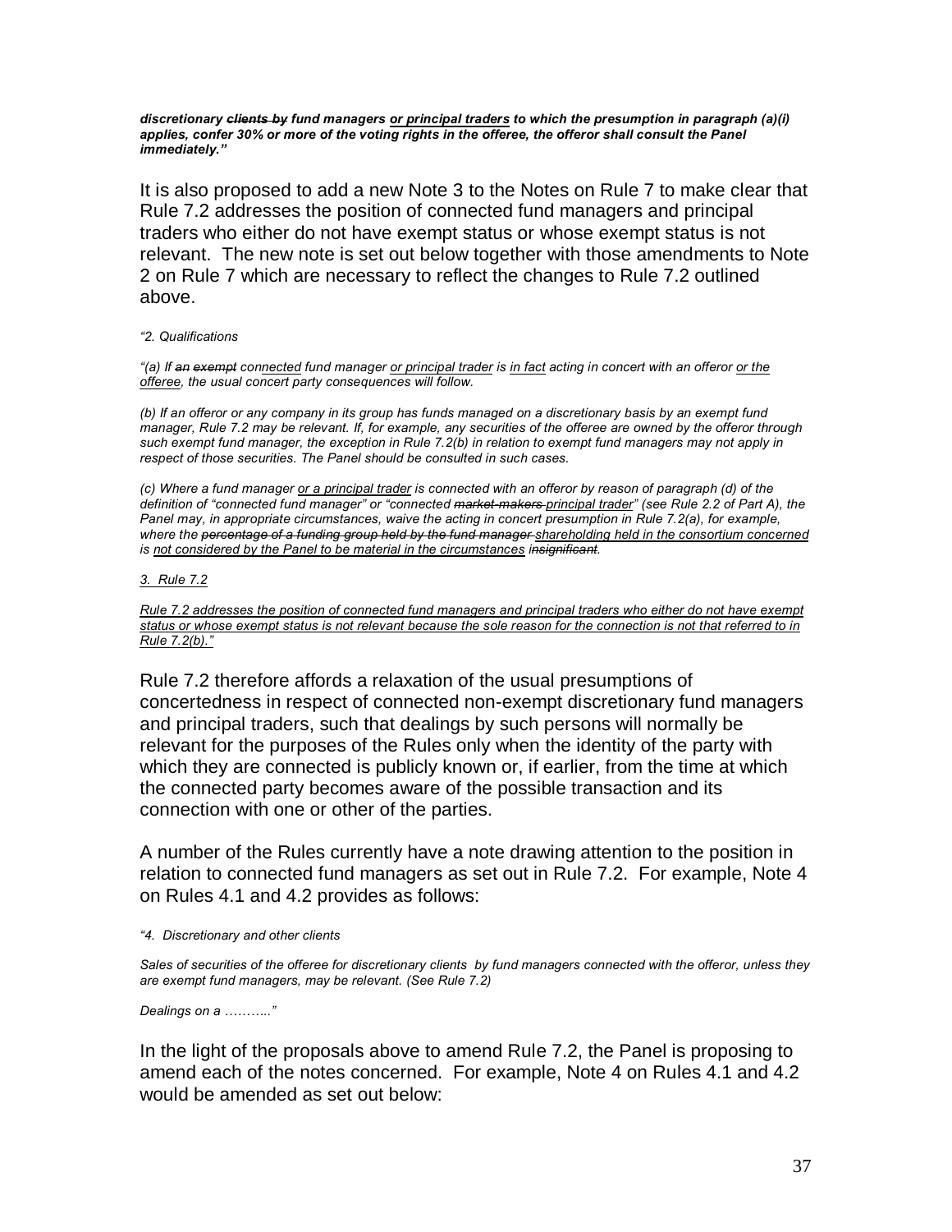***discretionary ~~clients by~~ fund managers <u>or principal traders</u> to which the presumption in paragraph (a)(i) applies, confer 30% or more of the voting rights in the offeree, the offeror shall consult the Panel immediately."***

It is also proposed to add a new Note 3 to the Notes on Rule 7 to make clear that Rule 7.2 addresses the position of connected fund managers and principal traders who either do not have exempt status or whose exempt status is not relevant. The new note is set out below together with those amendments to Note 2 on Rule 7 which are necessary to reflect the changes to Rule 7.2 outlined above.

*"2. Qualifications*

*"(a) If ~~an exempt~~ con<u>nected</u> fund manager <u>or principal trader</u> is <u>in fact</u> acting in concert with an offeror <u>or the offeree</u>, the usual concert party consequences will follow.*

*(b) If an offeror or any company in its group has funds managed on a discretionary basis by an exempt fund manager, Rule 7.2 may be relevant. If, for example, any securities of the offeree are owned by the offeror through such exempt fund manager, the exception in Rule 7.2(b) in relation to exempt fund managers may not apply in respect of those securities. The Panel should be consulted in such cases.*

*(c) Where a fund manager <u>or a principal trader</u> is connected with an offeror by reason of paragraph (d) of the definition of "connected fund manager" or "connected ~~market-makers~~ <u>principal trader</u>" (see Rule 2.2 of Part A), the Panel may, in appropriate circumstances, waive the acting in concert presumption in Rule 7.2(a), for example, where the ~~percentage of a funding group held by the fund manager~~ <u>shareholding held in the consortium concerned</u> is <u>not considered by the Panel to be material in the circumstances</u> ~~insignificant~~.*

*<u>3. Rule 7.2</u>*

*<u>Rule 7.2 addresses the position of connected fund managers and principal traders who either do not have exempt status or whose exempt status is not relevant because the sole reason for the connection is not that referred to in Rule 7.2(b)."</u>*

Rule 7.2 therefore affords a relaxation of the usual presumptions of concertedness in respect of connected non-exempt discretionary fund managers and principal traders, such that dealings by such persons will normally be relevant for the purposes of the Rules only when the identity of the party with which they are connected is publicly known or, if earlier, from the time at which the connected party becomes aware of the possible transaction and its connection with one or other of the parties.

A number of the Rules currently have a note drawing attention to the position in relation to connected fund managers as set out in Rule 7.2. For example, Note 4 on Rules 4.1 and 4.2 provides as follows:

*"4. Discretionary and other clients*

*Sales of securities of the offeree for discretionary clients by fund managers connected with the offeror, unless they are exempt fund managers, may be relevant. (See Rule 7.2)*

*Dealings on a ……...."*

In the light of the proposals above to amend Rule 7.2, the Panel is proposing to amend each of the notes concerned. For example, Note 4 on Rules 4.1 and 4.2 would be amended as set out below: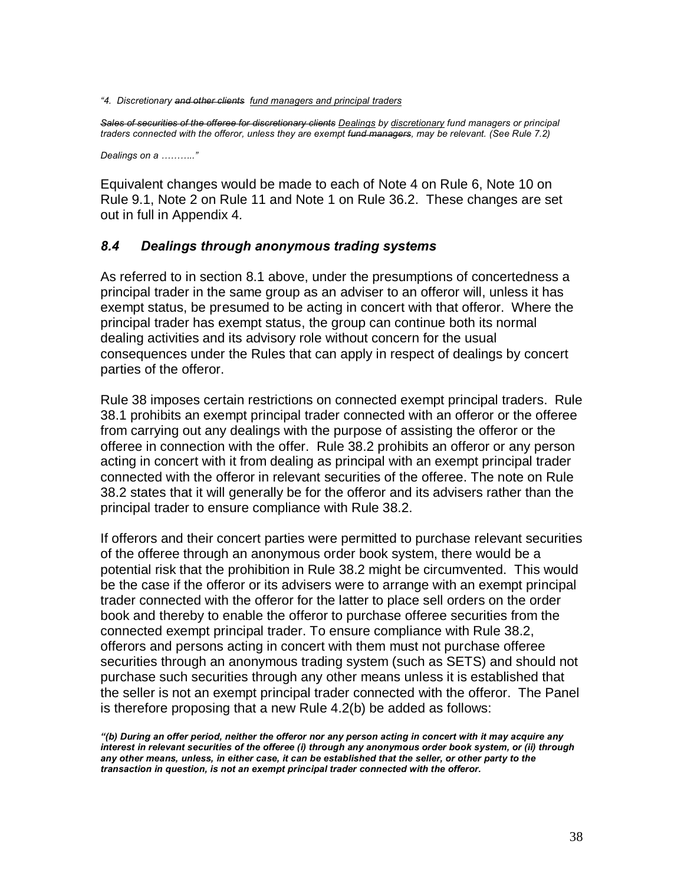*"4. Discretionary ~~and other clients~~ <u>fund managers and principal traders</u>*

*~~Sales of securities of the offeree for discretionary clients~~ <u>Dealings</u> by <u>discretionary</u> fund managers or principal traders connected with the offeror, unless they are exempt ~~fund managers~~, may be relevant. (See Rule 7.2)*

*Dealings on a ……...."*

Equivalent changes would be made to each of Note 4 on Rule 6, Note 10 on Rule 9.1, Note 2 on Rule 11 and Note 1 on Rule 36.2. These changes are set out in full in Appendix 4.

### *8.4 Dealings through anonymous trading systems*

As referred to in section 8.1 above, under the presumptions of concertedness a principal trader in the same group as an adviser to an offeror will, unless it has exempt status, be presumed to be acting in concert with that offeror. Where the principal trader has exempt status, the group can continue both its normal dealing activities and its advisory role without concern for the usual consequences under the Rules that can apply in respect of dealings by concert parties of the offeror.

Rule 38 imposes certain restrictions on connected exempt principal traders. Rule 38.1 prohibits an exempt principal trader connected with an offeror or the offeree from carrying out any dealings with the purpose of assisting the offeror or the offeree in connection with the offer. Rule 38.2 prohibits an offeror or any person acting in concert with it from dealing as principal with an exempt principal trader connected with the offeror in relevant securities of the offeree. The note on Rule 38.2 states that it will generally be for the offeror and its advisers rather than the principal trader to ensure compliance with Rule 38.2.

If offerors and their concert parties were permitted to purchase relevant securities of the offeree through an anonymous order book system, there would be a potential risk that the prohibition in Rule 38.2 might be circumvented. This would be the case if the offeror or its advisers were to arrange with an exempt principal trader connected with the offeror for the latter to place sell orders on the order book and thereby to enable the offeror to purchase offeree securities from the connected exempt principal trader. To ensure compliance with Rule 38.2, offerors and persons acting in concert with them must not purchase offeree securities through an anonymous trading system (such as SETS) and should not purchase such securities through any other means unless it is established that the seller is not an exempt principal trader connected with the offeror. The Panel is therefore proposing that a new Rule 4.2(b) be added as follows:

***"(b) During an offer period, neither the offeror nor any person acting in concert with it may acquire any interest in relevant securities of the offeree (i) through any anonymous order book system, or (ii) through any other means, unless, in either case, it can be established that the seller, or other party to the transaction in question, is not an exempt principal trader connected with the offeror.***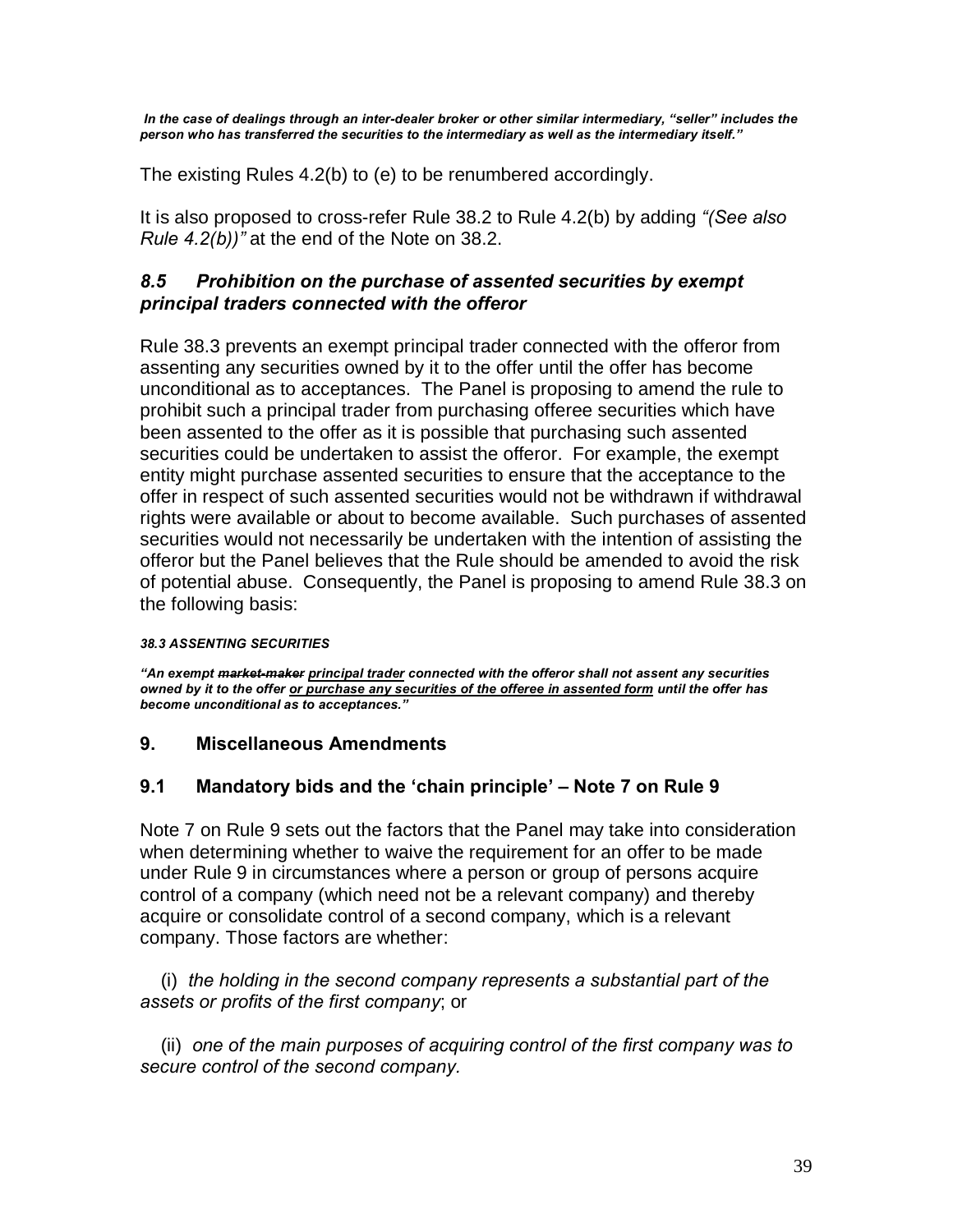*In the case of dealings through an inter-dealer broker or other similar intermediary, "seller" includes the person who has transferred the securities to the intermediary as well as the intermediary itself."*

The existing Rules 4.2(b) to (e) to be renumbered accordingly.

It is also proposed to cross-refer Rule 38.2 to Rule 4.2(b) by adding *"(See also Rule 4.2(b))"* at the end of the Note on 38.2.

### *8.5 Prohibition on the purchase of assented securities by exempt principal traders connected with the offeror*

Rule 38.3 prevents an exempt principal trader connected with the offeror from assenting any securities owned by it to the offer until the offer has become unconditional as to acceptances. The Panel is proposing to amend the rule to prohibit such a principal trader from purchasing offeree securities which have been assented to the offer as it is possible that purchasing such assented securities could be undertaken to assist the offeror. For example, the exempt entity might purchase assented securities to ensure that the acceptance to the offer in respect of such assented securities would not be withdrawn if withdrawal rights were available or about to become available. Such purchases of assented securities would not necessarily be undertaken with the intention of assisting the offeror but the Panel believes that the Rule should be amended to avoid the risk of potential abuse. Consequently, the Panel is proposing to amend Rule 38.3 on the following basis:

***38.3 ASSENTING SECURITIES***

***"An exempt ~~market-maker~~ <u>principal trader</u> connected with the offeror shall not assent any securities owned by it to the offer <u>or purchase any securities of the offeree in assented form</u> until the offer has become unconditional as to acceptances."***

## 9. Miscellaneous Amendments

### 9.1 Mandatory bids and the 'chain principle' – Note 7 on Rule 9

Note 7 on Rule 9 sets out the factors that the Panel may take into consideration when determining whether to waive the requirement for an offer to be made under Rule 9 in circumstances where a person or group of persons acquire control of a company (which need not be a relevant company) and thereby acquire or consolidate control of a second company, which is a relevant company. Those factors are whether:

(i) *the holding in the second company represents a substantial part of the assets or profits of the first company*; or

(ii) *one of the main purposes of acquiring control of the first company was to secure control of the second company.*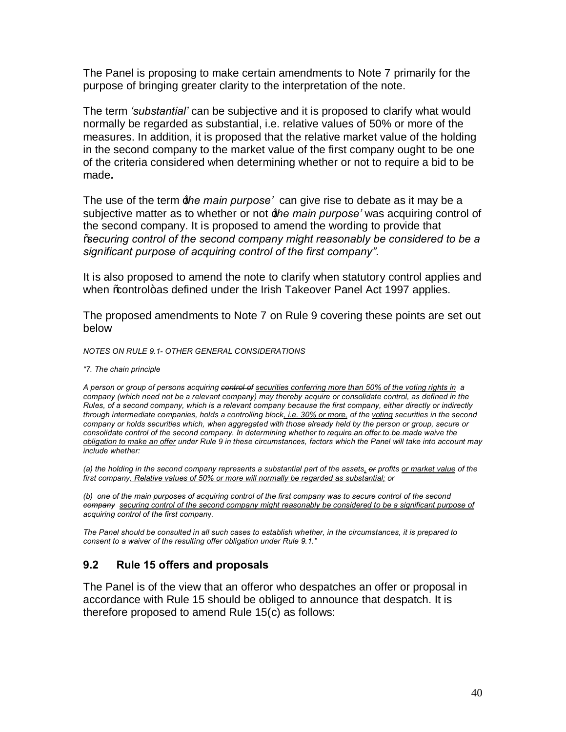The Panel is proposing to make certain amendments to Note 7 primarily for the purpose of bringing greater clarity to the interpretation of the note.

The term *'substantial'* can be subjective and it is proposed to clarify what would normally be regarded as substantial, i.e. relative values of 50% or more of the measures. In addition, it is proposed that the relative market value of the holding in the second company to the market value of the first company ought to be one of the criteria considered when determining whether or not to require a bid to be made.

The use of the term *'the main purpose'* can give rise to debate as it may be a subjective matter as to whether or not *'the main purpose'* was acquiring control of the second company. It is proposed to amend the wording to provide that *"securing control of the second company might reasonably be considered to be a significant purpose of acquiring control of the first company"*.

It is also proposed to amend the note to clarify when statutory control applies and when "control" as defined under the Irish Takeover Panel Act 1997 applies.

The proposed amendments to Note 7 on Rule 9 covering these points are set out below

*NOTES ON RULE 9.1- OTHER GENERAL CONSIDERATIONS*

*"7. The chain principle*

*A person or group of persons acquiring ~~control of~~ <u>securities conferring more than 50% of the voting rights in</u> a company (which need not be a relevant company) may thereby acquire or consolidate control, as defined in the Rules, of a second company, which is a relevant company because the first company, either directly or indirectly through intermediate companies, holds a controlling block<u>, i.e. 30% or more,</u> of the <u>voting</u> securities in the second company or holds securities which, when aggregated with those already held by the person or group, secure or consolidate control of the second company. In determining whether to ~~require an offer to be made~~ <u>waive the obligation to make an offer</u> under Rule 9 in these circumstances, factors which the Panel will take into account may include whether:*

*(a) the holding in the second company represents a substantial part of the assets<u>,</u> ~~or~~ profits <u>or market value</u> of the first company<u>. Relative values of 50% or more will normally be regarded as substantial;</u> or*

*(b) ~~one of the main purposes of acquiring control of the first company was to secure control of the second company~~ <u>securing control of the second company might reasonably be considered to be a significant purpose of acquiring control of the first company</u>.*

*The Panel should be consulted in all such cases to establish whether, in the circumstances, it is prepared to consent to a waiver of the resulting offer obligation under Rule 9.1."*

### 9.2 Rule 15 offers and proposals

The Panel is of the view that an offeror who despatches an offer or proposal in accordance with Rule 15 should be obliged to announce that despatch. It is therefore proposed to amend Rule 15(c) as follows: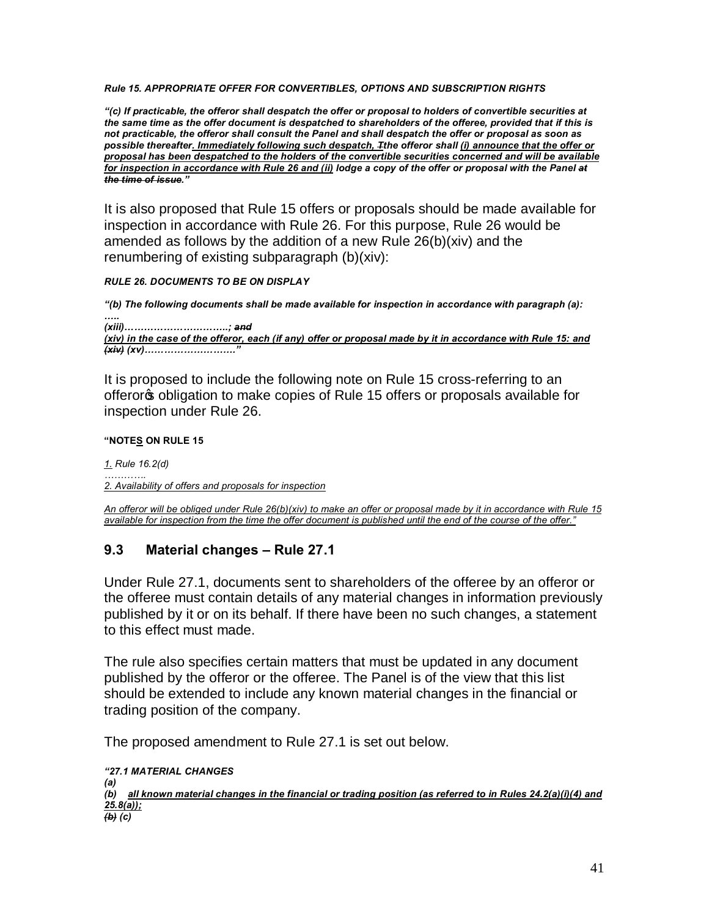***Rule 15. APPROPRIATE OFFER FOR CONVERTIBLES, OPTIONS AND SUBSCRIPTION RIGHTS***

***"(c) If practicable, the offeror shall despatch the offer or proposal to holders of convertible securities at the same time as the offer document is despatched to shareholders of the offeree, provided that if this is not practicable, the offeror shall consult the Panel and shall despatch the offer or proposal as soon as possible thereafter<u>. Immediately following such despatch, </u>~~T~~the offeror shall <u>(i) announce that the offer or proposal has been despatched to the holders of the convertible securities concerned and will be available for inspection in accordance with Rule 26 and (ii)</u> lodge a copy of the offer or proposal with the Panel ~~at the time of issue~~."***

It is also proposed that Rule 15 offers or proposals should be made available for inspection in accordance with Rule 26. For this purpose, Rule 26 would be amended as follows by the addition of a new Rule 26(b)(xiv) and the renumbering of existing subparagraph (b)(xiv):

***RULE 26. DOCUMENTS TO BE ON DISPLAY***

***"(b) The following documents shall be made available for inspection in accordance with paragraph (a):***
***…..***
***(xiii)………………………….; ~~and~~***
***<u>(xiv) in the case of the offeror, each (if any) offer or proposal made by it in accordance with Rule 15: and</u>***
***~~(xiv)~~ (xv)………………………."***

It is proposed to include the following note on Rule 15 cross-referring to an offeror's obligation to make copies of Rule 15 offers or proposals available for inspection under Rule 26.

**"NOTE<u>S</u> ON RULE 15**

*<u>1.</u> Rule 16.2(d)*
*………..*
*<u>2. Availability of offers and proposals for inspection</u>*

*<u>An offeror will be obliged under Rule 26(b)(xiv) to make an offer or proposal made by it in accordance with Rule 15 available for inspection from the time the offer document is published until the end of the course of the offer."</u>*

## 9.3 Material changes – Rule 27.1

Under Rule 27.1, documents sent to shareholders of the offeree by an offeror or the offeree must contain details of any material changes in information previously published by it or on its behalf. If there have been no such changes, a statement to this effect must made.

The rule also specifies certain matters that must be updated in any document published by the offeror or the offeree. The Panel is of the view that this list should be extended to include any known material changes in the financial or trading position of the company.

The proposed amendment to Rule 27.1 is set out below.

***"27.1 MATERIAL CHANGES***
***(a)***
***(b) <u>all known material changes in the financial or trading position (as referred to in Rules 24.2(a)(i)(4) and 25.8(a));</u>***
***~~(b)~~ (c)***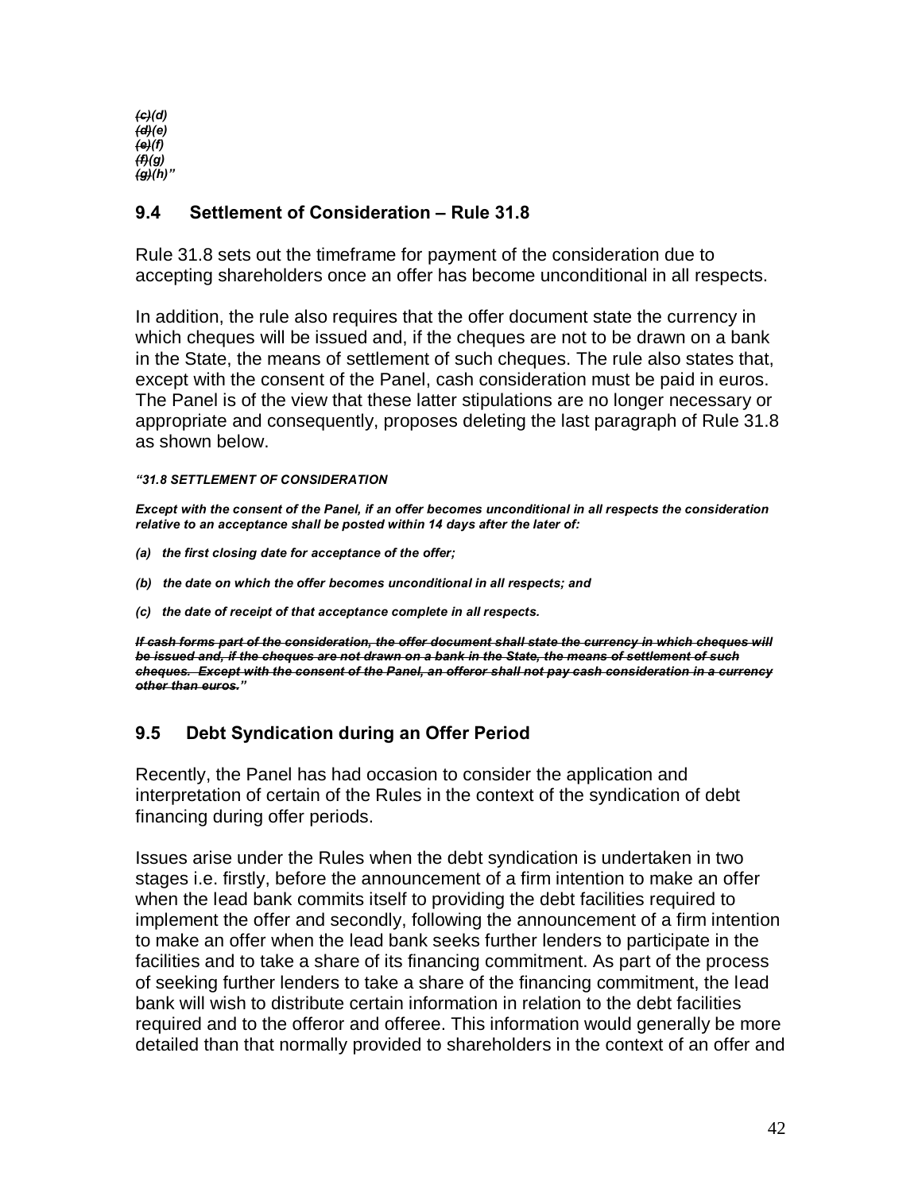*~~(c)~~(d)*
*~~(d)~~(e)*
*~~(e)~~(f)*
*~~(f)~~(g)*
*~~(g)~~(h)"*

## 9.4 Settlement of Consideration – Rule 31.8

Rule 31.8 sets out the timeframe for payment of the consideration due to accepting shareholders once an offer has become unconditional in all respects.

In addition, the rule also requires that the offer document state the currency in which cheques will be issued and, if the cheques are not to be drawn on a bank in the State, the means of settlement of such cheques. The rule also states that, except with the consent of the Panel, cash consideration must be paid in euros. The Panel is of the view that these latter stipulations are no longer necessary or appropriate and consequently, proposes deleting the last paragraph of Rule 31.8 as shown below.

***"31.8 SETTLEMENT OF CONSIDERATION***

***Except with the consent of the Panel, if an offer becomes unconditional in all respects the consideration relative to an acceptance shall be posted within 14 days after the later of:***

***(a) the first closing date for acceptance of the offer;***

***(b) the date on which the offer becomes unconditional in all respects; and***

***(c) the date of receipt of that acceptance complete in all respects.***

***~~If cash forms part of the consideration, the offer document shall state the currency in which cheques will be issued and, if the cheques are not drawn on a bank in the State, the means of settlement of such cheques. Except with the consent of the Panel, an offeror shall not pay cash consideration in a currency other than euros.~~"***

## 9.5 Debt Syndication during an Offer Period

Recently, the Panel has had occasion to consider the application and interpretation of certain of the Rules in the context of the syndication of debt financing during offer periods.

Issues arise under the Rules when the debt syndication is undertaken in two stages i.e. firstly, before the announcement of a firm intention to make an offer when the lead bank commits itself to providing the debt facilities required to implement the offer and secondly, following the announcement of a firm intention to make an offer when the lead bank seeks further lenders to participate in the facilities and to take a share of its financing commitment. As part of the process of seeking further lenders to take a share of the financing commitment, the lead bank will wish to distribute certain information in relation to the debt facilities required and to the offeror and offeree. This information would generally be more detailed than that normally provided to shareholders in the context of an offer and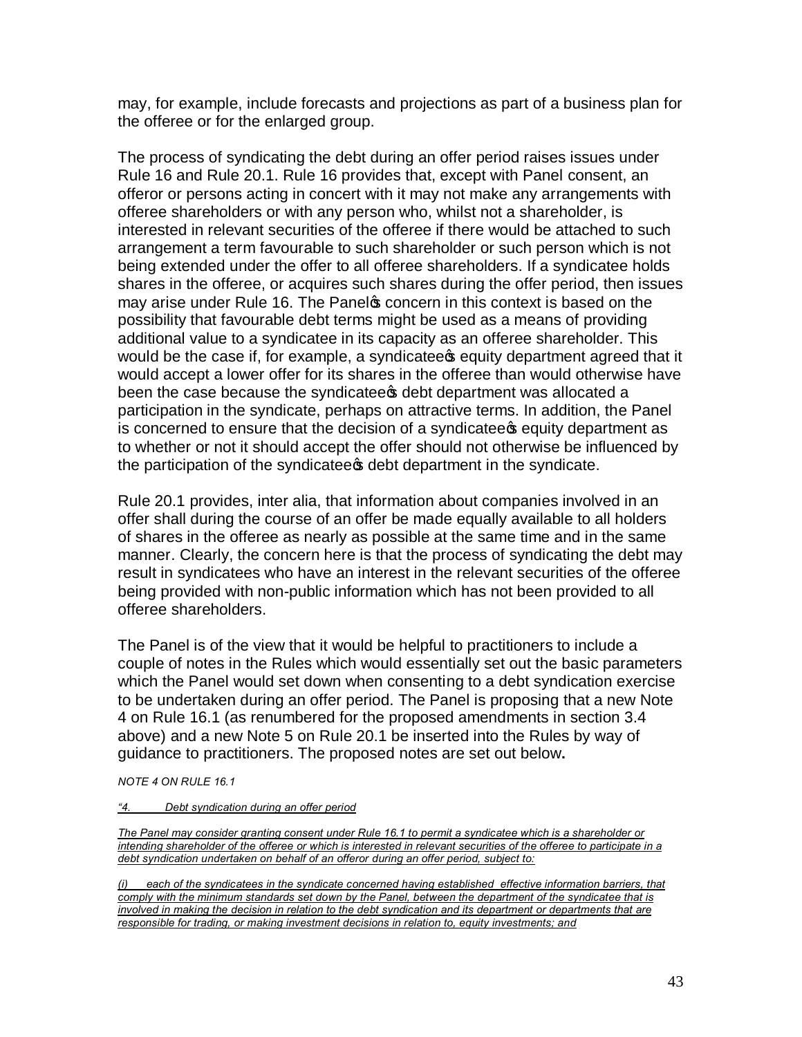may, for example, include forecasts and projections as part of a business plan for the offeree or for the enlarged group.

The process of syndicating the debt during an offer period raises issues under Rule 16 and Rule 20.1. Rule 16 provides that, except with Panel consent, an offeror or persons acting in concert with it may not make any arrangements with offeree shareholders or with any person who, whilst not a shareholder, is interested in relevant securities of the offeree if there would be attached to such arrangement a term favourable to such shareholder or such person which is not being extended under the offer to all offeree shareholders. If a syndicatee holds shares in the offeree, or acquires such shares during the offer period, then issues may arise under Rule 16. The Panel's concern in this context is based on the possibility that favourable debt terms might be used as a means of providing additional value to a syndicatee in its capacity as an offeree shareholder. This would be the case if, for example, a syndicatee's equity department agreed that it would accept a lower offer for its shares in the offeree than would otherwise have been the case because the syndicatee's debt department was allocated a participation in the syndicate, perhaps on attractive terms. In addition, the Panel is concerned to ensure that the decision of a syndicatee's equity department as to whether or not it should accept the offer should not otherwise be influenced by the participation of the syndicatee's debt department in the syndicate.

Rule 20.1 provides, inter alia, that information about companies involved in an offer shall during the course of an offer be made equally available to all holders of shares in the offeree as nearly as possible at the same time and in the same manner. Clearly, the concern here is that the process of syndicating the debt may result in syndicatees who have an interest in the relevant securities of the offeree being provided with non-public information which has not been provided to all offeree shareholders.

The Panel is of the view that it would be helpful to practitioners to include a couple of notes in the Rules which would essentially set out the basic parameters which the Panel would set down when consenting to a debt syndication exercise to be undertaken during an offer period. The Panel is proposing that a new Note 4 on Rule 16.1 (as renumbered for the proposed amendments in section 3.4 above) and a new Note 5 on Rule 20.1 be inserted into the Rules by way of guidance to practitioners. The proposed notes are set out below**.**

*NOTE 4 ON RULE 16.1*

*"4. <u>Debt syndication during an offer period</u>*

*<u>The Panel may consider granting consent under Rule 16.1 to permit a syndicatee which is a shareholder or intending shareholder of the offeree or which is interested in relevant securities of the offeree to participate in a debt syndication undertaken on behalf of an offeror during an offer period, subject to:</u>*

*<u>(i) each of the syndicatees in the syndicate concerned having established effective information barriers, that comply with the minimum standards set down by the Panel, between the department of the syndicatee that is involved in making the decision in relation to the debt syndication and its department or departments that are responsible for trading, or making investment decisions in relation to, equity investments; and</u>*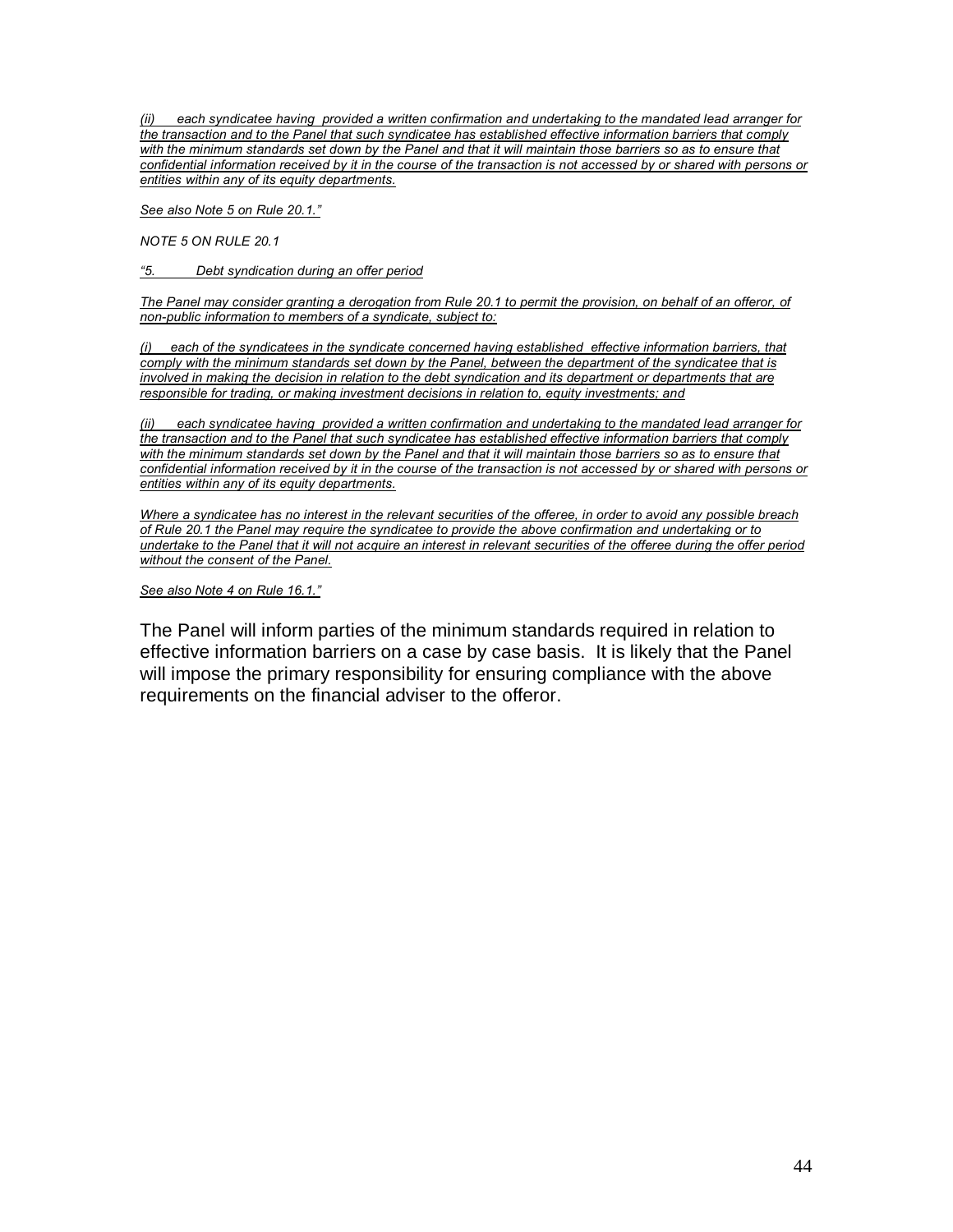*(ii) each syndicatee having provided a written confirmation and undertaking to the mandated lead arranger for the transaction and to the Panel that such syndicatee has established effective information barriers that comply with the minimum standards set down by the Panel and that it will maintain those barriers so as to ensure that confidential information received by it in the course of the transaction is not accessed by or shared with persons or entities within any of its equity departments.*

*See also Note 5 on Rule 20.1."*

*NOTE 5 ON RULE 20.1*

*"5. Debt syndication during an offer period*

*The Panel may consider granting a derogation from Rule 20.1 to permit the provision, on behalf of an offeror, of non-public information to members of a syndicate, subject to:*

*(i) each of the syndicatees in the syndicate concerned having established effective information barriers, that comply with the minimum standards set down by the Panel, between the department of the syndicatee that is involved in making the decision in relation to the debt syndication and its department or departments that are responsible for trading, or making investment decisions in relation to, equity investments; and*

*(ii) each syndicatee having provided a written confirmation and undertaking to the mandated lead arranger for the transaction and to the Panel that such syndicatee has established effective information barriers that comply with the minimum standards set down by the Panel and that it will maintain those barriers so as to ensure that confidential information received by it in the course of the transaction is not accessed by or shared with persons or entities within any of its equity departments.*

*Where a syndicatee has no interest in the relevant securities of the offeree, in order to avoid any possible breach of Rule 20.1 the Panel may require the syndicatee to provide the above confirmation and undertaking or to undertake to the Panel that it will not acquire an interest in relevant securities of the offeree during the offer period without the consent of the Panel.*

*See also Note 4 on Rule 16.1."*

The Panel will inform parties of the minimum standards required in relation to effective information barriers on a case by case basis. It is likely that the Panel will impose the primary responsibility for ensuring compliance with the above requirements on the financial adviser to the offeror.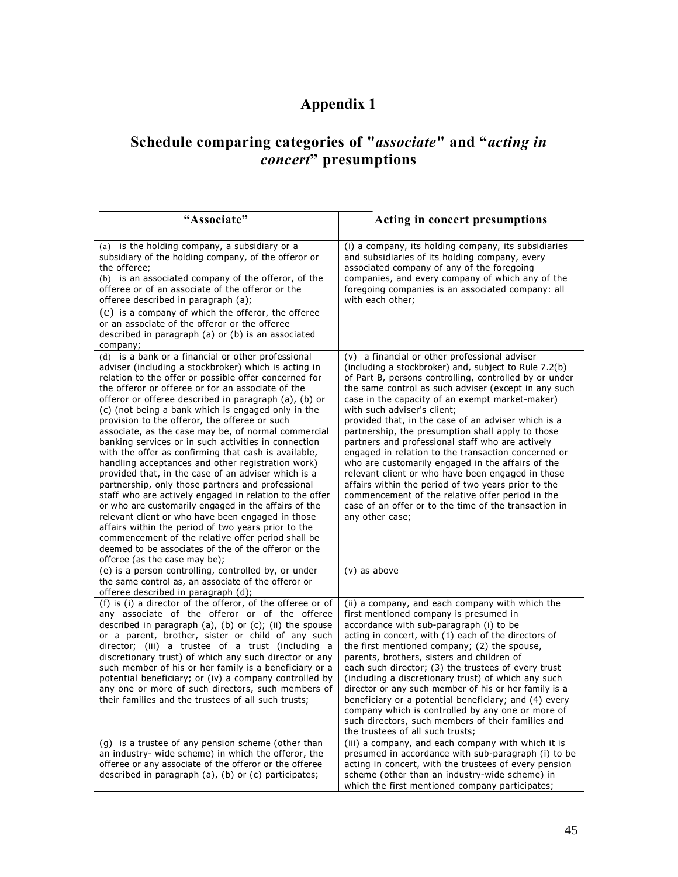# Appendix 1

## Schedule comparing categories of "*associate*" and "*acting in concert*" presumptions

| "Associate" | Acting in concert presumptions |
|---|---|
| (a) is the holding company, a subsidiary or a subsidiary of the holding company, of the offeror or the offeree;<br>(b) is an associated company of the offeror, of the offeree or of an associate of the offeror or the offeree described in paragraph (a);<br>(c) is a company of which the offeror, the offeree or an associate of the offeror or the offeree described in paragraph (a) or (b) is an associated company; | (i) a company, its holding company, its subsidiaries and subsidiaries of its holding company, every associated company of any of the foregoing companies, and every company of which any of the foregoing companies is an associated company: all with each other; |
| (d) is a bank or a financial or other professional adviser (including a stockbroker) which is acting in relation to the offer or possible offer concerned for the offeror or offeree or for an associate of the offeror or offeree described in paragraph (a), (b) or (c) (not being a bank which is engaged only in the provision to the offeror, the offeree or such associate, as the case may be, of normal commercial banking services or in such activities in connection with the offer as confirming that cash is available, handling acceptances and other registration work) provided that, in the case of an adviser which is a partnership, only those partners and professional staff who are actively engaged in relation to the offer or who are customarily engaged in the affairs of the relevant client or who have been engaged in those affairs within the period of two years prior to the commencement of the relative offer period shall be deemed to be associates of the of the offeror or the offeree (as the case may be); | (v) a financial or other professional adviser (including a stockbroker) and, subject to Rule 7.2(b) of Part B, persons controlling, controlled by or under the same control as such adviser (except in any such case in the capacity of an exempt market-maker) with such adviser's client;<br>provided that, in the case of an adviser which is a partnership, the presumption shall apply to those partners and professional staff who are actively engaged in relation to the transaction concerned or who are customarily engaged in the affairs of the relevant client or who have been engaged in those affairs within the period of two years prior to the commencement of the relative offer period in the case of an offer or to the time of the transaction in any other case; |
| (e) is a person controlling, controlled by, or under the same control as, an associate of the offeror or offeree described in paragraph (d); | (v) as above |
| (f) is (i) a director of the offeror, of the offeree or of any associate of the offeror or of the offeree described in paragraph (a), (b) or (c); (ii) the spouse or a parent, brother, sister or child of any such director; (iii) a trustee of a trust (including a discretionary trust) of which any such director or any such member of his or her family is a beneficiary or a potential beneficiary; or (iv) a company controlled by any one or more of such directors, such members of their families and the trustees of all such trusts; | (ii) a company, and each company with which the first mentioned company is presumed in accordance with sub-paragraph (i) to be acting in concert, with (1) each of the directors of the first mentioned company; (2) the spouse, parents, brothers, sisters and children of each such director; (3) the trustees of every trust (including a discretionary trust) of which any such director or any such member of his or her family is a beneficiary or a potential beneficiary; and (4) every company which is controlled by any one or more of such directors, such members of their families and the trustees of all such trusts; |
| (g) is a trustee of any pension scheme (other than an industry- wide scheme) in which the offeror, the offeree or any associate of the offeror or the offeree described in paragraph (a), (b) or (c) participates; | (iii) a company, and each company with which it is presumed in accordance with sub-paragraph (i) to be acting in concert, with the trustees of every pension scheme (other than an industry-wide scheme) in which the first mentioned company participates; |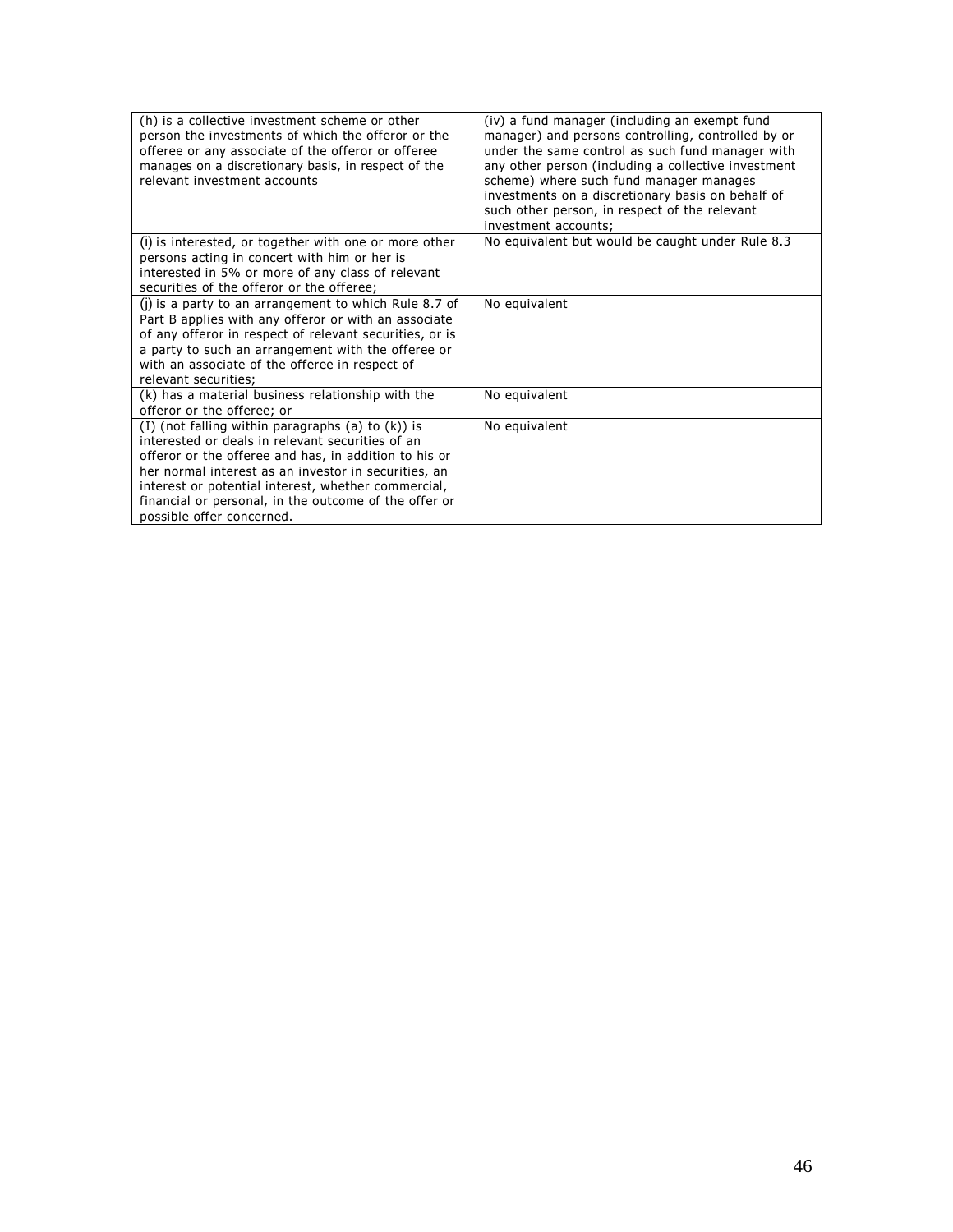| | |
|---|---|
| (h) is a collective investment scheme or other person the investments of which the offeror or the offeree or any associate of the offeror or offeree manages on a discretionary basis, in respect of the relevant investment accounts | (iv) a fund manager (including an exempt fund manager) and persons controlling, controlled by or under the same control as such fund manager with any other person (including a collective investment scheme) where such fund manager manages investments on a discretionary basis on behalf of such other person, in respect of the relevant investment accounts; |
| (i) is interested, or together with one or more other persons acting in concert with him or her is interested in 5% or more of any class of relevant securities of the offeror or the offeree; | No equivalent but would be caught under Rule 8.3 |
| (j) is a party to an arrangement to which Rule 8.7 of Part B applies with any offeror or with an associate of any offeror in respect of relevant securities, or is a party to such an arrangement with the offeree or with an associate of the offeree in respect of relevant securities; | No equivalent |
| (k) has a material business relationship with the offeror or the offeree; or | No equivalent |
| (l) (not falling within paragraphs (a) to (k)) is interested or deals in relevant securities of an offeror or the offeree and has, in addition to his or her normal interest as an investor in securities, an interest or potential interest, whether commercial, financial or personal, in the outcome of the offer or possible offer concerned. | No equivalent |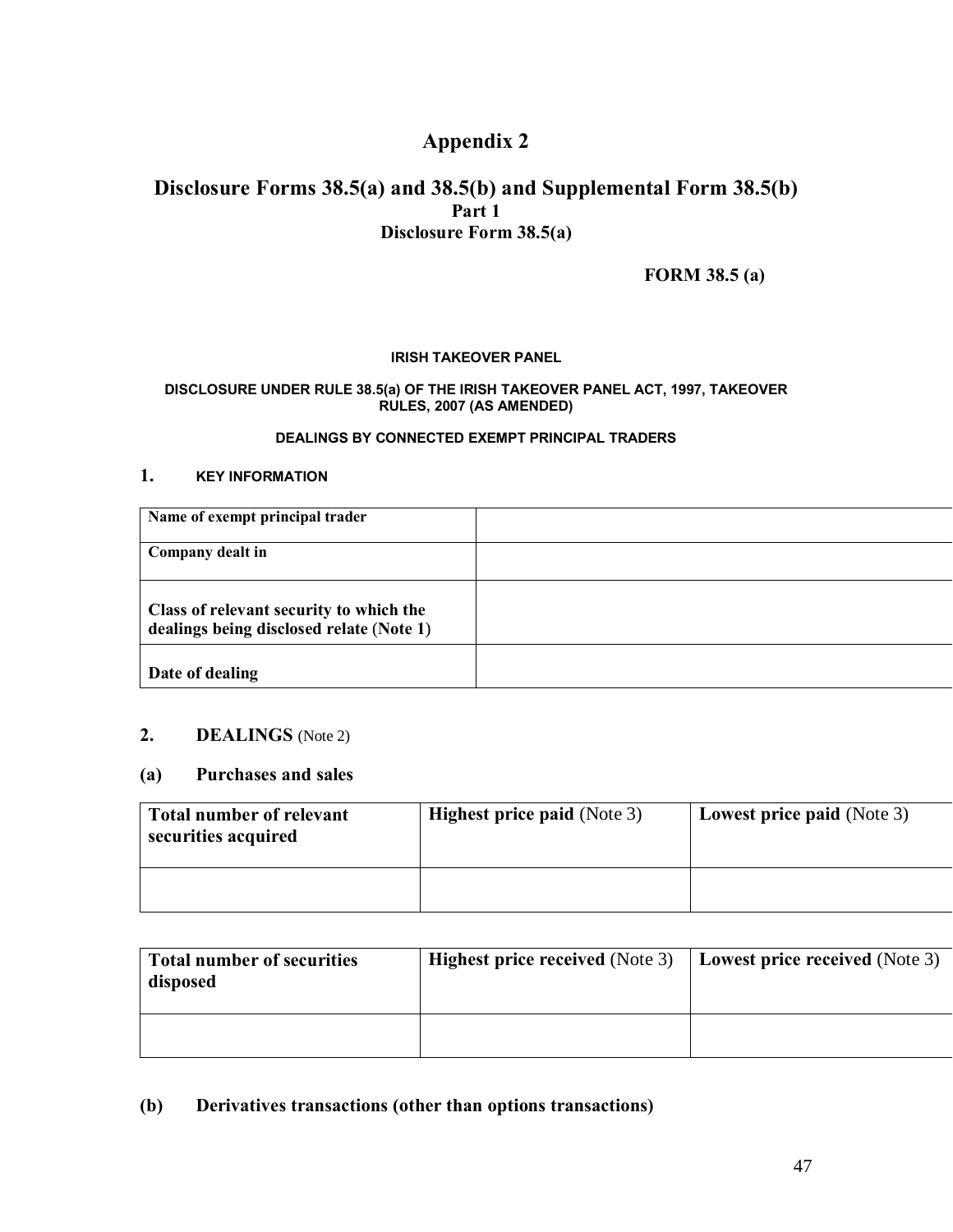# Appendix 2

## Disclosure Forms 38.5(a) and 38.5(b) and Supplemental Form 38.5(b)

### Part 1

### Disclosure Form 38.5(a)

**FORM 38.5 (a)**

**IRISH TAKEOVER PANEL**

**DISCLOSURE UNDER RULE 38.5(a) OF THE IRISH TAKEOVER PANEL ACT, 1997, TAKEOVER RULES, 2007 (AS AMENDED)**

**DEALINGS BY CONNECTED EXEMPT PRINCIPAL TRADERS**

**1. KEY INFORMATION**

| | |
|---|---|
| **Name of exempt principal trader** | |
| **Company dealt in** | |
| **Class of relevant security to which the dealings being disclosed relate (Note 1)** | |
| **Date of dealing** | |

**2. DEALINGS** (Note 2)

**(a) Purchases and sales**

| **Total number of relevant securities acquired** | **Highest price paid** (Note 3) | **Lowest price paid** (Note 3) |
|---|---|---|
| | | |

| **Total number of securities disposed** | **Highest price received** (Note 3) | **Lowest price received** (Note 3) |
|---|---|---|
| | | |

**(b) Derivatives transactions (other than options transactions)**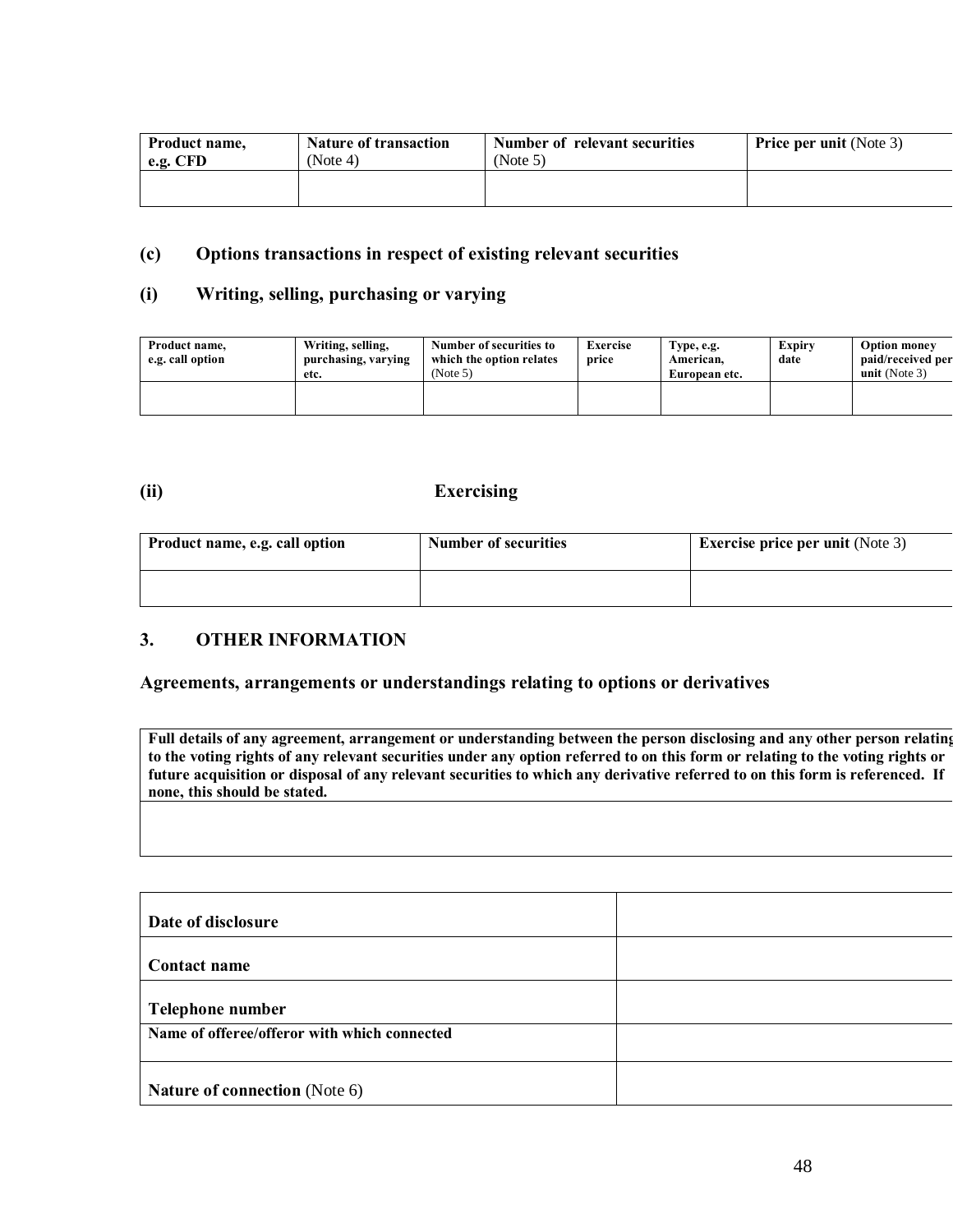| Product name, e.g. CFD | Nature of transaction (Note 4) | Number of relevant securities (Note 5) | Price per unit (Note 3) |
|---|---|---|---|
| | | | |

### (c) Options transactions in respect of existing relevant securities

### (i) Writing, selling, purchasing or varying

| Product name, e.g. call option | Writing, selling, purchasing, varying etc. | Number of securities to which the option relates (Note 5) | Exercise price | Type, e.g. American, European etc. | Expiry date | Option money paid/received per unit (Note 3) |
|---|---|---|---|---|---|---|
| | | | | | | |

### (ii) Exercising

| Product name, e.g. call option | Number of securities | Exercise price per unit (Note 3) |
|---|---|---|
| | | |

## 3. OTHER INFORMATION

### Agreements, arrangements or understandings relating to options or derivatives

| Full details of any agreement, arrangement or understanding between the person disclosing and any other person relating to the voting rights of any relevant securities under any option referred to on this form or relating to the voting rights or future acquisition or disposal of any relevant securities to which any derivative referred to on this form is referenced. If none, this should be stated. |
|---|
| |

| | |
|---|---|
| **Date of disclosure** | |
| **Contact name** | |
| **Telephone number** | |
| **Name of offeree/offeror with which connected** | |
| **Nature of connection** (Note 6) | |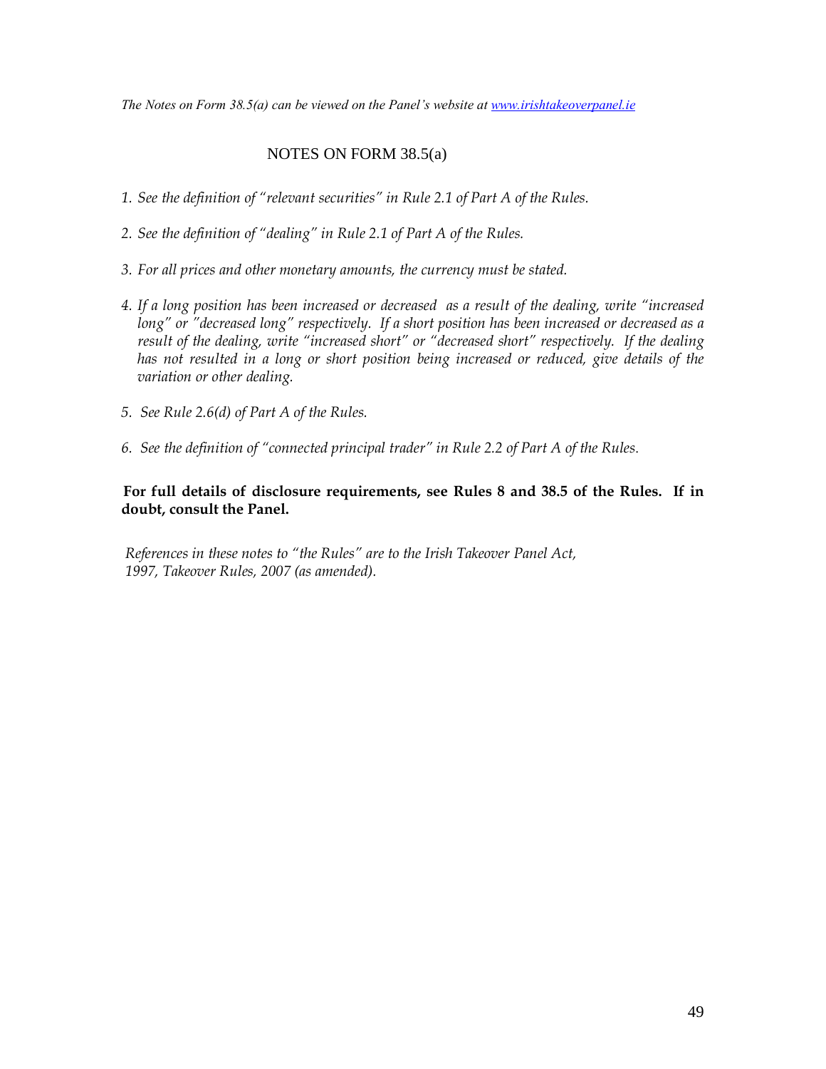*The Notes on Form 38.5(a) can be viewed on the Panel's website at www.irishtakeoverpanel.ie*

## NOTES ON FORM 38.5(a)

1. *See the definition of "relevant securities" in Rule 2.1 of Part A of the Rules.*

2. *See the definition of "dealing" in Rule 2.1 of Part A of the Rules.*

3. *For all prices and other monetary amounts, the currency must be stated.*

4. *If a long position has been increased or decreased as a result of the dealing, write "increased long" or "decreased long" respectively. If a short position has been increased or decreased as a result of the dealing, write "increased short" or "decreased short" respectively. If the dealing has not resulted in a long or short position being increased or reduced, give details of the variation or other dealing.*

5. *See Rule 2.6(d) of Part A of the Rules.*

6. *See the definition of "connected principal trader" in Rule 2.2 of Part A of the Rules.*

**For full details of disclosure requirements, see Rules 8 and 38.5 of the Rules. If in doubt, consult the Panel.**

*References in these notes to "the Rules" are to the Irish Takeover Panel Act, 1997, Takeover Rules, 2007 (as amended).*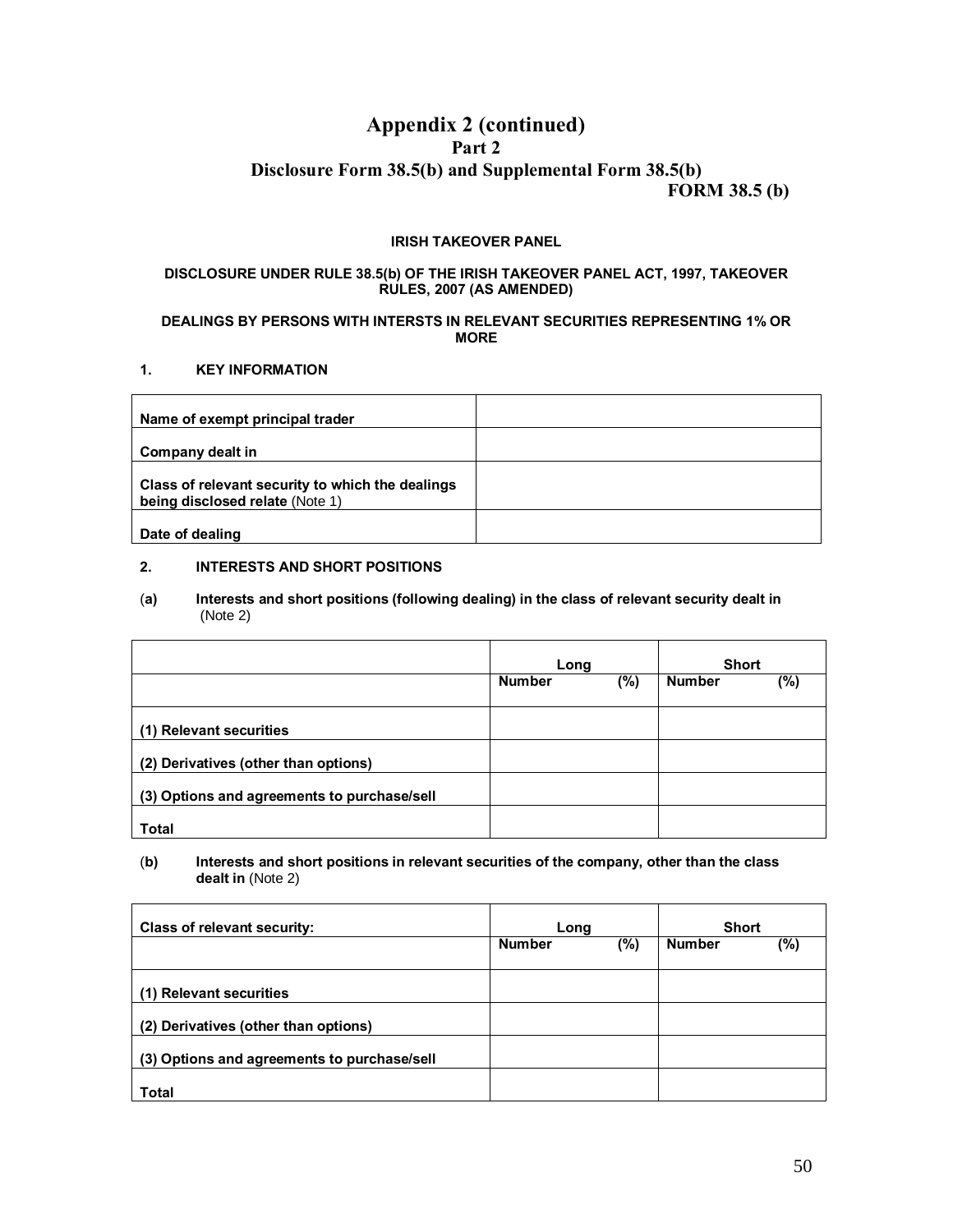# Appendix 2 (continued)

## Part 2

## Disclosure Form 38.5(b) and Supplemental Form 38.5(b)

**FORM 38.5 (b)**

**IRISH TAKEOVER PANEL**

**DISCLOSURE UNDER RULE 38.5(b) OF THE IRISH TAKEOVER PANEL ACT, 1997, TAKEOVER RULES, 2007 (AS AMENDED)**

**DEALINGS BY PERSONS WITH INTERSTS IN RELEVANT SECURITIES REPRESENTING 1% OR MORE**

**1. KEY INFORMATION**

| | |
|---|---|
| **Name of exempt principal trader** | |
| **Company dealt in** | |
| **Class of relevant security to which the dealings being disclosed relate** (Note 1) | |
| **Date of dealing** | |

**2. INTERESTS AND SHORT POSITIONS**

**(a) Interests and short positions (following dealing) in the class of relevant security dealt in** (Note 2)

| | **Long** | | **Short** | |
|---|---|---|---|---|
| | **Number** | **(%)** | **Number** | **(%)** |
| **(1) Relevant securities** | | | | |
| **(2) Derivatives (other than options)** | | | | |
| **(3) Options and agreements to purchase/sell** | | | | |
| **Total** | | | | |

**(b) Interests and short positions in relevant securities of the company, other than the class dealt in** (Note 2)

| **Class of relevant security:** | **Long** | | **Short** | |
|---|---|---|---|---|
| | **Number** | **(%)** | **Number** | **(%)** |
| **(1) Relevant securities** | | | | |
| **(2) Derivatives (other than options)** | | | | |
| **(3) Options and agreements to purchase/sell** | | | | |
| **Total** | | | | |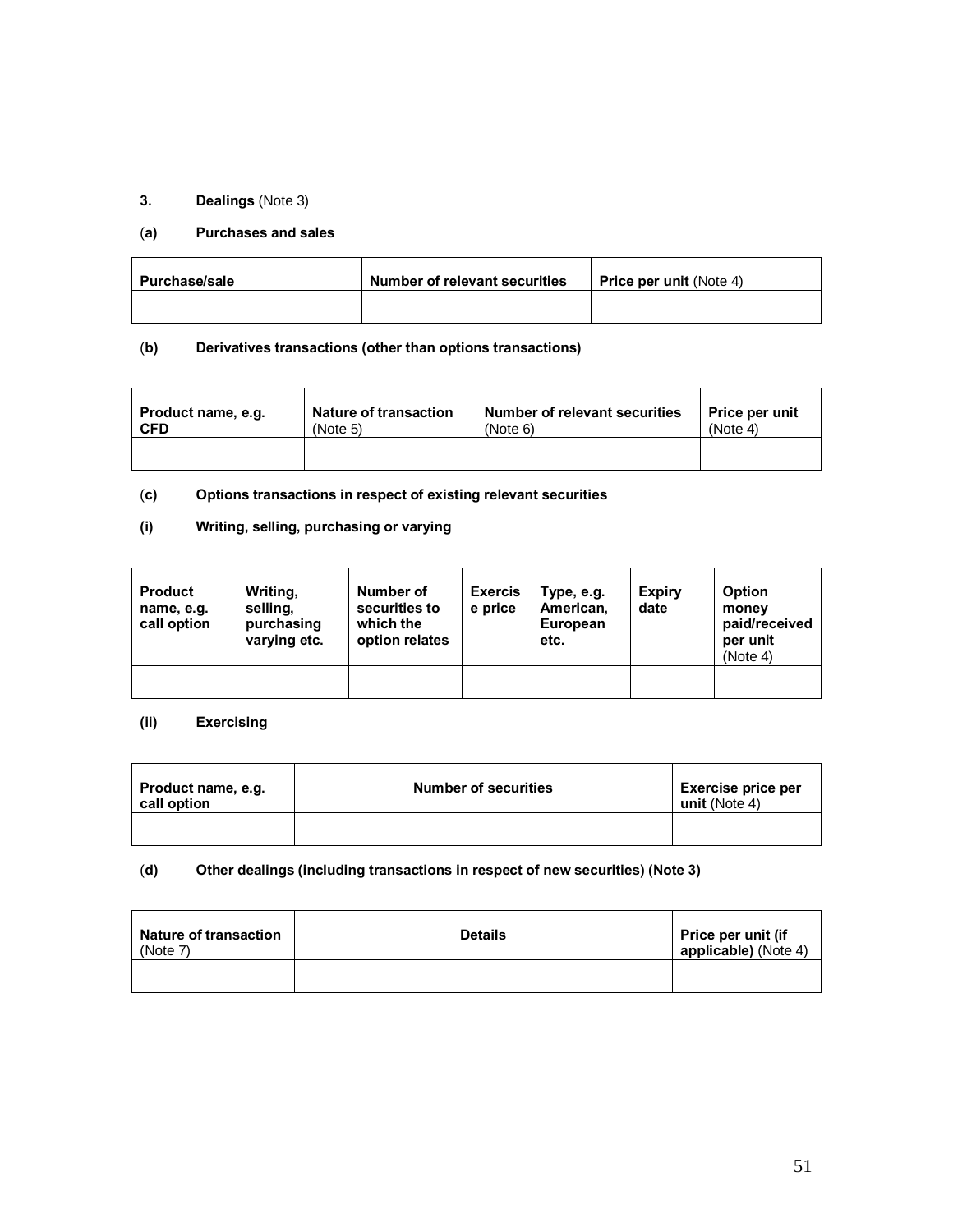### 3. Dealings (Note 3)

#### (a) Purchases and sales

| **Purchase/sale** | **Number of relevant securities** | **Price per unit** (Note 4) |
| --- | --- | --- |
| | | |

#### (b) Derivatives transactions (other than options transactions)

| **Product name, e.g. CFD** | **Nature of transaction** (Note 5) | **Number of relevant securities** (Note 6) | **Price per unit** (Note 4) |
| --- | --- | --- | --- |
| | | | |

#### (c) Options transactions in respect of existing relevant securities

##### (i) Writing, selling, purchasing or varying

| **Product name, e.g. call option** | **Writing, selling, purchasing varying etc.** | **Number of securities to which the option relates** | **Exercise price** | **Type, e.g. American, European etc.** | **Expiry date** | **Option money paid/received per unit** (Note 4) |
| --- | --- | --- | --- | --- | --- | --- |
| | | | | | | |

##### (ii) Exercising

| **Product name, e.g. call option** | **Number of securities** | **Exercise price per unit** (Note 4) |
| --- | --- | --- |
| | | |

#### (d) Other dealings (including transactions in respect of new securities) (Note 3)

| **Nature of transaction** (Note 7) | **Details** | **Price per unit (if applicable)** (Note 4) |
| --- | --- | --- |
| | | |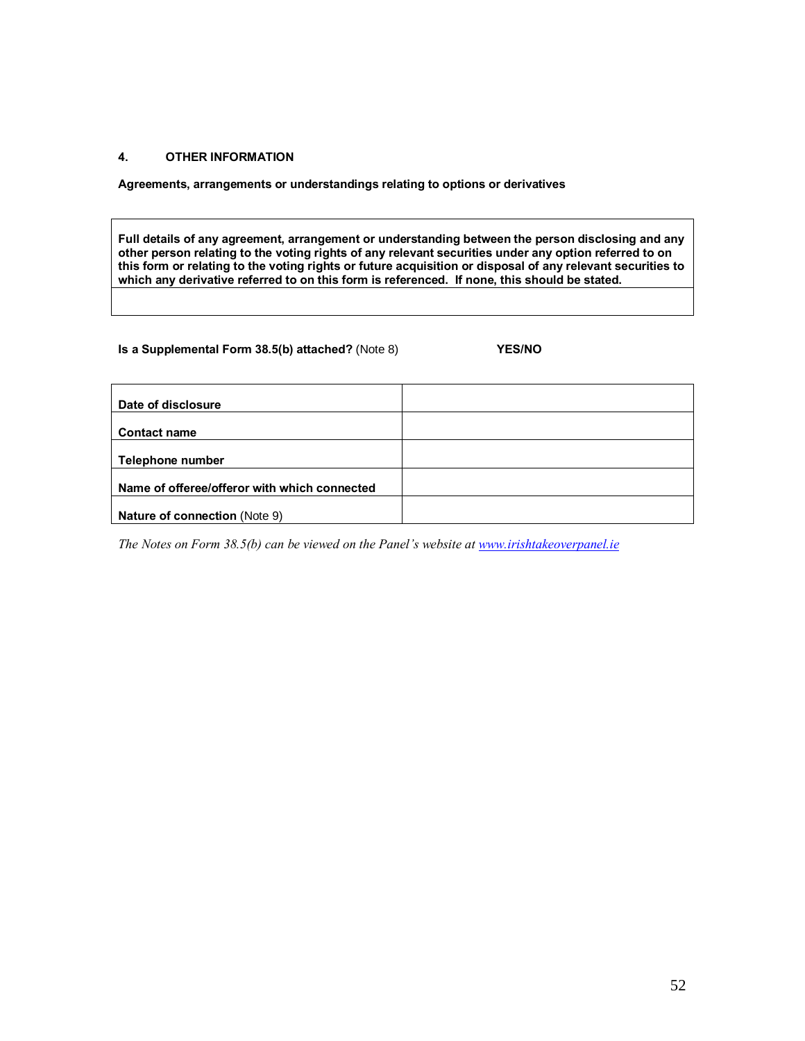**4. OTHER INFORMATION**

**Agreements, arrangements or understandings relating to options or derivatives**

| **Full details of any agreement, arrangement or understanding between the person disclosing and any other person relating to the voting rights of any relevant securities under any option referred to on this form or relating to the voting rights or future acquisition or disposal of any relevant securities to which any derivative referred to on this form is referenced. If none, this should be stated.** |
|---|
| |

**Is a Supplemental Form 38.5(b) attached?** (Note 8) **YES/NO**

| | |
|---|---|
| **Date of disclosure** | |
| **Contact name** | |
| **Telephone number** | |
| **Name of offeree/offeror with which connected** | |
| **Nature of connection** (Note 9) | |

*The Notes on Form 38.5(b) can be viewed on the Panel's website at www.irishtakeoverpanel.ie*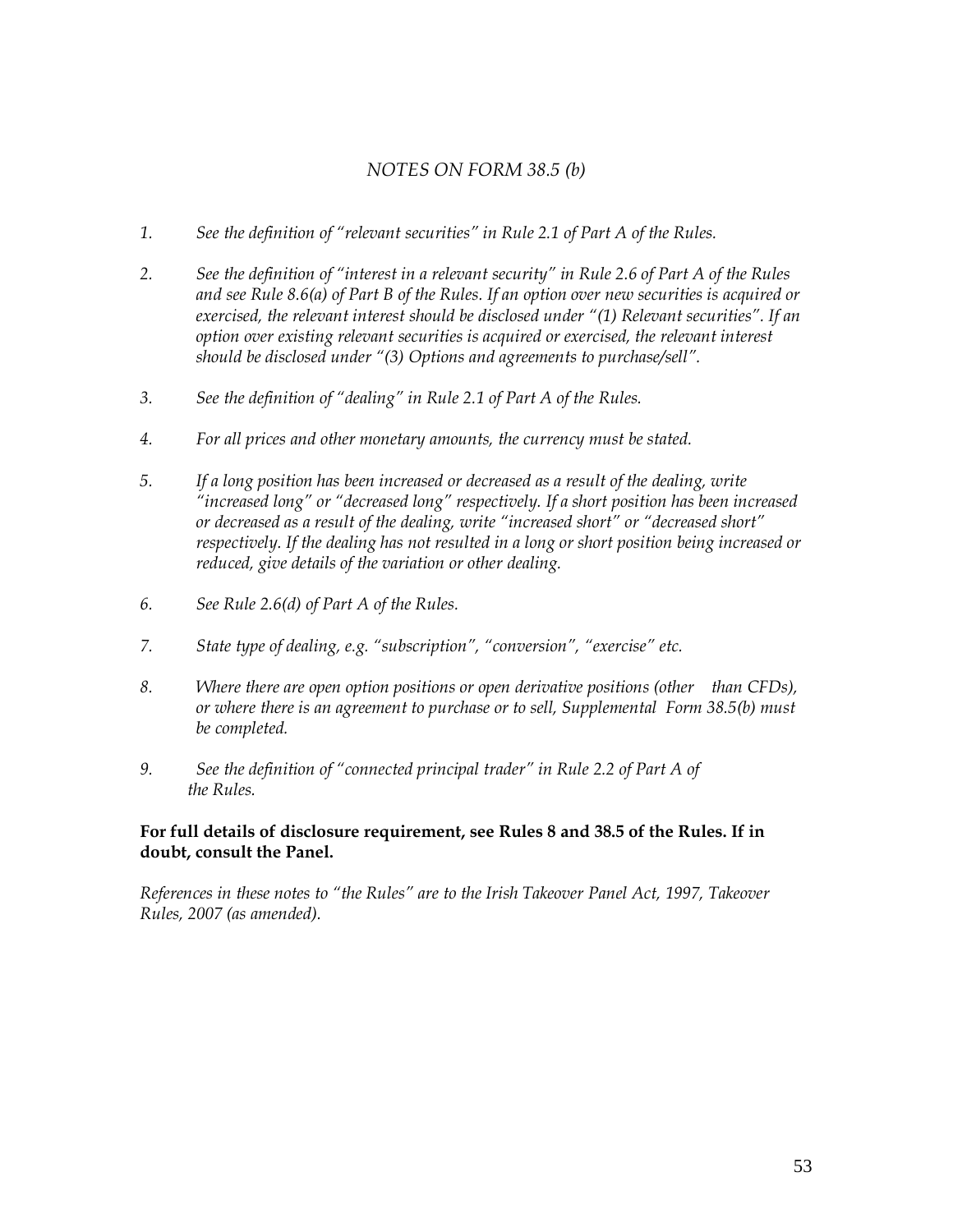*NOTES ON FORM 38.5 (b)*

1. *See the definition of "relevant securities" in Rule 2.1 of Part A of the Rules.*

2. *See the definition of "interest in a relevant security" in Rule 2.6 of Part A of the Rules and see Rule 8.6(a) of Part B of the Rules. If an option over new securities is acquired or exercised, the relevant interest should be disclosed under "(1) Relevant securities". If an option over existing relevant securities is acquired or exercised, the relevant interest should be disclosed under "(3) Options and agreements to purchase/sell".*

3. *See the definition of "dealing" in Rule 2.1 of Part A of the Rules.*

4. *For all prices and other monetary amounts, the currency must be stated.*

5. *If a long position has been increased or decreased as a result of the dealing, write "increased long" or "decreased long" respectively. If a short position has been increased or decreased as a result of the dealing, write "increased short" or "decreased short" respectively. If the dealing has not resulted in a long or short position being increased or reduced, give details of the variation or other dealing.*

6. *See Rule 2.6(d) of Part A of the Rules.*

7. *State type of dealing, e.g. "subscription", "conversion", "exercise" etc.*

8. *Where there are open option positions or open derivative positions (other than CFDs), or where there is an agreement to purchase or to sell, Supplemental Form 38.5(b) must be completed.*

9. *See the definition of "connected principal trader" in Rule 2.2 of Part A of the Rules.*

**For full details of disclosure requirement, see Rules 8 and 38.5 of the Rules. If in doubt, consult the Panel.**

*References in these notes to "the Rules" are to the Irish Takeover Panel Act, 1997, Takeover Rules, 2007 (as amended).*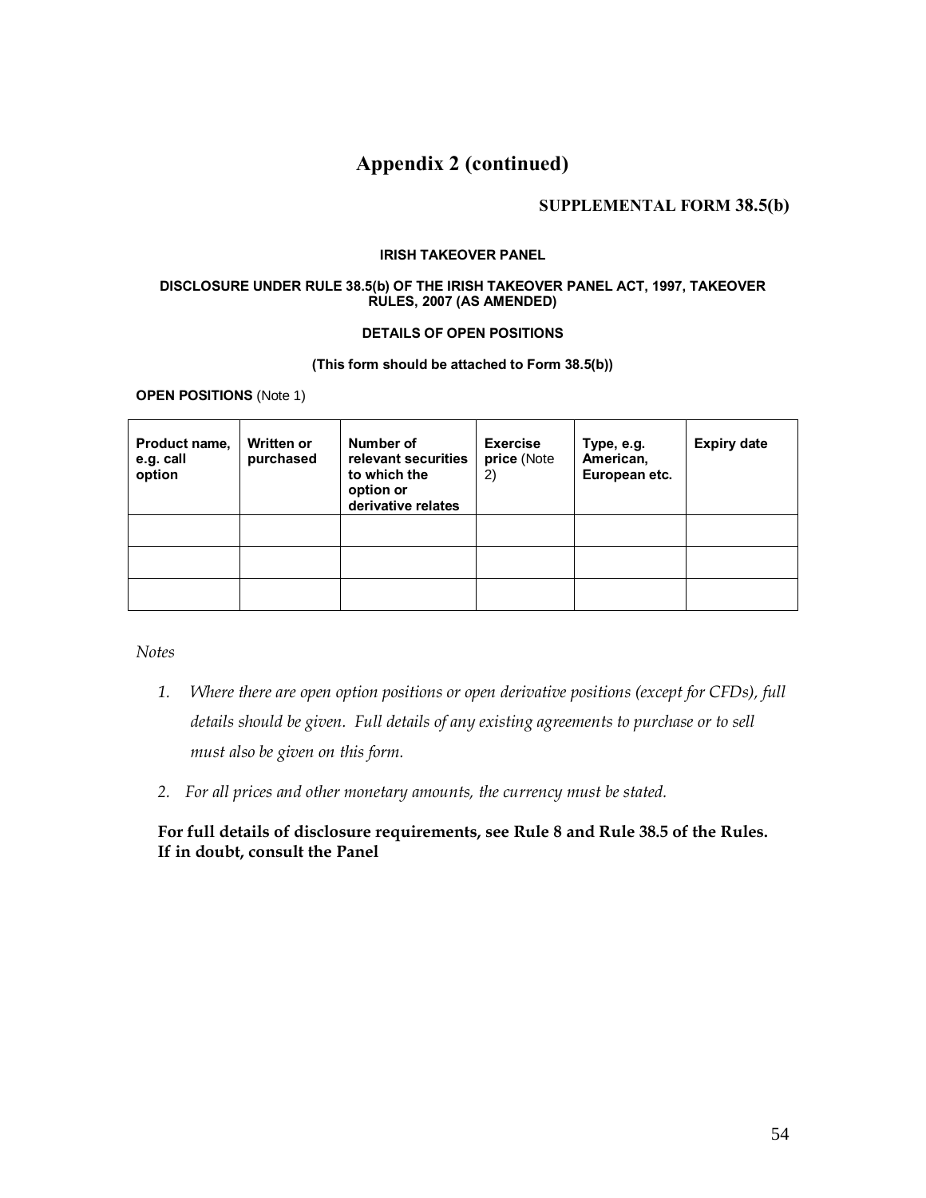# Appendix 2 (continued)

## SUPPLEMENTAL FORM 38.5(b)

**IRISH TAKEOVER PANEL**

**DISCLOSURE UNDER RULE 38.5(b) OF THE IRISH TAKEOVER PANEL ACT, 1997, TAKEOVER RULES, 2007 (AS AMENDED)**

**DETAILS OF OPEN POSITIONS**

**(This form should be attached to Form 38.5(b))**

**OPEN POSITIONS** (Note 1)

| **Product name, e.g. call option** | **Written or purchased** | **Number of relevant securities to which the option or derivative relates** | **Exercise price** (Note 2) | **Type, e.g. American, European etc.** | **Expiry date** |
|---|---|---|---|---|---|
| | | | | | |
| | | | | | |
| | | | | | |

*Notes*

1. *Where there are open option positions or open derivative positions (except for CFDs), full details should be given. Full details of any existing agreements to purchase or to sell must also be given on this form.*
2. *For all prices and other monetary amounts, the currency must be stated.*

**For full details of disclosure requirements, see Rule 8 and Rule 38.5 of the Rules. If in doubt, consult the Panel**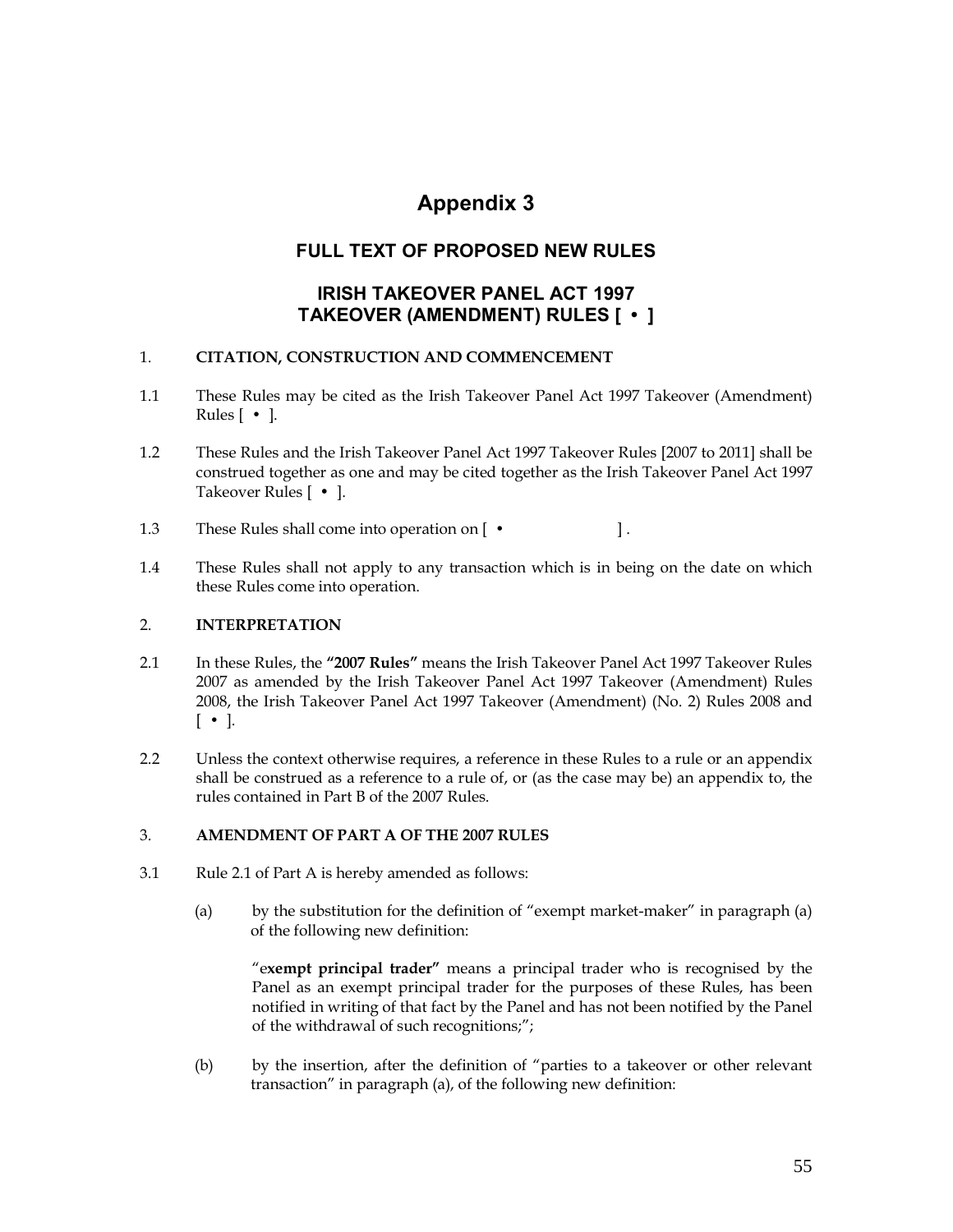# Appendix 3

## FULL TEXT OF PROPOSED NEW RULES

## IRISH TAKEOVER PANEL ACT 1997
## TAKEOVER (AMENDMENT) RULES [ • ]

1. **CITATION, CONSTRUCTION AND COMMENCEMENT**

1.1 These Rules may be cited as the Irish Takeover Panel Act 1997 Takeover (Amendment) Rules [ • ].

1.2 These Rules and the Irish Takeover Panel Act 1997 Takeover Rules [2007 to 2011] shall be construed together as one and may be cited together as the Irish Takeover Panel Act 1997 Takeover Rules [ • ].

1.3 These Rules shall come into operation on [ • ] .

1.4 These Rules shall not apply to any transaction which is in being on the date on which these Rules come into operation.

2. **INTERPRETATION**

2.1 In these Rules, the **"2007 Rules"** means the Irish Takeover Panel Act 1997 Takeover Rules 2007 as amended by the Irish Takeover Panel Act 1997 Takeover (Amendment) Rules 2008, the Irish Takeover Panel Act 1997 Takeover (Amendment) (No. 2) Rules 2008 and [ • ].

2.2 Unless the context otherwise requires, a reference in these Rules to a rule or an appendix shall be construed as a reference to a rule of, or (as the case may be) an appendix to, the rules contained in Part B of the 2007 Rules.

3. **AMENDMENT OF PART A OF THE 2007 RULES**

3.1 Rule 2.1 of Part A is hereby amended as follows:

(a) by the substitution for the definition of "exempt market-maker" in paragraph (a) of the following new definition:

"e**xempt principal trader"** means a principal trader who is recognised by the Panel as an exempt principal trader for the purposes of these Rules, has been notified in writing of that fact by the Panel and has not been notified by the Panel of the withdrawal of such recognitions;";

(b) by the insertion, after the definition of "parties to a takeover or other relevant transaction" in paragraph (a), of the following new definition: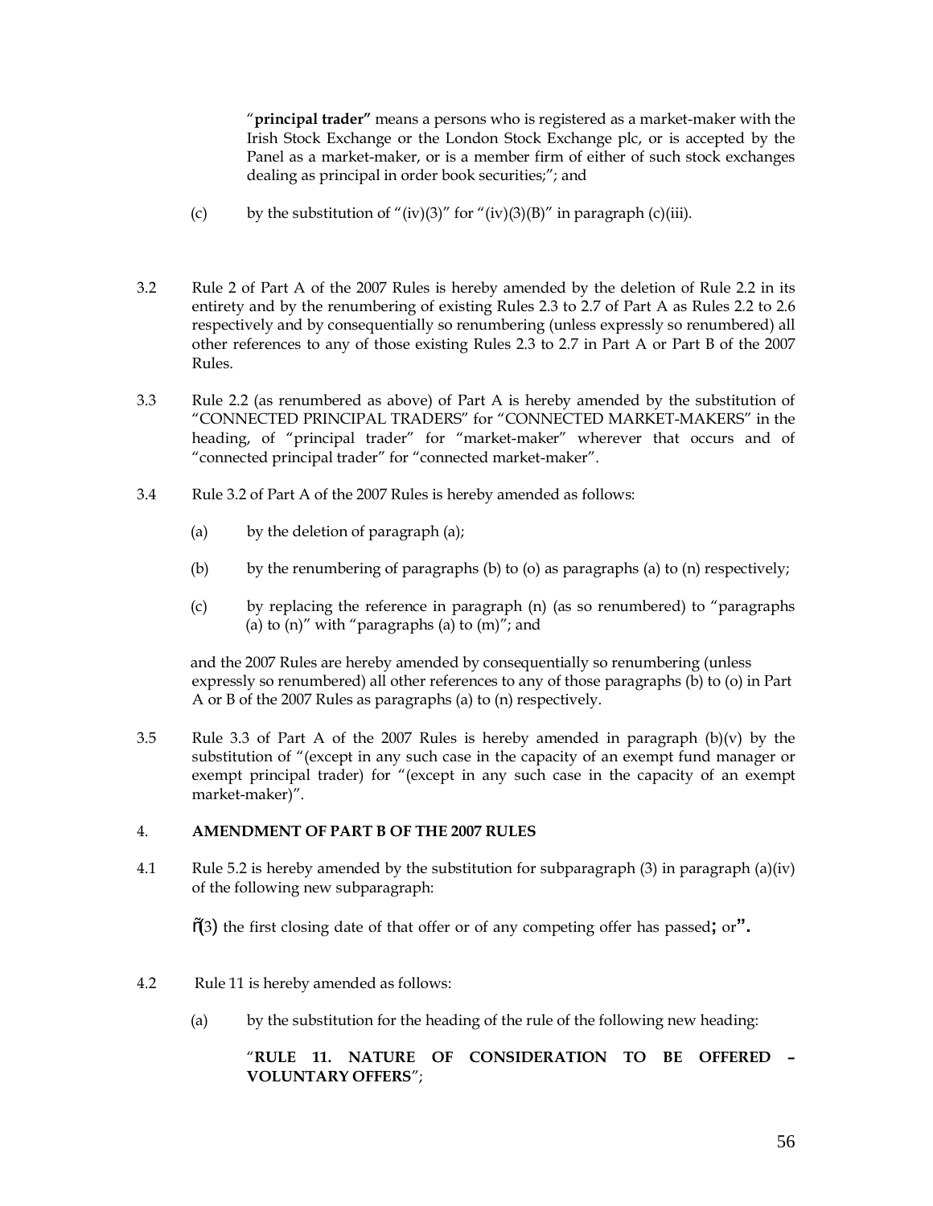“**principal trader”** means a persons who is registered as a market-maker with the Irish Stock Exchange or the London Stock Exchange plc, or is accepted by the Panel as a market-maker, or is a member firm of either of such stock exchanges dealing as principal in order book securities;”; and

(c) by the substitution of “(iv)(3)” for “(iv)(3)(B)” in paragraph (c)(iii).

3.2 Rule 2 of Part A of the 2007 Rules is hereby amended by the deletion of Rule 2.2 in its entirety and by the renumbering of existing Rules 2.3 to 2.7 of Part A as Rules 2.2 to 2.6 respectively and by consequentially so renumbering (unless expressly so renumbered) all other references to any of those existing Rules 2.3 to 2.7 in Part A or Part B of the 2007 Rules.

3.3 Rule 2.2 (as renumbered as above) of Part A is hereby amended by the substitution of “CONNECTED PRINCIPAL TRADERS” for “CONNECTED MARKET-MAKERS” in the heading, of “principal trader” for “market-maker” wherever that occurs and of “connected principal trader” for “connected market-maker”.

3.4 Rule 3.2 of Part A of the 2007 Rules is hereby amended as follows:

(a) by the deletion of paragraph (a);

(b) by the renumbering of paragraphs (b) to (o) as paragraphs (a) to (n) respectively;

(c) by replacing the reference in paragraph (n) (as so renumbered) to “paragraphs (a) to (n)” with “paragraphs (a) to (m)”; and

and the 2007 Rules are hereby amended by consequentially so renumbering (unless expressly so renumbered) all other references to any of those paragraphs (b) to (o) in Part A or B of the 2007 Rules as paragraphs (a) to (n) respectively.

3.5 Rule 3.3 of Part A of the 2007 Rules is hereby amended in paragraph (b)(v) by the substitution of “(except in any such case in the capacity of an exempt fund manager or exempt principal trader) for “(except in any such case in the capacity of an exempt market-maker)”.

4. **AMENDMENT OF PART B OF THE 2007 RULES**

4.1 Rule 5.2 is hereby amended by the substitution for subparagraph (3) in paragraph (a)(iv) of the following new subparagraph:

“(3) the first closing date of that offer or of any competing offer has passed**;** or**”.**

4.2 Rule 11 is hereby amended as follows:

(a) by the substitution for the heading of the rule of the following new heading:

“**RULE 11. NATURE OF CONSIDERATION TO BE OFFERED – VOLUNTARY OFFERS**”;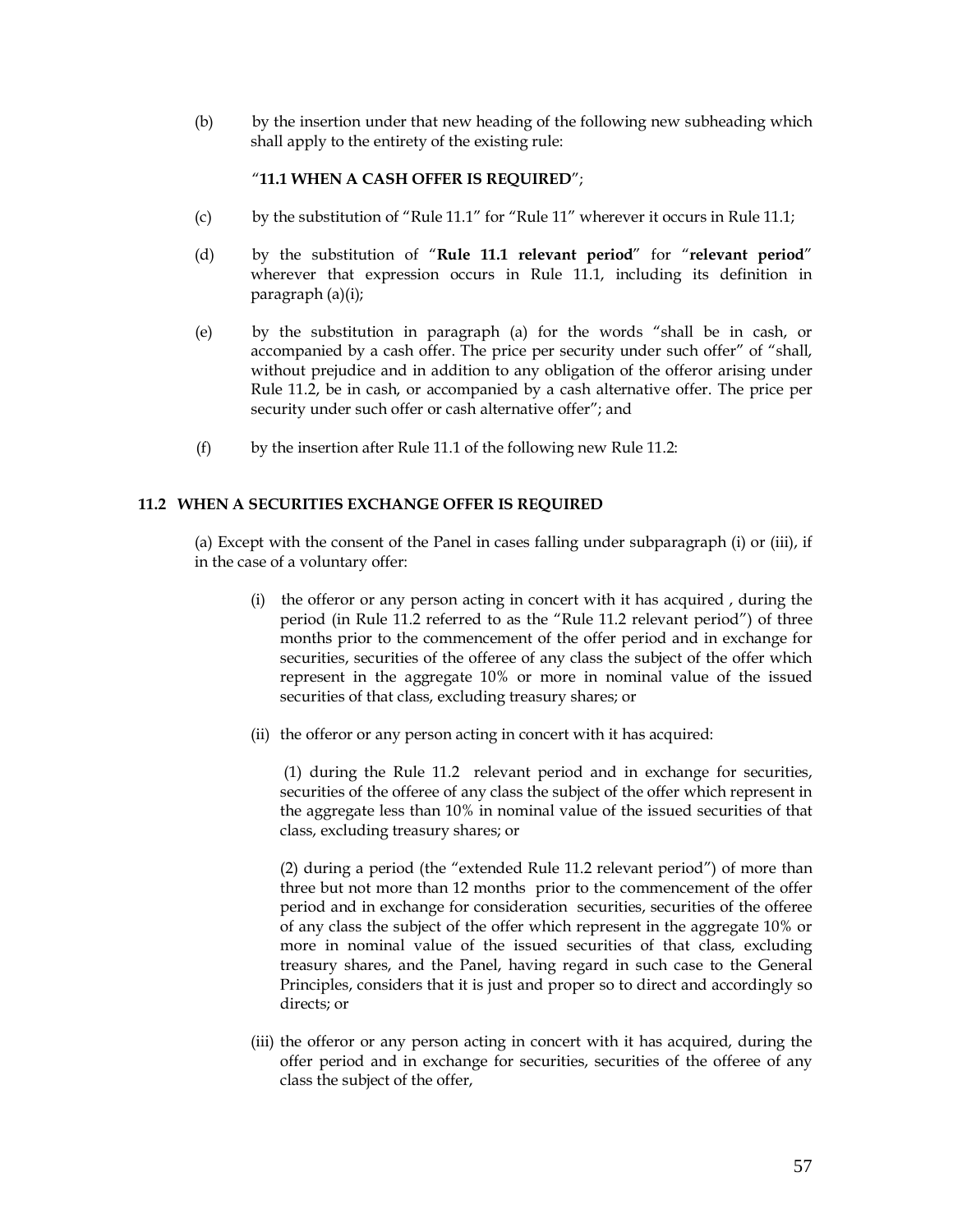(b) by the insertion under that new heading of the following new subheading which shall apply to the entirety of the existing rule:

"**11.1 WHEN A CASH OFFER IS REQUIRED**";

(c) by the substitution of "Rule 11.1" for "Rule 11" wherever it occurs in Rule 11.1;

(d) by the substitution of "**Rule 11.1 relevant period**" for "**relevant period**" wherever that expression occurs in Rule 11.1, including its definition in paragraph (a)(i);

(e) by the substitution in paragraph (a) for the words "shall be in cash, or accompanied by a cash offer. The price per security under such offer" of "shall, without prejudice and in addition to any obligation of the offeror arising under Rule 11.2, be in cash, or accompanied by a cash alternative offer. The price per security under such offer or cash alternative offer"; and

(f) by the insertion after Rule 11.1 of the following new Rule 11.2:

**11.2 WHEN A SECURITIES EXCHANGE OFFER IS REQUIRED**

(a) Except with the consent of the Panel in cases falling under subparagraph (i) or (iii), if in the case of a voluntary offer:

(i) the offeror or any person acting in concert with it has acquired , during the period (in Rule 11.2 referred to as the "Rule 11.2 relevant period") of three months prior to the commencement of the offer period and in exchange for securities, securities of the offeree of any class the subject of the offer which represent in the aggregate 10% or more in nominal value of the issued securities of that class, excluding treasury shares; or

(ii) the offeror or any person acting in concert with it has acquired:

(1) during the Rule 11.2 relevant period and in exchange for securities, securities of the offeree of any class the subject of the offer which represent in the aggregate less than 10% in nominal value of the issued securities of that class, excluding treasury shares; or

(2) during a period (the "extended Rule 11.2 relevant period") of more than three but not more than 12 months prior to the commencement of the offer period and in exchange for consideration securities, securities of the offeree of any class the subject of the offer which represent in the aggregate 10% or more in nominal value of the issued securities of that class, excluding treasury shares, and the Panel, having regard in such case to the General Principles, considers that it is just and proper so to direct and accordingly so directs; or

(iii) the offeror or any person acting in concert with it has acquired, during the offer period and in exchange for securities, securities of the offeree of any class the subject of the offer,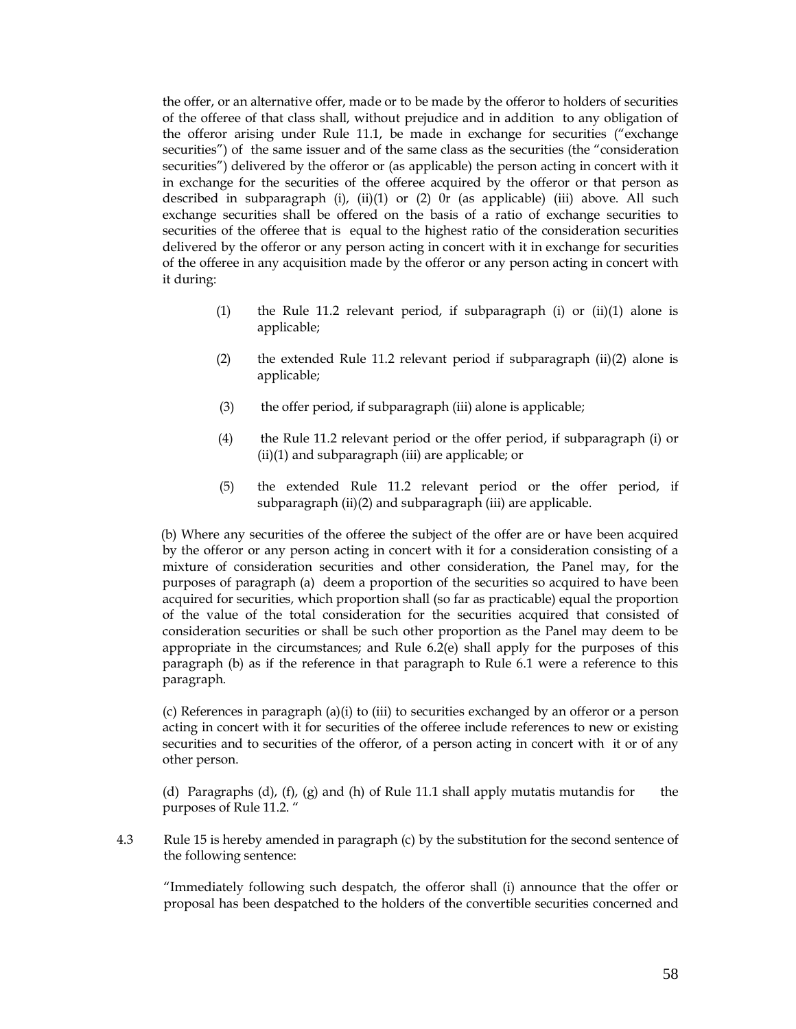the offer, or an alternative offer, made or to be made by the offeror to holders of securities of the offeree of that class shall, without prejudice and in addition to any obligation of the offeror arising under Rule 11.1, be made in exchange for securities ("exchange securities") of the same issuer and of the same class as the securities (the "consideration securities") delivered by the offeror or (as applicable) the person acting in concert with it in exchange for the securities of the offeree acquired by the offeror or that person as described in subparagraph (i), (ii)(1) or (2) 0r (as applicable) (iii) above. All such exchange securities shall be offered on the basis of a ratio of exchange securities to securities of the offeree that is equal to the highest ratio of the consideration securities delivered by the offeror or any person acting in concert with it in exchange for securities of the offeree in any acquisition made by the offeror or any person acting in concert with it during:

(1) the Rule 11.2 relevant period, if subparagraph (i) or (ii)(1) alone is applicable;

(2) the extended Rule 11.2 relevant period if subparagraph (ii)(2) alone is applicable;

(3) the offer period, if subparagraph (iii) alone is applicable;

(4) the Rule 11.2 relevant period or the offer period, if subparagraph (i) or (ii)(1) and subparagraph (iii) are applicable; or

(5) the extended Rule 11.2 relevant period or the offer period, if subparagraph (ii)(2) and subparagraph (iii) are applicable.

(b) Where any securities of the offeree the subject of the offer are or have been acquired by the offeror or any person acting in concert with it for a consideration consisting of a mixture of consideration securities and other consideration, the Panel may, for the purposes of paragraph (a) deem a proportion of the securities so acquired to have been acquired for securities, which proportion shall (so far as practicable) equal the proportion of the value of the total consideration for the securities acquired that consisted of consideration securities or shall be such other proportion as the Panel may deem to be appropriate in the circumstances; and Rule 6.2(e) shall apply for the purposes of this paragraph (b) as if the reference in that paragraph to Rule 6.1 were a reference to this paragraph.

(c) References in paragraph (a)(i) to (iii) to securities exchanged by an offeror or a person acting in concert with it for securities of the offeree include references to new or existing securities and to securities of the offeror, of a person acting in concert with it or of any other person.

(d) Paragraphs (d), (f), (g) and (h) of Rule 11.1 shall apply mutatis mutandis for the purposes of Rule 11.2. "

4.3 Rule 15 is hereby amended in paragraph (c) by the substitution for the second sentence of the following sentence:

"Immediately following such despatch, the offeror shall (i) announce that the offer or proposal has been despatched to the holders of the convertible securities concerned and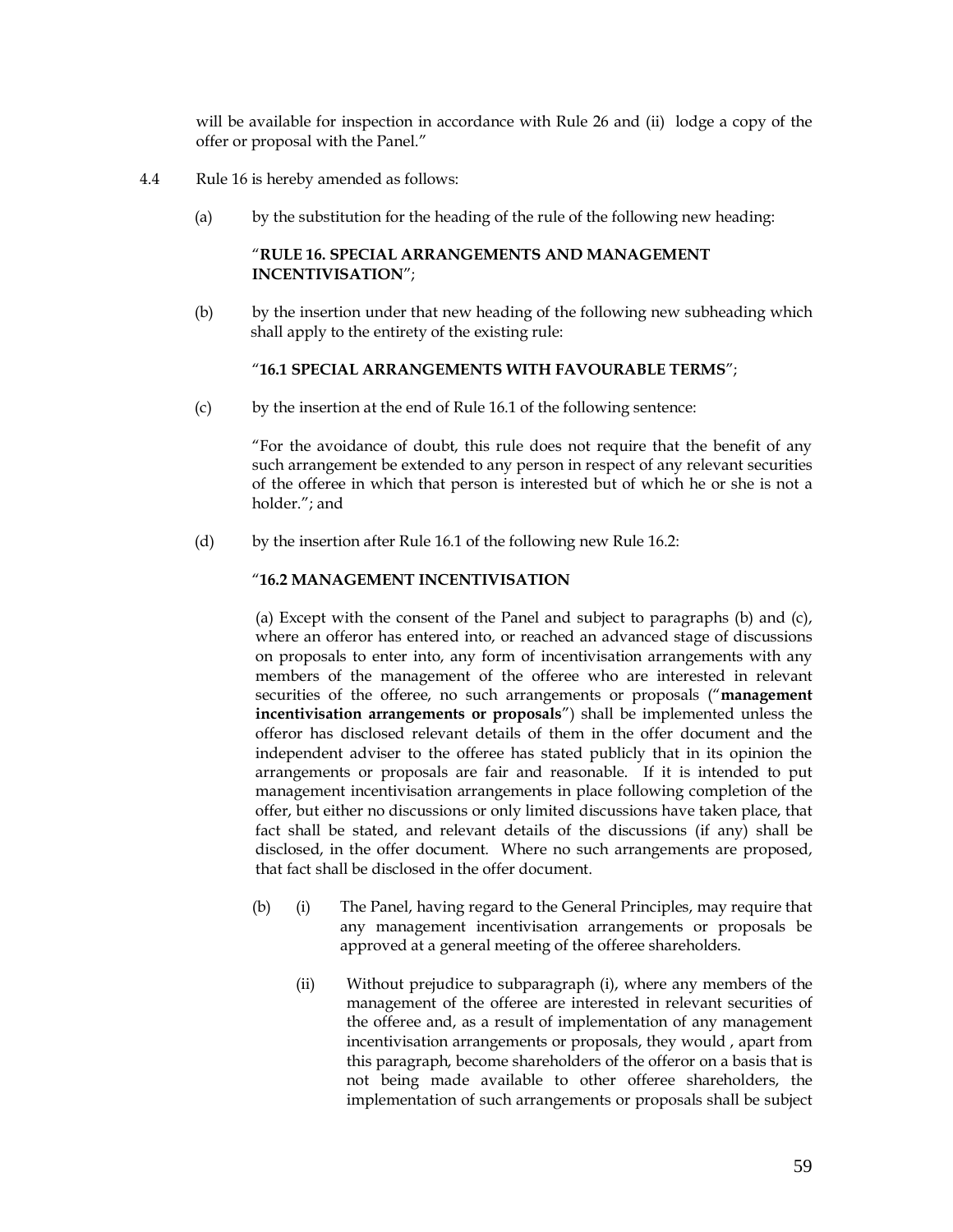will be available for inspection in accordance with Rule 26 and (ii) lodge a copy of the offer or proposal with the Panel."

4.4 Rule 16 is hereby amended as follows:

(a) by the substitution for the heading of the rule of the following new heading:

"**RULE 16. SPECIAL ARRANGEMENTS AND MANAGEMENT INCENTIVISATION**";

(b) by the insertion under that new heading of the following new subheading which shall apply to the entirety of the existing rule:

"**16.1 SPECIAL ARRANGEMENTS WITH FAVOURABLE TERMS**";

(c) by the insertion at the end of Rule 16.1 of the following sentence:

"For the avoidance of doubt, this rule does not require that the benefit of any such arrangement be extended to any person in respect of any relevant securities of the offeree in which that person is interested but of which he or she is not a holder."; and

(d) by the insertion after Rule 16.1 of the following new Rule 16.2:

"**16.2 MANAGEMENT INCENTIVISATION**

(a) Except with the consent of the Panel and subject to paragraphs (b) and (c), where an offeror has entered into, or reached an advanced stage of discussions on proposals to enter into, any form of incentivisation arrangements with any members of the management of the offeree who are interested in relevant securities of the offeree, no such arrangements or proposals ("**management incentivisation arrangements or proposals**") shall be implemented unless the offeror has disclosed relevant details of them in the offer document and the independent adviser to the offeree has stated publicly that in its opinion the arrangements or proposals are fair and reasonable. If it is intended to put management incentivisation arrangements in place following completion of the offer, but either no discussions or only limited discussions have taken place, that fact shall be stated, and relevant details of the discussions (if any) shall be disclosed, in the offer document. Where no such arrangements are proposed, that fact shall be disclosed in the offer document.

(b) (i) The Panel, having regard to the General Principles, may require that any management incentivisation arrangements or proposals be approved at a general meeting of the offeree shareholders.

(ii) Without prejudice to subparagraph (i), where any members of the management of the offeree are interested in relevant securities of the offeree and, as a result of implementation of any management incentivisation arrangements or proposals, they would , apart from this paragraph, become shareholders of the offeror on a basis that is not being made available to other offeree shareholders, the implementation of such arrangements or proposals shall be subject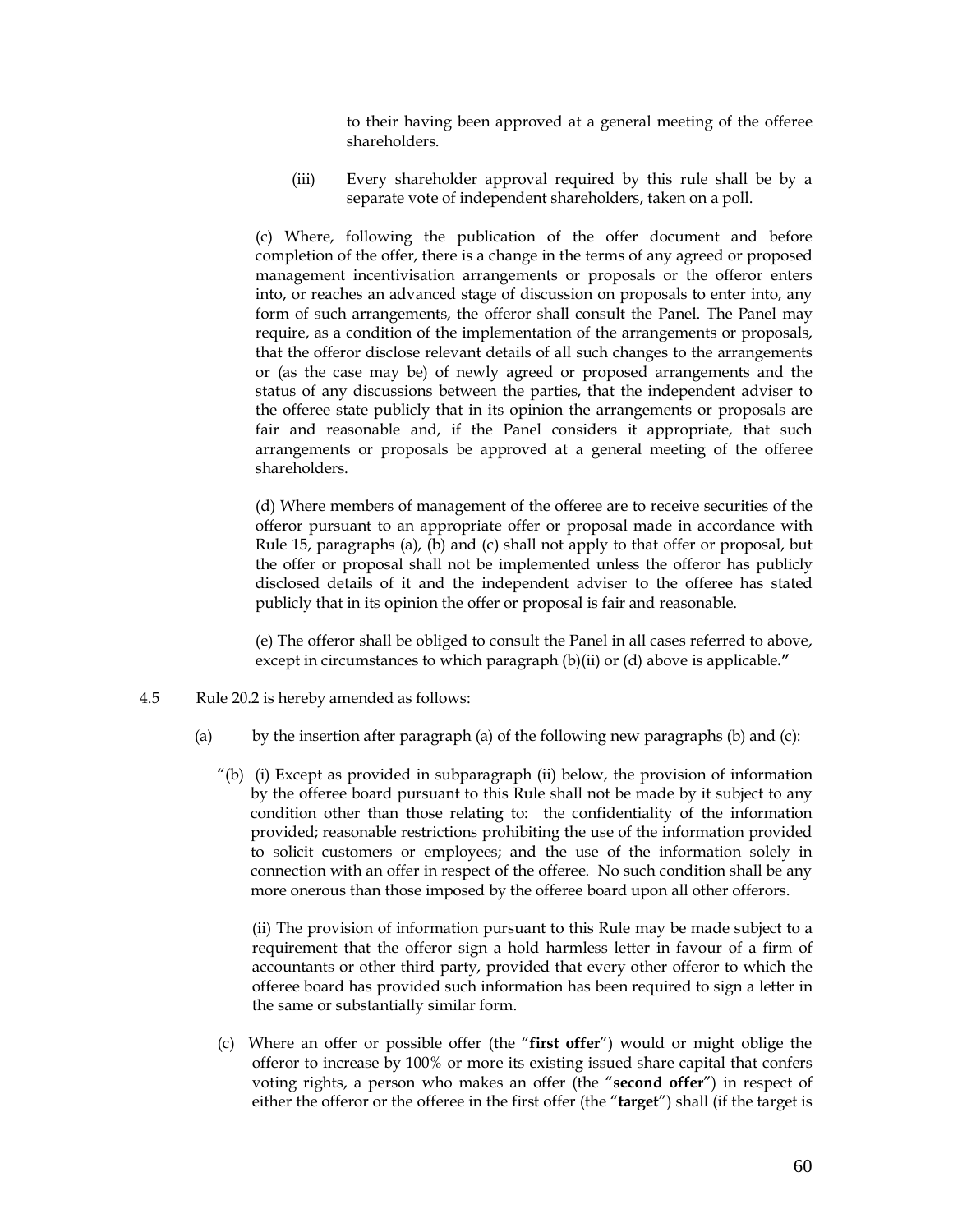to their having been approved at a general meeting of the offeree shareholders.

(iii) Every shareholder approval required by this rule shall be by a separate vote of independent shareholders, taken on a poll.

(c) Where, following the publication of the offer document and before completion of the offer, there is a change in the terms of any agreed or proposed management incentivisation arrangements or proposals or the offeror enters into, or reaches an advanced stage of discussion on proposals to enter into, any form of such arrangements, the offeror shall consult the Panel. The Panel may require, as a condition of the implementation of the arrangements or proposals, that the offeror disclose relevant details of all such changes to the arrangements or (as the case may be) of newly agreed or proposed arrangements and the status of any discussions between the parties, that the independent adviser to the offeree state publicly that in its opinion the arrangements or proposals are fair and reasonable and, if the Panel considers it appropriate, that such arrangements or proposals be approved at a general meeting of the offeree shareholders.

(d) Where members of management of the offeree are to receive securities of the offeror pursuant to an appropriate offer or proposal made in accordance with Rule 15, paragraphs (a), (b) and (c) shall not apply to that offer or proposal, but the offer or proposal shall not be implemented unless the offeror has publicly disclosed details of it and the independent adviser to the offeree has stated publicly that in its opinion the offer or proposal is fair and reasonable.

(e) The offeror shall be obliged to consult the Panel in all cases referred to above, except in circumstances to which paragraph (b)(ii) or (d) above is applicable**."**

4.5 Rule 20.2 is hereby amended as follows:

(a) by the insertion after paragraph (a) of the following new paragraphs (b) and (c):

"(b) (i) Except as provided in subparagraph (ii) below, the provision of information by the offeree board pursuant to this Rule shall not be made by it subject to any condition other than those relating to: the confidentiality of the information provided; reasonable restrictions prohibiting the use of the information provided to solicit customers or employees; and the use of the information solely in connection with an offer in respect of the offeree. No such condition shall be any more onerous than those imposed by the offeree board upon all other offerors.

(ii) The provision of information pursuant to this Rule may be made subject to a requirement that the offeror sign a hold harmless letter in favour of a firm of accountants or other third party, provided that every other offeror to which the offeree board has provided such information has been required to sign a letter in the same or substantially similar form.

(c) Where an offer or possible offer (the "**first offer**") would or might oblige the offeror to increase by 100% or more its existing issued share capital that confers voting rights, a person who makes an offer (the "**second offer**") in respect of either the offeror or the offeree in the first offer (the "**target**") shall (if the target is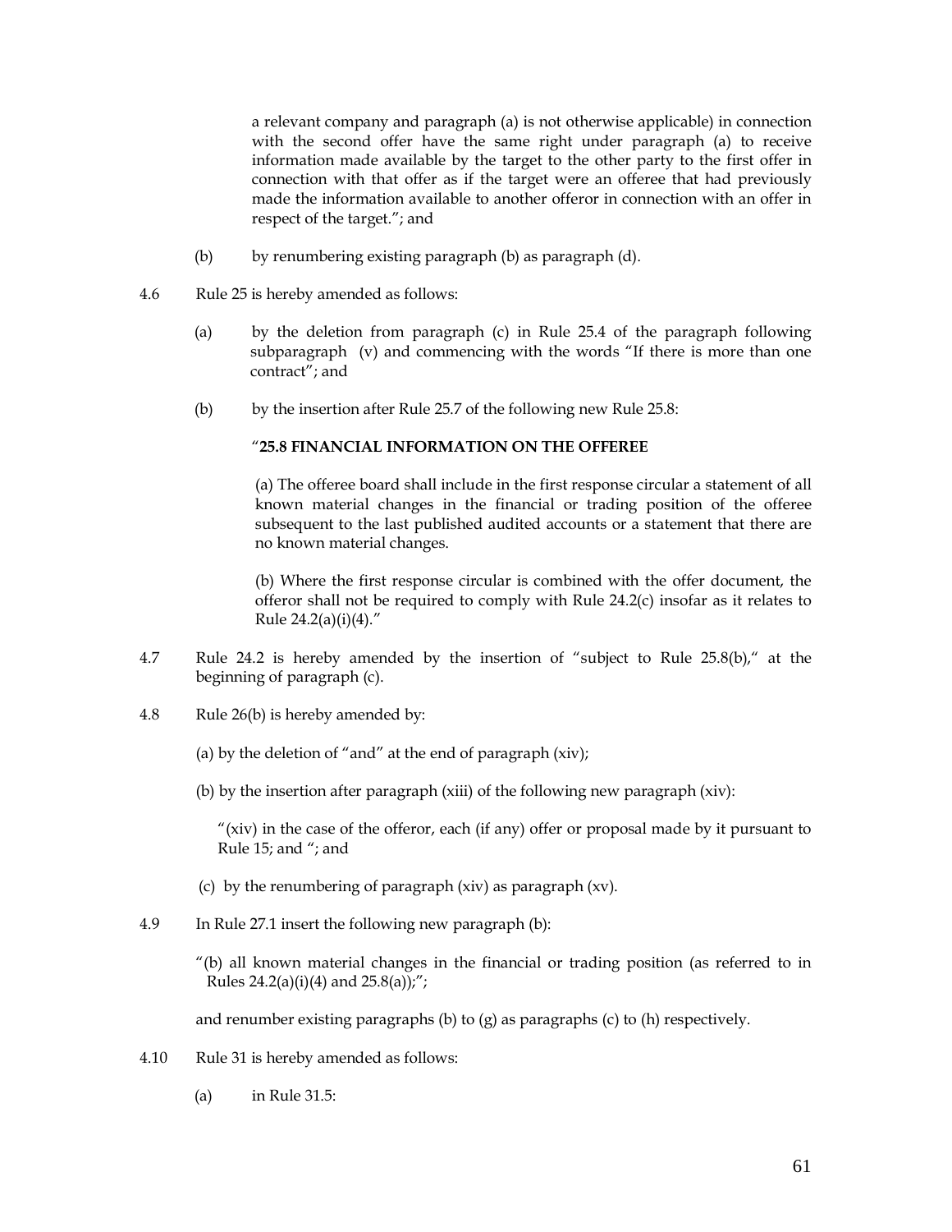a relevant company and paragraph (a) is not otherwise applicable) in connection with the second offer have the same right under paragraph (a) to receive information made available by the target to the other party to the first offer in connection with that offer as if the target were an offeree that had previously made the information available to another offeror in connection with an offer in respect of the target."; and

(b) by renumbering existing paragraph (b) as paragraph (d).

4.6 Rule 25 is hereby amended as follows:

(a) by the deletion from paragraph (c) in Rule 25.4 of the paragraph following subparagraph (v) and commencing with the words "If there is more than one contract"; and

(b) by the insertion after Rule 25.7 of the following new Rule 25.8:

"**25.8 FINANCIAL INFORMATION ON THE OFFEREE**

(a) The offeree board shall include in the first response circular a statement of all known material changes in the financial or trading position of the offeree subsequent to the last published audited accounts or a statement that there are no known material changes.

(b) Where the first response circular is combined with the offer document, the offeror shall not be required to comply with Rule 24.2(c) insofar as it relates to Rule 24.2(a)(i)(4)."

4.7 Rule 24.2 is hereby amended by the insertion of "subject to Rule 25.8(b)," at the beginning of paragraph (c).

4.8 Rule 26(b) is hereby amended by:

(a) by the deletion of "and" at the end of paragraph (xiv);

(b) by the insertion after paragraph (xiii) of the following new paragraph (xiv):

"(xiv) in the case of the offeror, each (if any) offer or proposal made by it pursuant to Rule 15; and "; and

(c) by the renumbering of paragraph (xiv) as paragraph (xv).

4.9 In Rule 27.1 insert the following new paragraph (b):

"(b) all known material changes in the financial or trading position (as referred to in Rules 24.2(a)(i)(4) and 25.8(a));";

and renumber existing paragraphs (b) to (g) as paragraphs (c) to (h) respectively.

4.10 Rule 31 is hereby amended as follows:

(a) in Rule 31.5: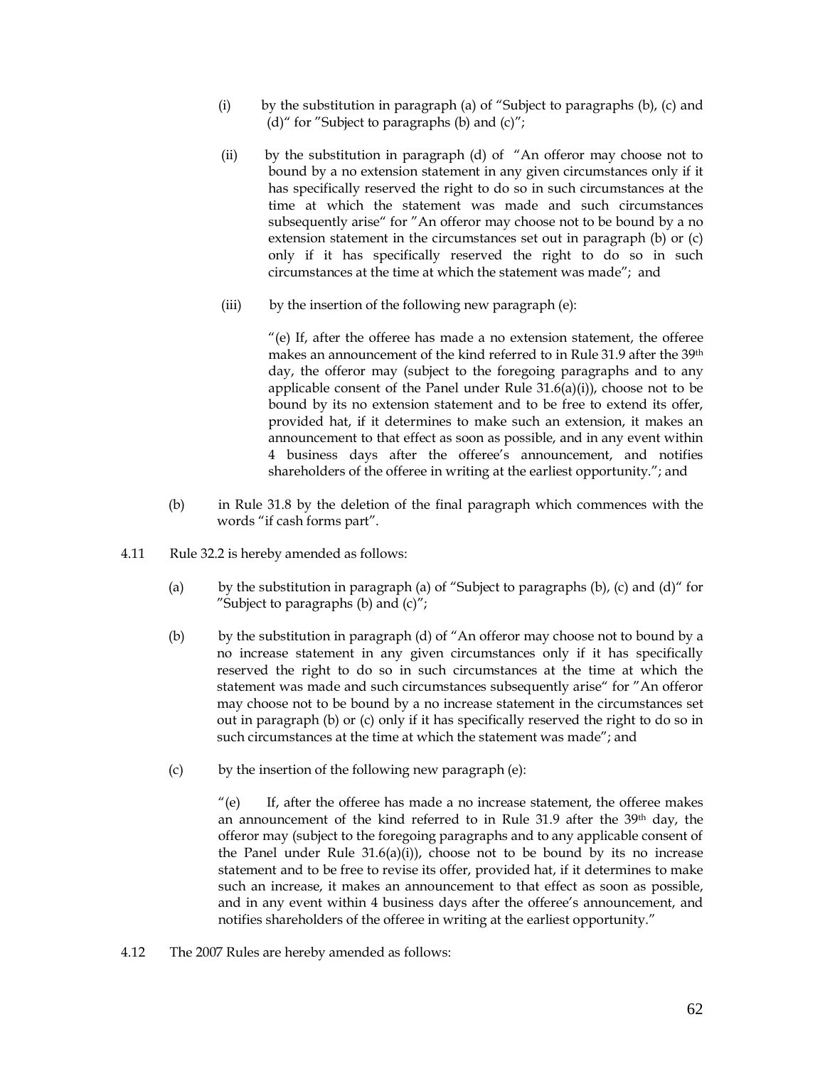(i) by the substitution in paragraph (a) of "Subject to paragraphs (b), (c) and (d)" for "Subject to paragraphs (b) and (c)";

(ii) by the substitution in paragraph (d) of "An offeror may choose not to bound by a no extension statement in any given circumstances only if it has specifically reserved the right to do so in such circumstances at the time at which the statement was made and such circumstances subsequently arise" for "An offeror may choose not to be bound by a no extension statement in the circumstances set out in paragraph (b) or (c) only if it has specifically reserved the right to do so in such circumstances at the time at which the statement was made"; and

(iii) by the insertion of the following new paragraph (e):

> "(e) If, after the offeree has made a no extension statement, the offeree makes an announcement of the kind referred to in Rule 31.9 after the 39th day, the offeror may (subject to the foregoing paragraphs and to any applicable consent of the Panel under Rule 31.6(a)(i)), choose not to be bound by its no extension statement and to be free to extend its offer, provided hat, if it determines to make such an extension, it makes an announcement to that effect as soon as possible, and in any event within 4 business days after the offeree's announcement, and notifies shareholders of the offeree in writing at the earliest opportunity."; and

(b) in Rule 31.8 by the deletion of the final paragraph which commences with the words "if cash forms part".

4.11 Rule 32.2 is hereby amended as follows:

(a) by the substitution in paragraph (a) of "Subject to paragraphs (b), (c) and (d)" for "Subject to paragraphs (b) and (c)";

(b) by the substitution in paragraph (d) of "An offeror may choose not to bound by a no increase statement in any given circumstances only if it has specifically reserved the right to do so in such circumstances at the time at which the statement was made and such circumstances subsequently arise" for "An offeror may choose not to be bound by a no increase statement in the circumstances set out in paragraph (b) or (c) only if it has specifically reserved the right to do so in such circumstances at the time at which the statement was made"; and

(c) by the insertion of the following new paragraph (e):

> "(e) If, after the offeree has made a no increase statement, the offeree makes an announcement of the kind referred to in Rule 31.9 after the 39th day, the offeror may (subject to the foregoing paragraphs and to any applicable consent of the Panel under Rule 31.6(a)(i)), choose not to be bound by its no increase statement and to be free to revise its offer, provided hat, if it determines to make such an increase, it makes an announcement to that effect as soon as possible, and in any event within 4 business days after the offeree's announcement, and notifies shareholders of the offeree in writing at the earliest opportunity."

4.12 The 2007 Rules are hereby amended as follows: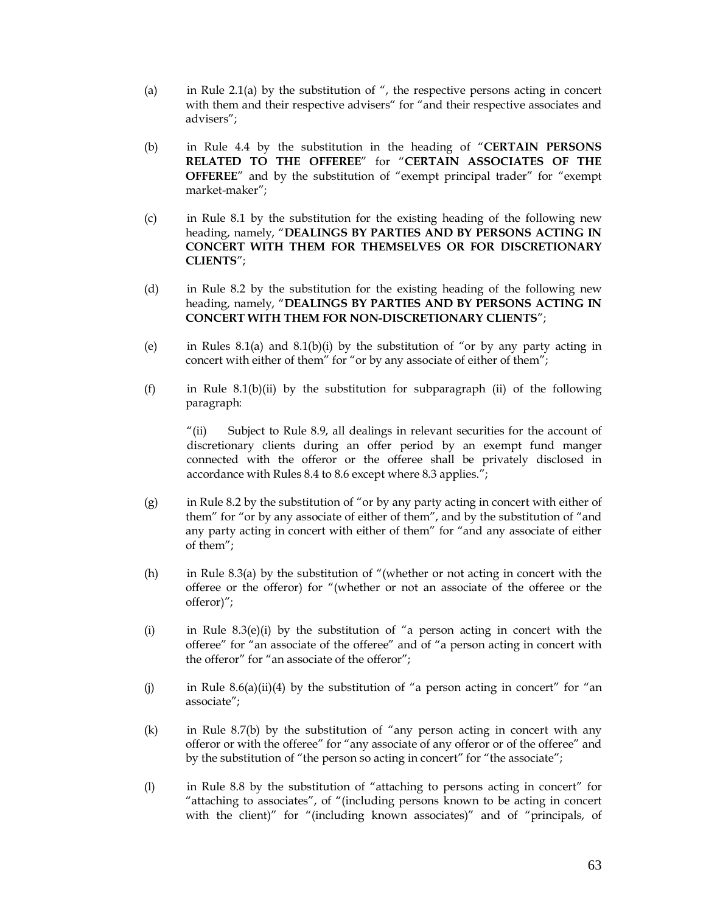(a) in Rule 2.1(a) by the substitution of “, the respective persons acting in concert with them and their respective advisers“ for “and their respective associates and advisers”;

(b) in Rule 4.4 by the substitution in the heading of “**CERTAIN PERSONS RELATED TO THE OFFEREE**” for “**CERTAIN ASSOCIATES OF THE OFFEREE**” and by the substitution of “exempt principal trader” for “exempt market-maker”;

(c) in Rule 8.1 by the substitution for the existing heading of the following new heading, namely, “**DEALINGS BY PARTIES AND BY PERSONS ACTING IN CONCERT WITH THEM FOR THEMSELVES OR FOR DISCRETIONARY CLIENTS**”;

(d) in Rule 8.2 by the substitution for the existing heading of the following new heading, namely, “**DEALINGS BY PARTIES AND BY PERSONS ACTING IN CONCERT WITH THEM FOR NON-DISCRETIONARY CLIENTS**”;

(e) in Rules 8.1(a) and 8.1(b)(i) by the substitution of “or by any party acting in concert with either of them” for “or by any associate of either of them”;

(f) in Rule 8.1(b)(ii) by the substitution for subparagraph (ii) of the following paragraph:

> “(ii) Subject to Rule 8.9, all dealings in relevant securities for the account of discretionary clients during an offer period by an exempt fund manger connected with the offeror or the offeree shall be privately disclosed in accordance with Rules 8.4 to 8.6 except where 8.3 applies.”;

(g) in Rule 8.2 by the substitution of “or by any party acting in concert with either of them” for “or by any associate of either of them”, and by the substitution of “and any party acting in concert with either of them” for “and any associate of either of them”;

(h) in Rule 8.3(a) by the substitution of “(whether or not acting in concert with the offeree or the offeror) for “(whether or not an associate of the offeree or the offeror)”;

(i) in Rule 8.3(e)(i) by the substitution of “a person acting in concert with the offeree” for “an associate of the offeree” and of “a person acting in concert with the offeror” for “an associate of the offeror”;

(j) in Rule 8.6(a)(ii)(4) by the substitution of “a person acting in concert” for “an associate”;

(k) in Rule 8.7(b) by the substitution of “any person acting in concert with any offeror or with the offeree” for “any associate of any offeror or of the offeree” and by the substitution of “the person so acting in concert” for “the associate”;

(l) in Rule 8.8 by the substitution of “attaching to persons acting in concert” for “attaching to associates”, of “(including persons known to be acting in concert with the client)” for “(including known associates)” and of “principals, of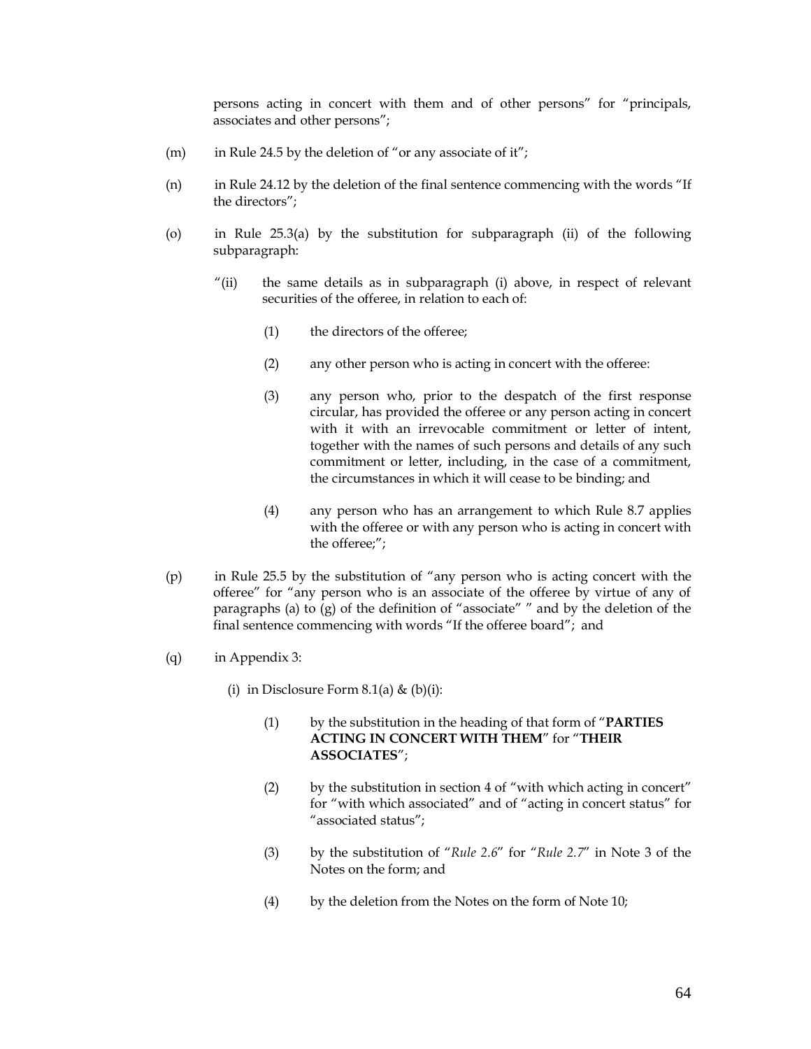persons acting in concert with them and of other persons" for "principals, associates and other persons";

(m) in Rule 24.5 by the deletion of "or any associate of it";

(n) in Rule 24.12 by the deletion of the final sentence commencing with the words "If the directors";

(o) in Rule 25.3(a) by the substitution for subparagraph (ii) of the following subparagraph:

> "(ii) the same details as in subparagraph (i) above, in respect of relevant securities of the offeree, in relation to each of:
>
> (1) the directors of the offeree;
>
> (2) any other person who is acting in concert with the offeree:
>
> (3) any person who, prior to the despatch of the first response circular, has provided the offeree or any person acting in concert with it with an irrevocable commitment or letter of intent, together with the names of such persons and details of any such commitment or letter, including, in the case of a commitment, the circumstances in which it will cease to be binding; and
>
> (4) any person who has an arrangement to which Rule 8.7 applies with the offeree or with any person who is acting in concert with the offeree;";

(p) in Rule 25.5 by the substitution of "any person who is acting concert with the offeree" for "any person who is an associate of the offeree by virtue of any of paragraphs (a) to (g) of the definition of "associate" " and by the deletion of the final sentence commencing with words "If the offeree board"; and

(q) in Appendix 3:

(i) in Disclosure Form 8.1(a) & (b)(i):

> (1) by the substitution in the heading of that form of "**PARTIES ACTING IN CONCERT WITH THEM**" for "**THEIR ASSOCIATES**";
>
> (2) by the substitution in section 4 of "with which acting in concert" for "with which associated" and of "acting in concert status" for "associated status";
>
> (3) by the substitution of "*Rule 2.6*" for "*Rule 2.7*" in Note 3 of the Notes on the form; and
>
> (4) by the deletion from the Notes on the form of Note 10;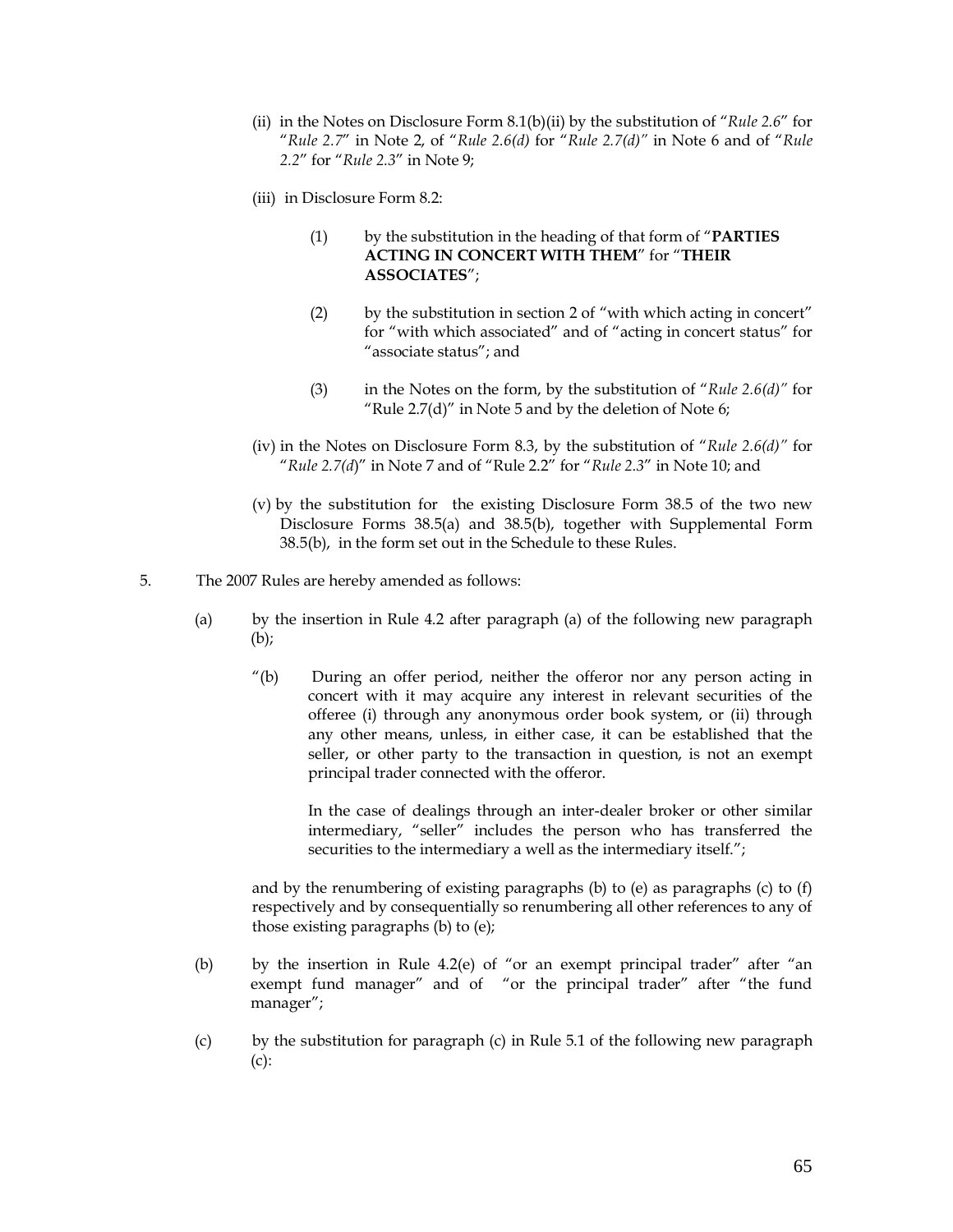(ii) in the Notes on Disclosure Form 8.1(b)(ii) by the substitution of "*Rule 2.6*" for "*Rule 2.7*" in Note 2, of "*Rule 2.6(d)* for "*Rule 2.7(d)"* in Note 6 and of "*Rule 2.2*" for "*Rule 2.3*" in Note 9;

(iii) in Disclosure Form 8.2:

(1) by the substitution in the heading of that form of "**PARTIES ACTING IN CONCERT WITH THEM**" for "**THEIR ASSOCIATES**";

(2) by the substitution in section 2 of "with which acting in concert" for "with which associated" and of "acting in concert status" for "associate status"; and

(3) in the Notes on the form, by the substitution of "*Rule 2.6(d)"* for "Rule 2.7(d)" in Note 5 and by the deletion of Note 6;

(iv) in the Notes on Disclosure Form 8.3, by the substitution of "*Rule 2.6(d)"* for "*Rule 2.7(d*)" in Note 7 and of "Rule 2.2" for "*Rule 2.3*" in Note 10; and

(v) by the substitution for the existing Disclosure Form 38.5 of the two new Disclosure Forms 38.5(a) and 38.5(b), together with Supplemental Form 38.5(b), in the form set out in the Schedule to these Rules.

5. The 2007 Rules are hereby amended as follows:

(a) by the insertion in Rule 4.2 after paragraph (a) of the following new paragraph (b);

"(b) During an offer period, neither the offeror nor any person acting in concert with it may acquire any interest in relevant securities of the offeree (i) through any anonymous order book system, or (ii) through any other means, unless, in either case, it can be established that the seller, or other party to the transaction in question, is not an exempt principal trader connected with the offeror.

In the case of dealings through an inter-dealer broker or other similar intermediary, "seller" includes the person who has transferred the securities to the intermediary a well as the intermediary itself.";

and by the renumbering of existing paragraphs (b) to (e) as paragraphs (c) to (f) respectively and by consequentially so renumbering all other references to any of those existing paragraphs (b) to (e);

(b) by the insertion in Rule 4.2(e) of "or an exempt principal trader" after "an exempt fund manager" and of "or the principal trader" after "the fund manager";

(c) by the substitution for paragraph (c) in Rule 5.1 of the following new paragraph (c):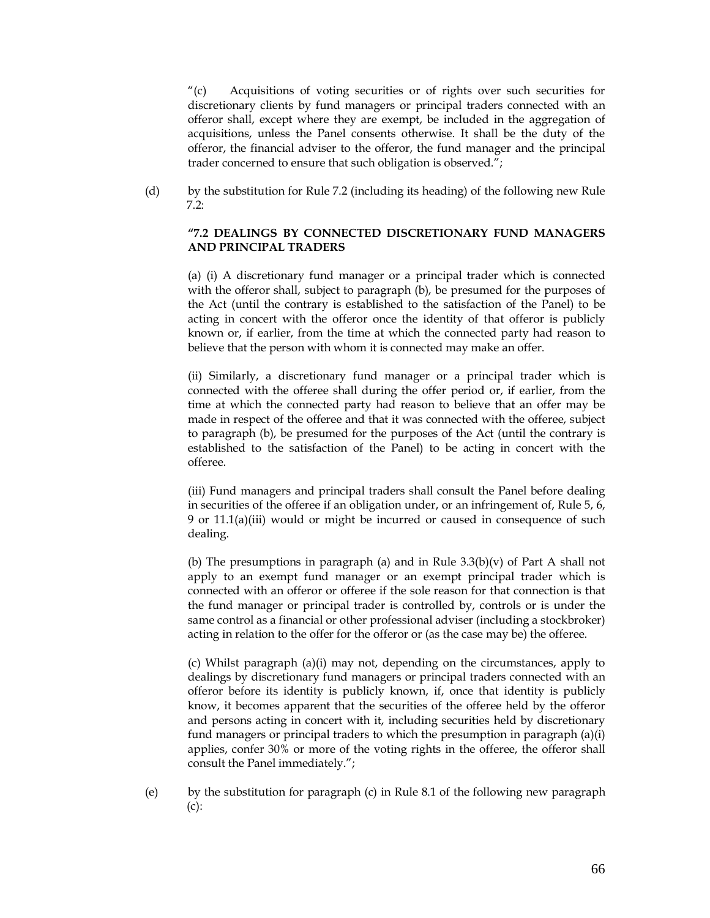"(c) Acquisitions of voting securities or of rights over such securities for discretionary clients by fund managers or principal traders connected with an offeror shall, except where they are exempt, be included in the aggregation of acquisitions, unless the Panel consents otherwise. It shall be the duty of the offeror, the financial adviser to the offeror, the fund manager and the principal trader concerned to ensure that such obligation is observed.";

(d) by the substitution for Rule 7.2 (including its heading) of the following new Rule 7.2:

**"7.2 DEALINGS BY CONNECTED DISCRETIONARY FUND MANAGERS AND PRINCIPAL TRADERS**

(a) (i) A discretionary fund manager or a principal trader which is connected with the offeror shall, subject to paragraph (b), be presumed for the purposes of the Act (until the contrary is established to the satisfaction of the Panel) to be acting in concert with the offeror once the identity of that offeror is publicly known or, if earlier, from the time at which the connected party had reason to believe that the person with whom it is connected may make an offer.

(ii) Similarly, a discretionary fund manager or a principal trader which is connected with the offeree shall during the offer period or, if earlier, from the time at which the connected party had reason to believe that an offer may be made in respect of the offeree and that it was connected with the offeree, subject to paragraph (b), be presumed for the purposes of the Act (until the contrary is established to the satisfaction of the Panel) to be acting in concert with the offeree.

(iii) Fund managers and principal traders shall consult the Panel before dealing in securities of the offeree if an obligation under, or an infringement of, Rule 5, 6, 9 or 11.1(a)(iii) would or might be incurred or caused in consequence of such dealing.

(b) The presumptions in paragraph (a) and in Rule 3.3(b)(v) of Part A shall not apply to an exempt fund manager or an exempt principal trader which is connected with an offeror or offeree if the sole reason for that connection is that the fund manager or principal trader is controlled by, controls or is under the same control as a financial or other professional adviser (including a stockbroker) acting in relation to the offer for the offeror or (as the case may be) the offeree.

(c) Whilst paragraph (a)(i) may not, depending on the circumstances, apply to dealings by discretionary fund managers or principal traders connected with an offeror before its identity is publicly known, if, once that identity is publicly know, it becomes apparent that the securities of the offeree held by the offeror and persons acting in concert with it, including securities held by discretionary fund managers or principal traders to which the presumption in paragraph (a)(i) applies, confer 30% or more of the voting rights in the offeree, the offeror shall consult the Panel immediately.";

(e) by the substitution for paragraph (c) in Rule 8.1 of the following new paragraph (c):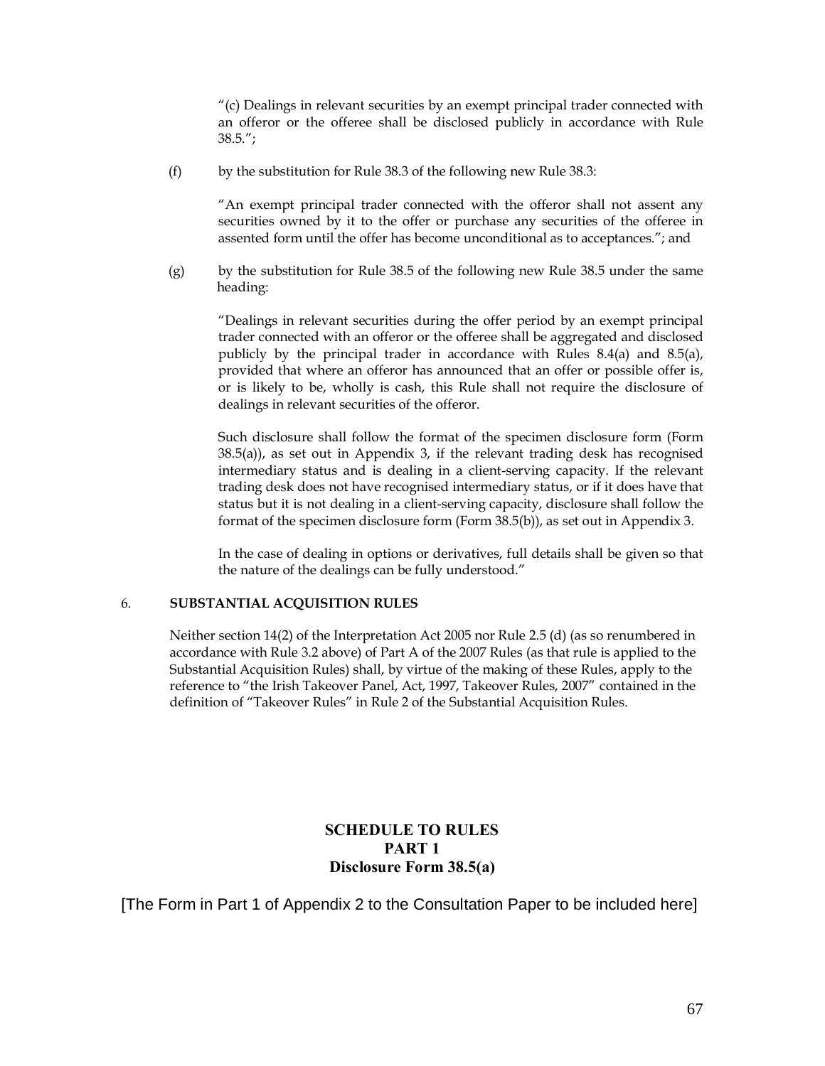"(c) Dealings in relevant securities by an exempt principal trader connected with an offeror or the offeree shall be disclosed publicly in accordance with Rule 38.5.";

(f) by the substitution for Rule 38.3 of the following new Rule 38.3:

"An exempt principal trader connected with the offeror shall not assent any securities owned by it to the offer or purchase any securities of the offeree in assented form until the offer has become unconditional as to acceptances."; and

(g) by the substitution for Rule 38.5 of the following new Rule 38.5 under the same heading:

"Dealings in relevant securities during the offer period by an exempt principal trader connected with an offeror or the offeree shall be aggregated and disclosed publicly by the principal trader in accordance with Rules 8.4(a) and 8.5(a), provided that where an offeror has announced that an offer or possible offer is, or is likely to be, wholly is cash, this Rule shall not require the disclosure of dealings in relevant securities of the offeror.

Such disclosure shall follow the format of the specimen disclosure form (Form 38.5(a)), as set out in Appendix 3, if the relevant trading desk has recognised intermediary status and is dealing in a client-serving capacity. If the relevant trading desk does not have recognised intermediary status, or if it does have that status but it is not dealing in a client-serving capacity, disclosure shall follow the format of the specimen disclosure form (Form 38.5(b)), as set out in Appendix 3.

In the case of dealing in options or derivatives, full details shall be given so that the nature of the dealings can be fully understood."

6. **SUBSTANTIAL ACQUISITION RULES**

Neither section 14(2) of the Interpretation Act 2005 nor Rule 2.5 (d) (as so renumbered in accordance with Rule 3.2 above) of Part A of the 2007 Rules (as that rule is applied to the Substantial Acquisition Rules) shall, by virtue of the making of these Rules, apply to the reference to "the Irish Takeover Panel, Act, 1997, Takeover Rules, 2007" contained in the definition of "Takeover Rules" in Rule 2 of the Substantial Acquisition Rules.

## SCHEDULE TO RULES
## PART 1
## Disclosure Form 38.5(a)

[The Form in Part 1 of Appendix 2 to the Consultation Paper to be included here]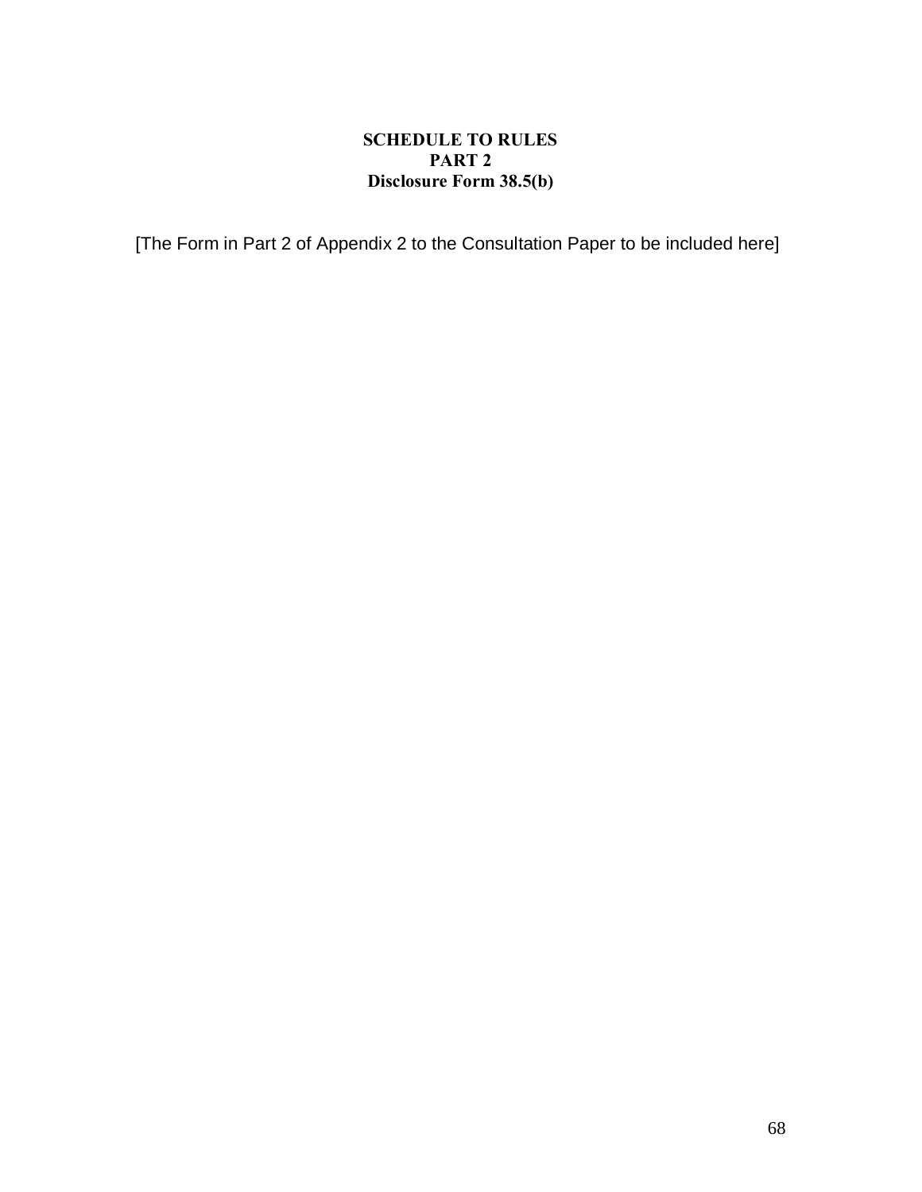# SCHEDULE TO RULES
## PART 2
### Disclosure Form 38.5(b)

[The Form in Part 2 of Appendix 2 to the Consultation Paper to be included here]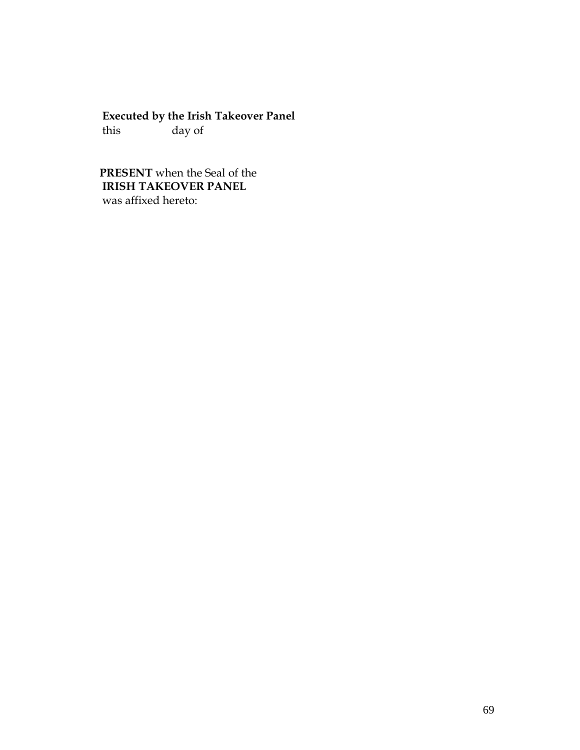**Executed by the Irish Takeover Panel**
this day of

**PRESENT** when the Seal of the
**IRISH TAKEOVER PANEL**
was affixed hereto: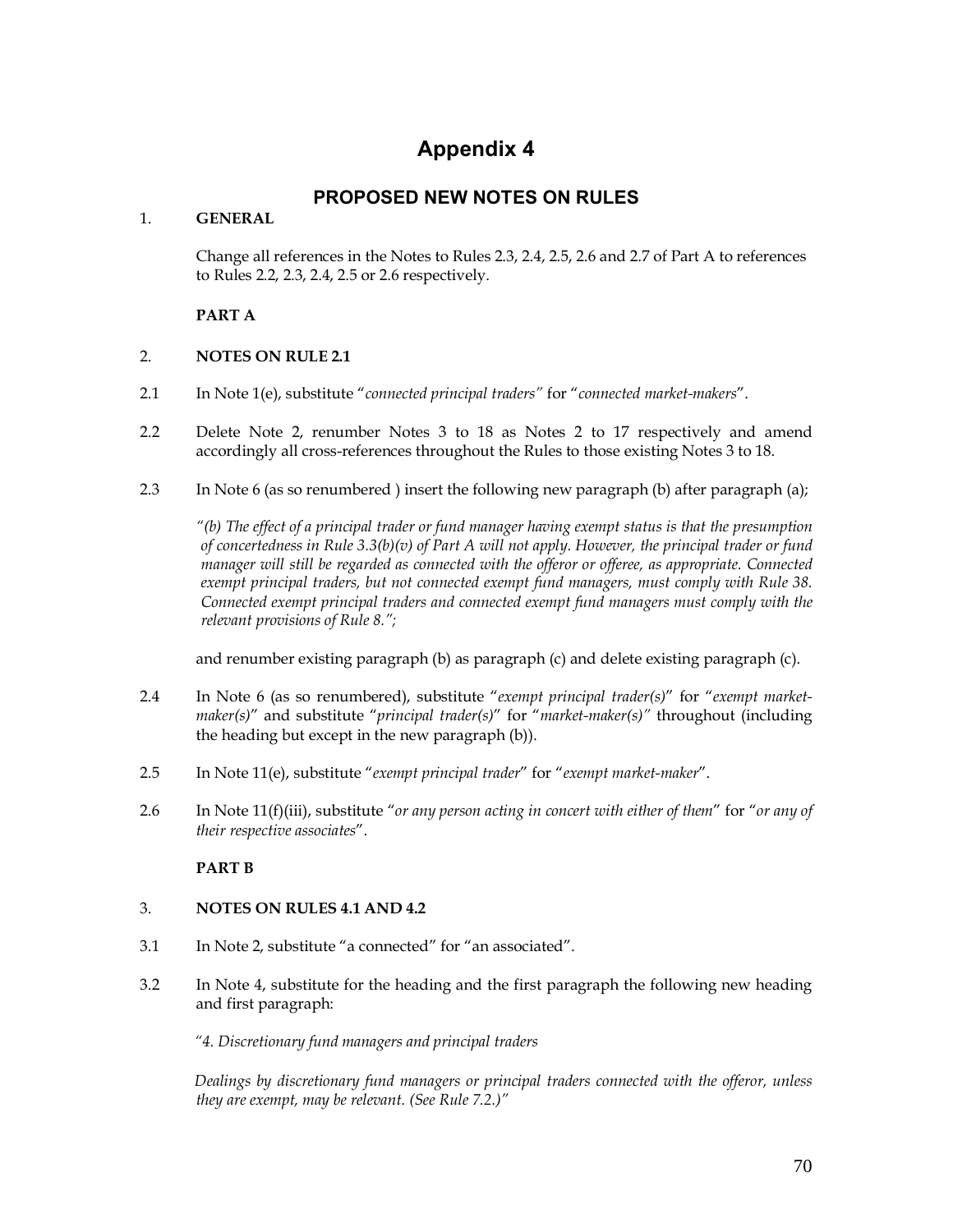# Appendix 4

## PROPOSED NEW NOTES ON RULES

1. **GENERAL**

Change all references in the Notes to Rules 2.3, 2.4, 2.5, 2.6 and 2.7 of Part A to references to Rules 2.2, 2.3, 2.4, 2.5 or 2.6 respectively.

**PART A**

2. **NOTES ON RULE 2.1**

2.1 In Note 1(e), substitute "*connected principal traders"* for "*connected market-makers*".

2.2 Delete Note 2, renumber Notes 3 to 18 as Notes 2 to 17 respectively and amend accordingly all cross-references throughout the Rules to those existing Notes 3 to 18.

2.3 In Note 6 (as so renumbered ) insert the following new paragraph (b) after paragraph (a);

*"(b) The effect of a principal trader or fund manager having exempt status is that the presumption of concertedness in Rule 3.3(b)(v) of Part A will not apply. However, the principal trader or fund manager will still be regarded as connected with the offeror or offeree, as appropriate. Connected exempt principal traders, but not connected exempt fund managers, must comply with Rule 38. Connected exempt principal traders and connected exempt fund managers must comply with the relevant provisions of Rule 8.";*

and renumber existing paragraph (b) as paragraph (c) and delete existing paragraph (c).

2.4 In Note 6 (as so renumbered), substitute "*exempt principal trader(s)*" for "*exempt market-maker(s)*" and substitute "*principal trader(s)*" for "*market-maker(s)"* throughout (including the heading but except in the new paragraph (b)).

2.5 In Note 11(e), substitute "*exempt principal trader*" for "*exempt market-maker*".

2.6 In Note 11(f)(iii), substitute "*or any person acting in concert with either of them*" for "*or any of their respective associates*".

**PART B**

3. **NOTES ON RULES 4.1 AND 4.2**

3.1 In Note 2, substitute "a connected" for "an associated".

3.2 In Note 4, substitute for the heading and the first paragraph the following new heading and first paragraph:

*"4. Discretionary fund managers and principal traders*

*Dealings by discretionary fund managers or principal traders connected with the offeror, unless they are exempt, may be relevant. (See Rule 7.2.)"*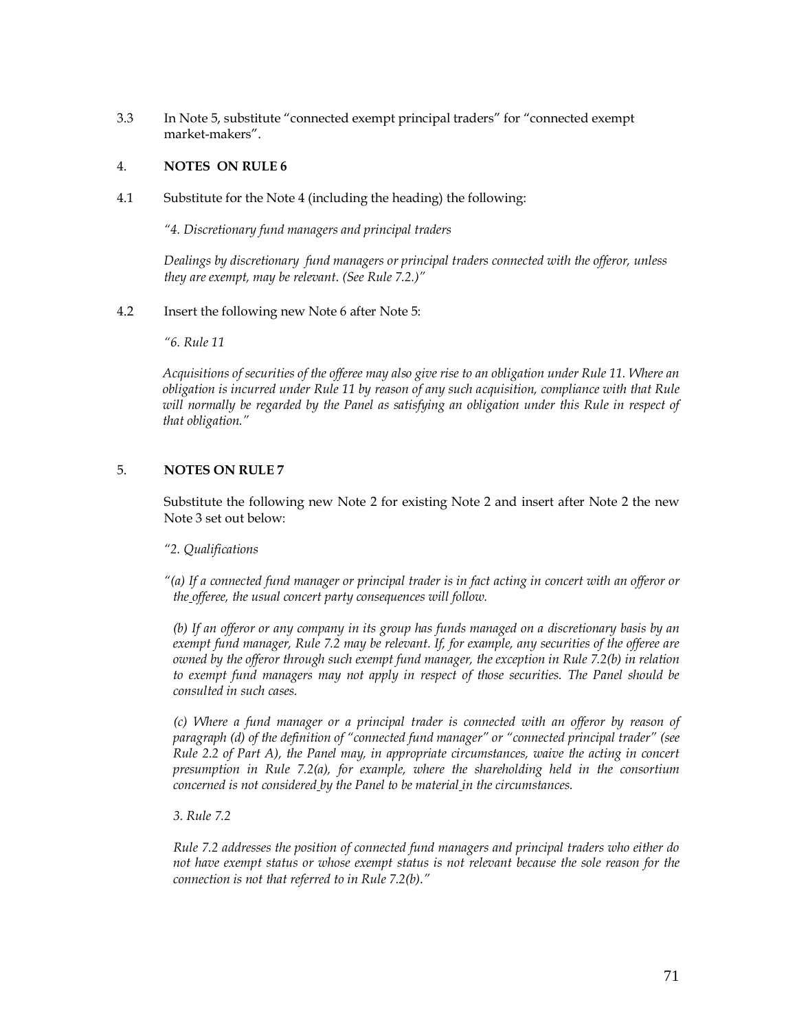3.3 In Note 5, substitute "connected exempt principal traders" for "connected exempt market-makers".

4. **NOTES ON RULE 6**

4.1 Substitute for the Note 4 (including the heading) the following:

*"4. Discretionary fund managers and principal traders*

*Dealings by discretionary fund managers or principal traders connected with the offeror, unless they are exempt, may be relevant. (See Rule 7.2.)"*

4.2 Insert the following new Note 6 after Note 5:

*"6. Rule 11*

*Acquisitions of securities of the offeree may also give rise to an obligation under Rule 11. Where an obligation is incurred under Rule 11 by reason of any such acquisition, compliance with that Rule will normally be regarded by the Panel as satisfying an obligation under this Rule in respect of that obligation."*

5. **NOTES ON RULE 7**

Substitute the following new Note 2 for existing Note 2 and insert after Note 2 the new Note 3 set out below:

*"2. Qualifications*

*"(a) If a connected fund manager or principal trader is in fact acting in concert with an offeror or the offeree, the usual concert party consequences will follow.*

*(b) If an offeror or any company in its group has funds managed on a discretionary basis by an exempt fund manager, Rule 7.2 may be relevant. If, for example, any securities of the offeree are owned by the offeror through such exempt fund manager, the exception in Rule 7.2(b) in relation to exempt fund managers may not apply in respect of those securities. The Panel should be consulted in such cases.*

*(c) Where a fund manager or a principal trader is connected with an offeror by reason of paragraph (d) of the definition of "connected fund manager" or "connected principal trader" (see Rule 2.2 of Part A), the Panel may, in appropriate circumstances, waive the acting in concert presumption in Rule 7.2(a), for example, where the shareholding held in the consortium concerned is not considered by the Panel to be material in the circumstances.*

*3. Rule 7.2*

*Rule 7.2 addresses the position of connected fund managers and principal traders who either do not have exempt status or whose exempt status is not relevant because the sole reason for the connection is not that referred to in Rule 7.2(b)."*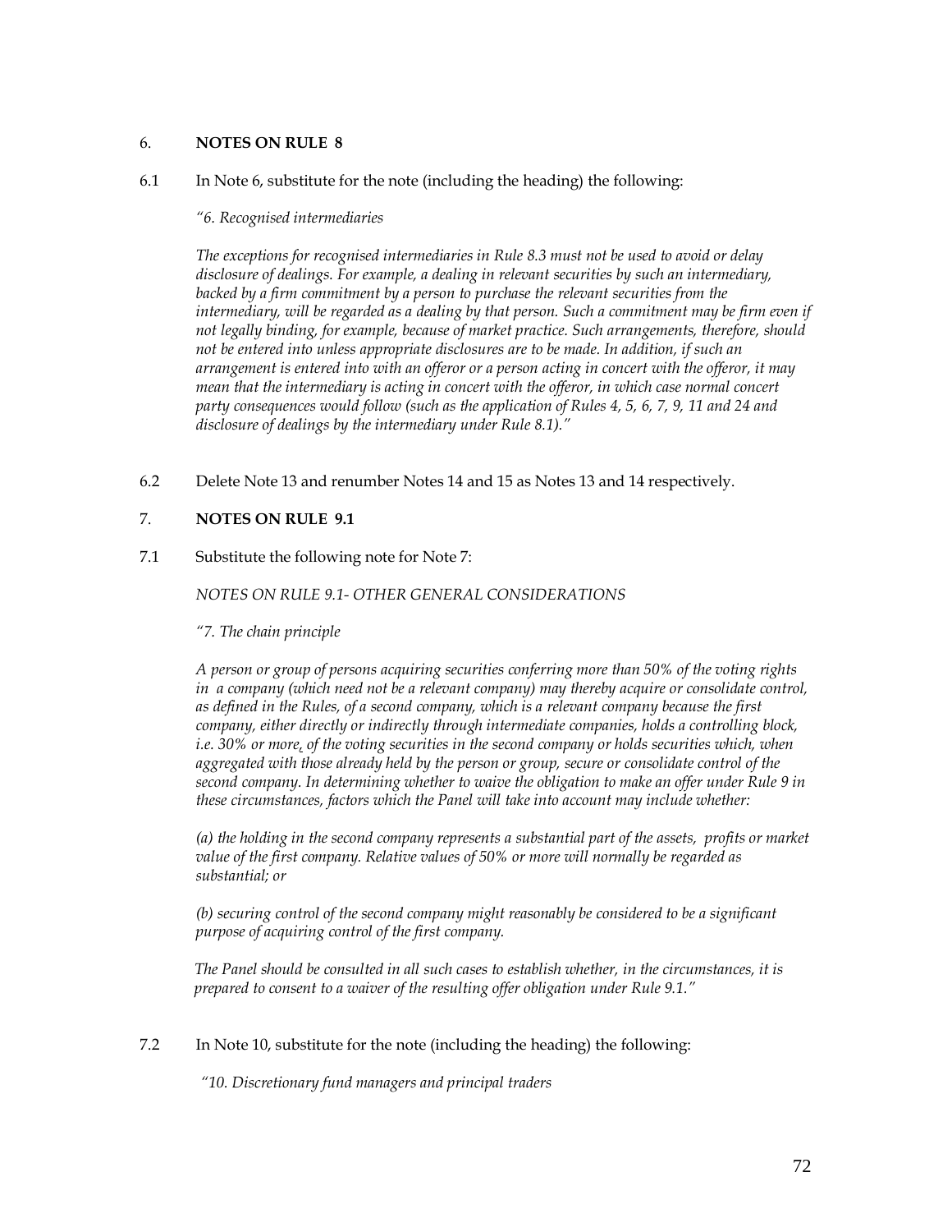## 6. NOTES ON RULE 8

6.1 In Note 6, substitute for the note (including the heading) the following:

*"6. Recognised intermediaries*

*The exceptions for recognised intermediaries in Rule 8.3 must not be used to avoid or delay disclosure of dealings. For example, a dealing in relevant securities by such an intermediary, backed by a firm commitment by a person to purchase the relevant securities from the intermediary, will be regarded as a dealing by that person. Such a commitment may be firm even if not legally binding, for example, because of market practice. Such arrangements, therefore, should not be entered into unless appropriate disclosures are to be made. In addition, if such an arrangement is entered into with an offeror or a person acting in concert with the offeror, it may mean that the intermediary is acting in concert with the offeror, in which case normal concert party consequences would follow (such as the application of Rules 4, 5, 6, 7, 9, 11 and 24 and disclosure of dealings by the intermediary under Rule 8.1)."*

6.2 Delete Note 13 and renumber Notes 14 and 15 as Notes 13 and 14 respectively.

## 7. NOTES ON RULE 9.1

7.1 Substitute the following note for Note 7:

*NOTES ON RULE 9.1- OTHER GENERAL CONSIDERATIONS*

*"7. The chain principle*

*A person or group of persons acquiring securities conferring more than 50% of the voting rights in a company (which need not be a relevant company) may thereby acquire or consolidate control, as defined in the Rules, of a second company, which is a relevant company because the first company, either directly or indirectly through intermediate companies, holds a controlling block, i.e. 30% or more, of the voting securities in the second company or holds securities which, when aggregated with those already held by the person or group, secure or consolidate control of the second company. In determining whether to waive the obligation to make an offer under Rule 9 in these circumstances, factors which the Panel will take into account may include whether:*

*(a) the holding in the second company represents a substantial part of the assets, profits or market value of the first company. Relative values of 50% or more will normally be regarded as substantial; or*

*(b) securing control of the second company might reasonably be considered to be a significant purpose of acquiring control of the first company.*

*The Panel should be consulted in all such cases to establish whether, in the circumstances, it is prepared to consent to a waiver of the resulting offer obligation under Rule 9.1."*

7.2 In Note 10, substitute for the note (including the heading) the following:

*"10. Discretionary fund managers and principal traders*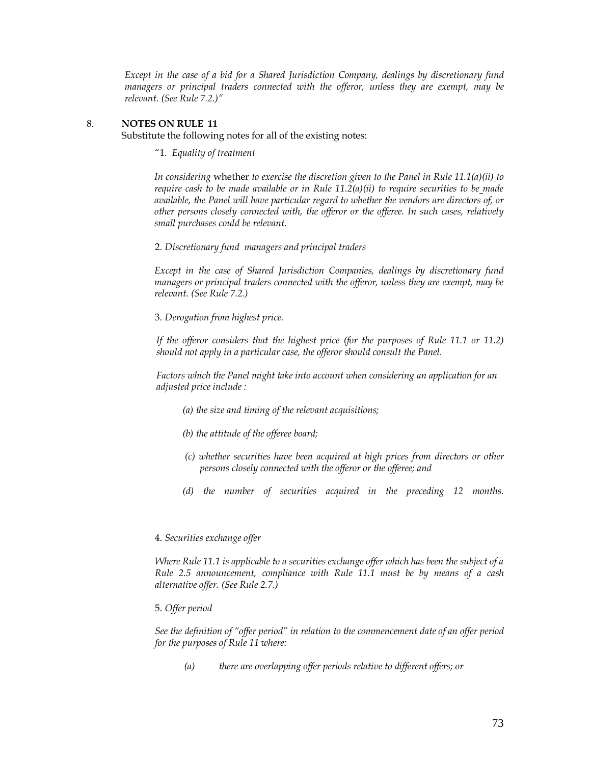*Except in the case of a bid for a Shared Jurisdiction Company, dealings by discretionary fund managers or principal traders connected with the offeror, unless they are exempt, may be relevant. (See Rule 7.2.)"*

8. **NOTES ON RULE 11**

Substitute the following notes for all of the existing notes:

"1. *Equality of treatment*

*In considering* whether *to exercise the discretion given to the Panel in Rule 11.1(a)(ii) to require cash to be made available or in Rule 11.2(a)(ii) to require securities to be made available, the Panel will have particular regard to whether the vendors are directors of, or other persons closely connected with, the offeror or the offeree. In such cases, relatively small purchases could be relevant.*

2. *Discretionary fund managers and principal traders*

*Except in the case of Shared Jurisdiction Companies, dealings by discretionary fund managers or principal traders connected with the offeror, unless they are exempt, may be relevant. (See Rule 7.2.)*

3. *Derogation from highest price.*

*If the offeror considers that the highest price (for the purposes of Rule 11.1 or 11.2) should not apply in a particular case, the offeror should consult the Panel.*

*Factors which the Panel might take into account when considering an application for an adjusted price include :*

*(a) the size and timing of the relevant acquisitions;*

*(b) the attitude of the offeree board;*

*(c) whether securities have been acquired at high prices from directors or other persons closely connected with the offeror or the offeree; and*

*(d) the number of securities acquired in the preceding 12 months.*

4. *Securities exchange offer*

*Where Rule 11.1 is applicable to a securities exchange offer which has been the subject of a Rule 2.5 announcement, compliance with Rule 11.1 must be by means of a cash alternative offer. (See Rule 2.7.)*

5. *Offer period*

*See the definition of "offer period" in relation to the commencement date of an offer period for the purposes of Rule 11 where:*

*(a) there are overlapping offer periods relative to different offers; or*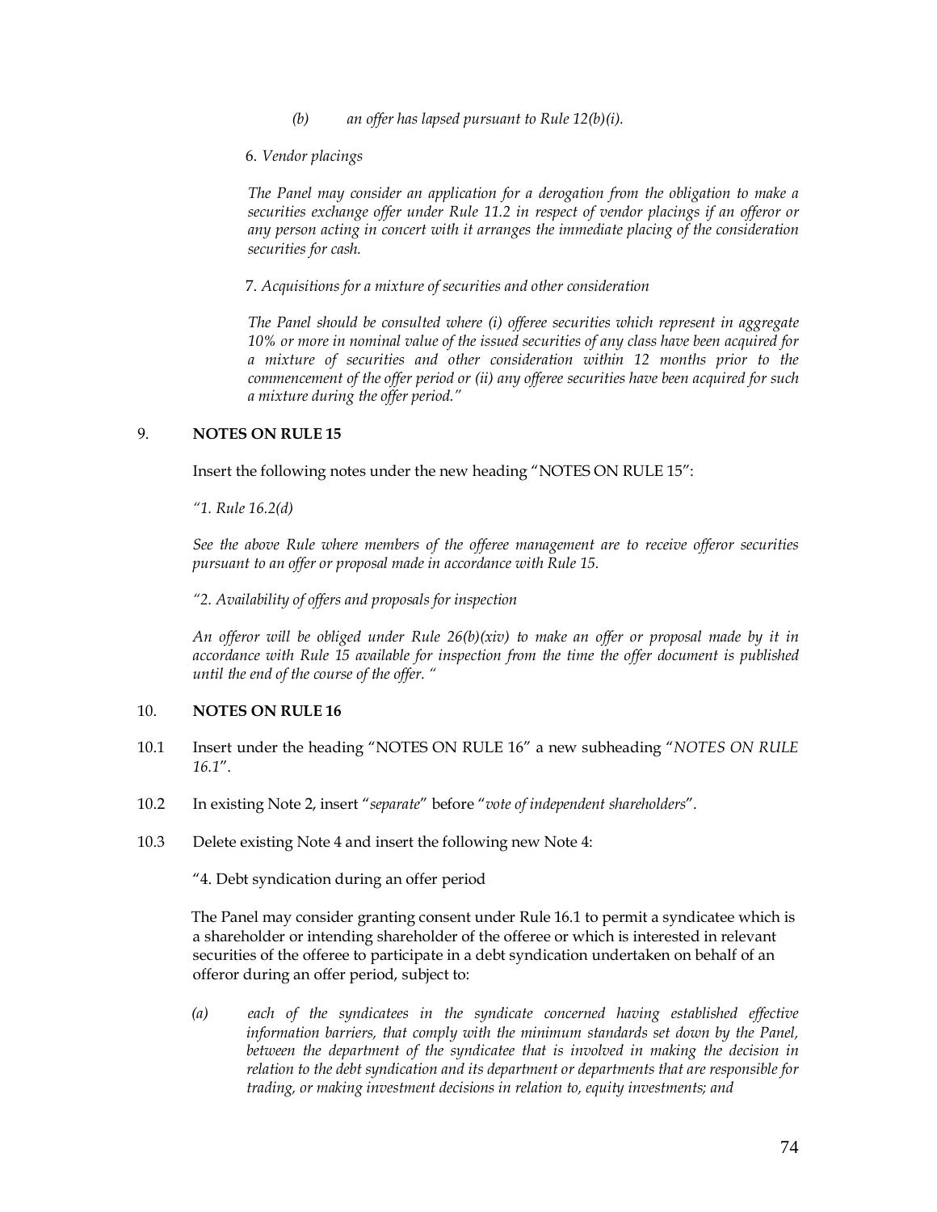*(b) an offer has lapsed pursuant to Rule 12(b)(i).*

6. *Vendor placings*

*The Panel may consider an application for a derogation from the obligation to make a securities exchange offer under Rule 11.2 in respect of vendor placings if an offeror or any person acting in concert with it arranges the immediate placing of the consideration securities for cash.*

7. *Acquisitions for a mixture of securities and other consideration*

*The Panel should be consulted where (i) offeree securities which represent in aggregate 10% or more in nominal value of the issued securities of any class have been acquired for a mixture of securities and other consideration within 12 months prior to the commencement of the offer period or (ii) any offeree securities have been acquired for such a mixture during the offer period."*

## 9. NOTES ON RULE 15

Insert the following notes under the new heading "NOTES ON RULE 15":

*"1. Rule 16.2(d)*

*See the above Rule where members of the offeree management are to receive offeror securities pursuant to an offer or proposal made in accordance with Rule 15.*

*"2. Availability of offers and proposals for inspection*

*An offeror will be obliged under Rule 26(b)(xiv) to make an offer or proposal made by it in accordance with Rule 15 available for inspection from the time the offer document is published until the end of the course of the offer. "*

## 10. NOTES ON RULE 16

10.1 Insert under the heading "NOTES ON RULE 16" a new subheading "*NOTES ON RULE 16.1*".

10.2 In existing Note 2, insert "*separate*" before "*vote of independent shareholders*".

10.3 Delete existing Note 4 and insert the following new Note 4:

"4. Debt syndication during an offer period

The Panel may consider granting consent under Rule 16.1 to permit a syndicatee which is a shareholder or intending shareholder of the offeree or which is interested in relevant securities of the offeree to participate in a debt syndication undertaken on behalf of an offeror during an offer period, subject to:

*(a) each of the syndicatees in the syndicate concerned having established effective information barriers, that comply with the minimum standards set down by the Panel, between the department of the syndicatee that is involved in making the decision in relation to the debt syndication and its department or departments that are responsible for trading, or making investment decisions in relation to, equity investments; and*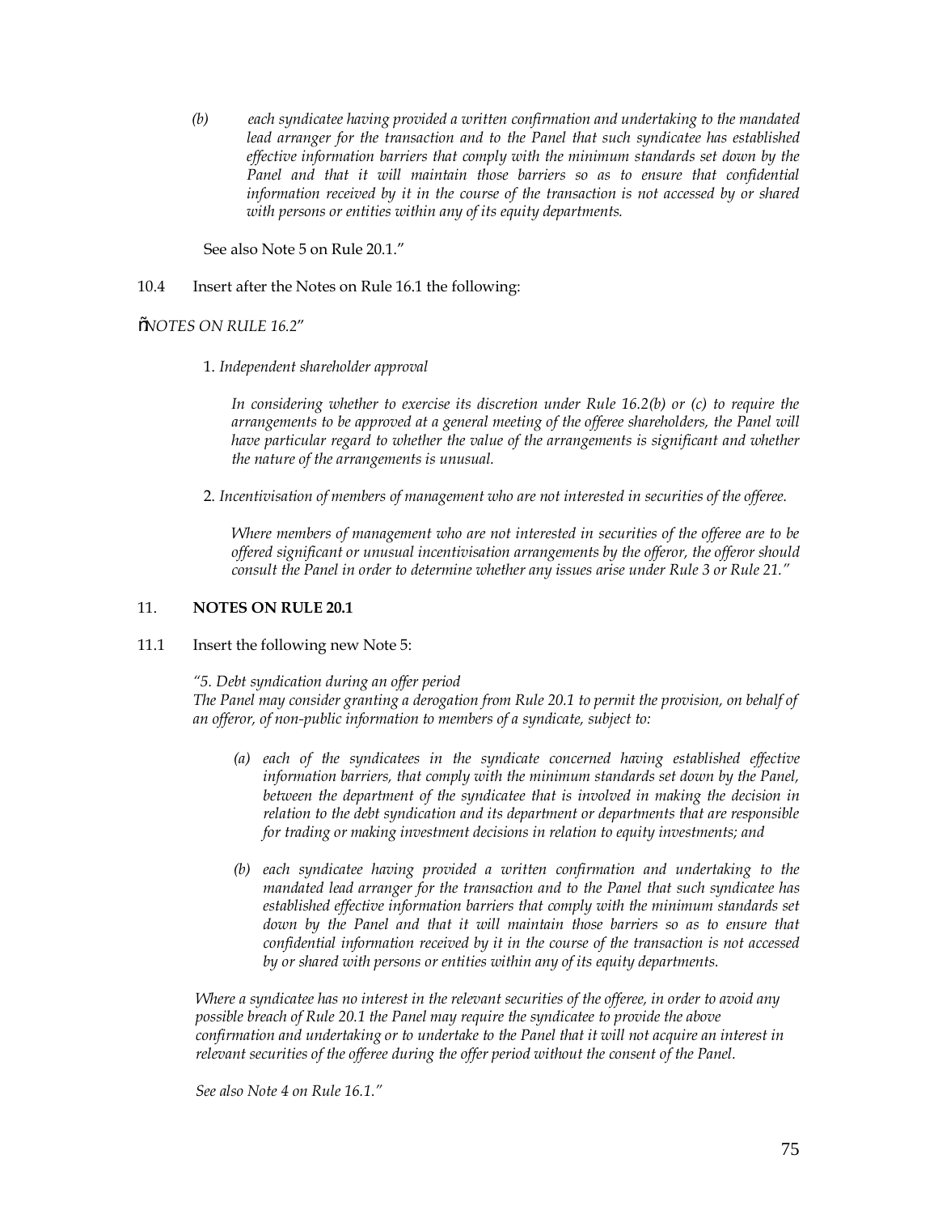*(b) each syndicatee having provided a written confirmation and undertaking to the mandated lead arranger for the transaction and to the Panel that such syndicatee has established effective information barriers that comply with the minimum standards set down by the Panel and that it will maintain those barriers so as to ensure that confidential information received by it in the course of the transaction is not accessed by or shared with persons or entities within any of its equity departments.*

See also Note 5 on Rule 20.1."

10.4 Insert after the Notes on Rule 16.1 the following:

"*NOTES ON RULE 16.2*"

1. *Independent shareholder approval*

*In considering whether to exercise its discretion under Rule 16.2(b) or (c) to require the arrangements to be approved at a general meeting of the offeree shareholders, the Panel will have particular regard to whether the value of the arrangements is significant and whether the nature of the arrangements is unusual.*

2. *Incentivisation of members of management who are not interested in securities of the offeree.*

*Where members of management who are not interested in securities of the offeree are to be offered significant or unusual incentivisation arrangements by the offeror, the offeror should consult the Panel in order to determine whether any issues arise under Rule 3 or Rule 21."*

## 11. NOTES ON RULE 20.1

11.1 Insert the following new Note 5:

*"5. Debt syndication during an offer period*
*The Panel may consider granting a derogation from Rule 20.1 to permit the provision, on behalf of an offeror, of non-public information to members of a syndicate, subject to:*

*(a) each of the syndicatees in the syndicate concerned having established effective information barriers, that comply with the minimum standards set down by the Panel, between the department of the syndicatee that is involved in making the decision in relation to the debt syndication and its department or departments that are responsible for trading or making investment decisions in relation to equity investments; and*

*(b) each syndicatee having provided a written confirmation and undertaking to the mandated lead arranger for the transaction and to the Panel that such syndicatee has established effective information barriers that comply with the minimum standards set down by the Panel and that it will maintain those barriers so as to ensure that confidential information received by it in the course of the transaction is not accessed by or shared with persons or entities within any of its equity departments.*

*Where a syndicatee has no interest in the relevant securities of the offeree, in order to avoid any possible breach of Rule 20.1 the Panel may require the syndicatee to provide the above confirmation and undertaking or to undertake to the Panel that it will not acquire an interest in relevant securities of the offeree during the offer period without the consent of the Panel.*

*See also Note 4 on Rule 16.1."*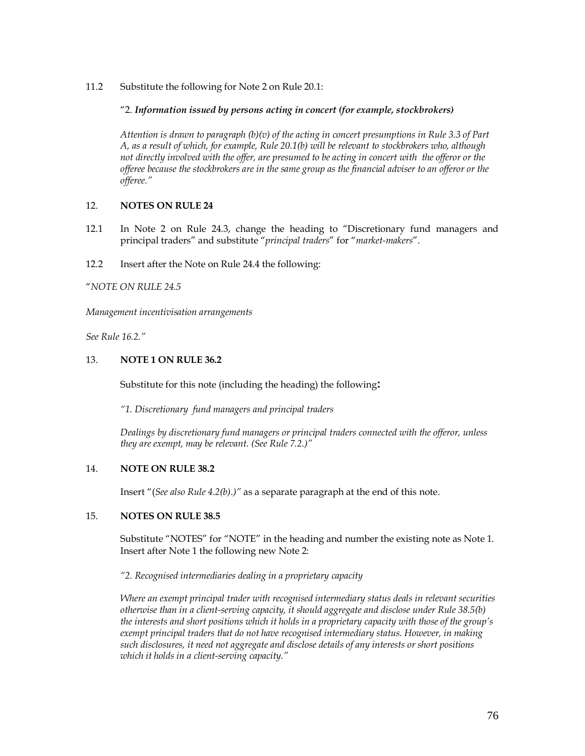11.2 Substitute the following for Note 2 on Rule 20.1:

"2. ***Information issued by persons acting in concert (for example, stockbrokers)***

*Attention is drawn to paragraph (b)(v) of the acting in concert presumptions in Rule 3.3 of Part A, as a result of which, for example, Rule 20.1(b) will be relevant to stockbrokers who, although not directly involved with the offer, are presumed to be acting in concert with the offeror or the offeree because the stockbrokers are in the same group as the financial adviser to an offeror or the offeree."*

## 12. NOTES ON RULE 24

12.1 In Note 2 on Rule 24.3, change the heading to "Discretionary fund managers and principal traders" and substitute "*principal traders*" for "*market-makers*".

12.2 Insert after the Note on Rule 24.4 the following:

"*NOTE ON RULE 24.5*

*Management incentivisation arrangements*

*See Rule 16.2."*

## 13. NOTE 1 ON RULE 36.2

Substitute for this note (including the heading) the following:

*"1. Discretionary fund managers and principal traders*

*Dealings by discretionary fund managers or principal traders connected with the offeror, unless they are exempt, may be relevant. (See Rule 7.2.)"*

## 14. NOTE ON RULE 38.2

Insert "(*See also Rule 4.2(b).)"* as a separate paragraph at the end of this note.

## 15. NOTES ON RULE 38.5

Substitute "NOTES" for "NOTE" in the heading and number the existing note as Note 1. Insert after Note 1 the following new Note 2:

*"2. Recognised intermediaries dealing in a proprietary capacity*

*Where an exempt principal trader with recognised intermediary status deals in relevant securities otherwise than in a client-serving capacity, it should aggregate and disclose under Rule 38.5(b) the interests and short positions which it holds in a proprietary capacity with those of the group's exempt principal traders that do not have recognised intermediary status. However, in making such disclosures, it need not aggregate and disclose details of any interests or short positions which it holds in a client-serving capacity."*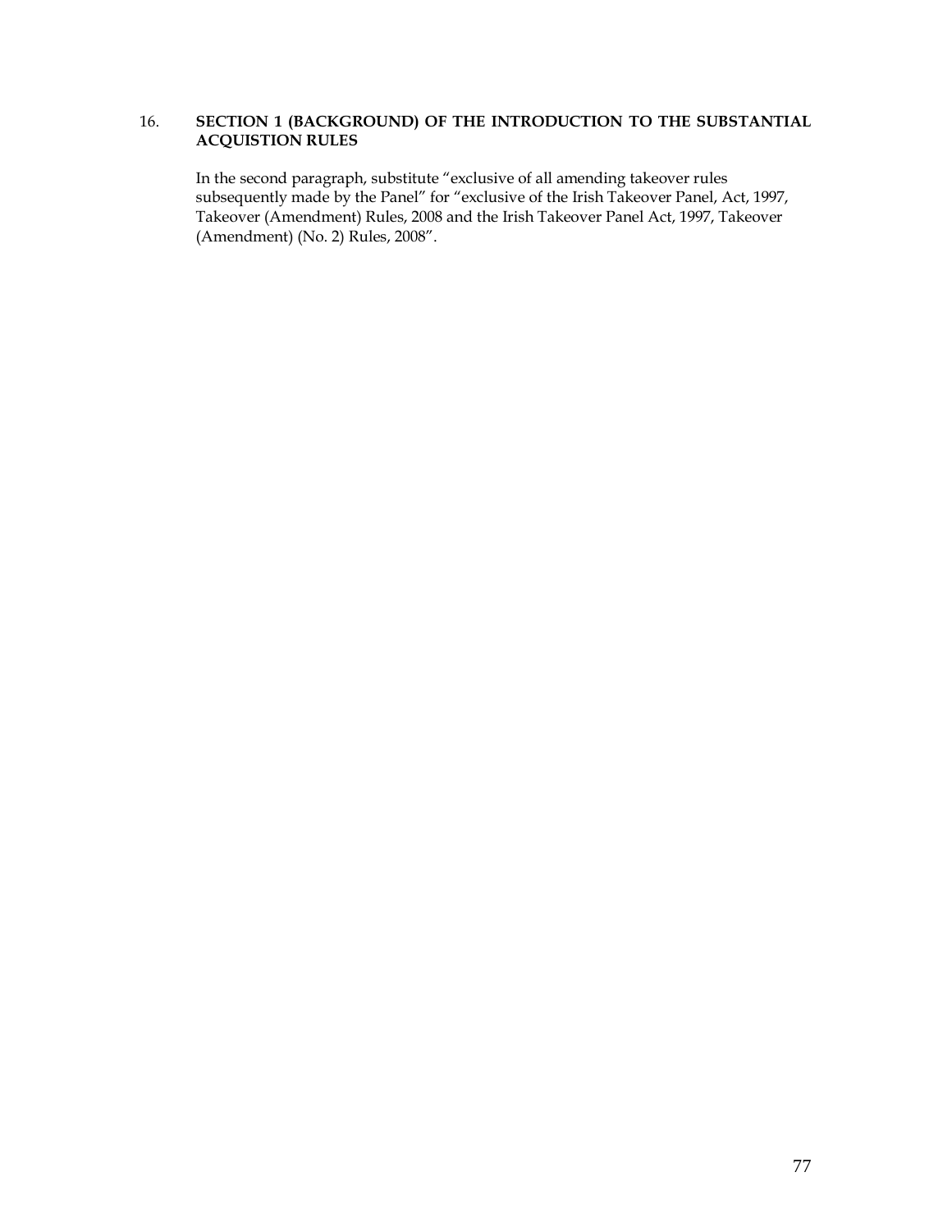16. **SECTION 1 (BACKGROUND) OF THE INTRODUCTION TO THE SUBSTANTIAL ACQUISTION RULES**

In the second paragraph, substitute "exclusive of all amending takeover rules subsequently made by the Panel" for "exclusive of the Irish Takeover Panel, Act, 1997, Takeover (Amendment) Rules, 2008 and the Irish Takeover Panel Act, 1997, Takeover (Amendment) (No. 2) Rules, 2008".